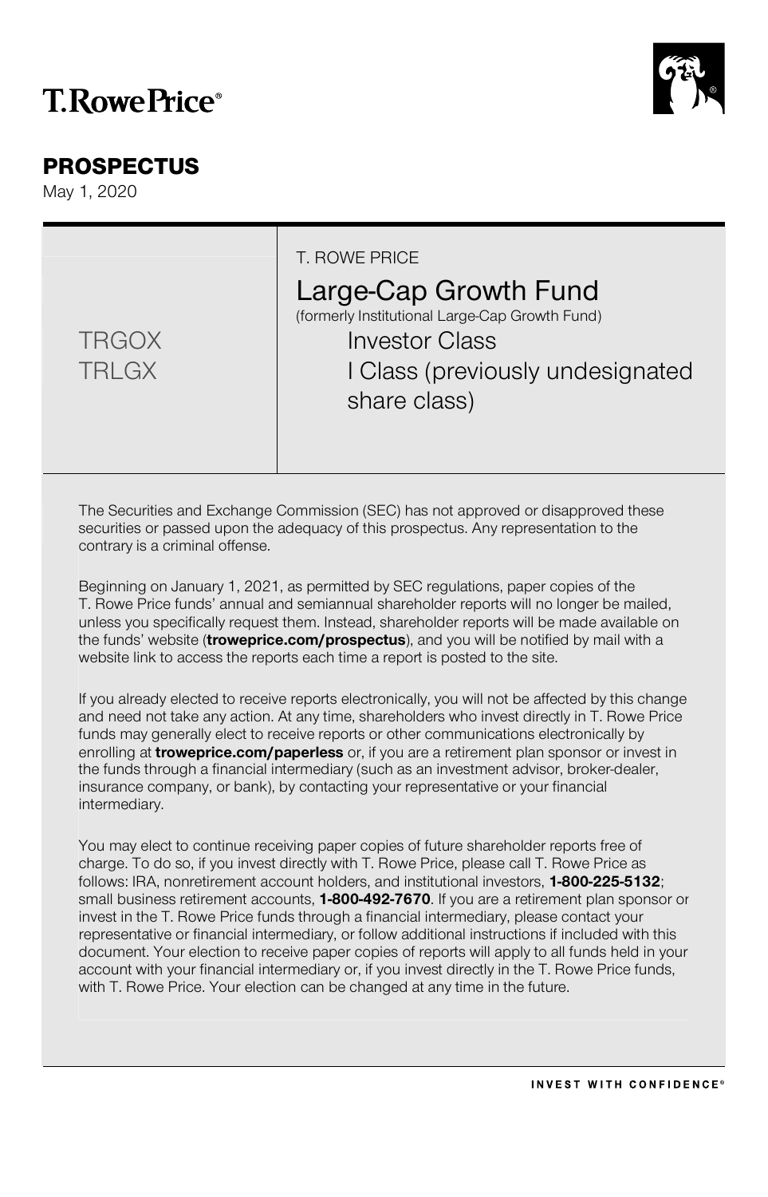T.RowePrice®

# PROSPECTUS

May 1, 2020

| | |
|---|---|
| TRGOX<br>TRLGX | T. ROWE PRICE<br>Large-Cap Growth Fund<br>(formerly Institutional Large-Cap Growth Fund)<br>Investor Class<br>I Class (previously undesignated share class) |

The Securities and Exchange Commission (SEC) has not approved or disapproved these securities or passed upon the adequacy of this prospectus. Any representation to the contrary is a criminal offense.

Beginning on January 1, 2021, as permitted by SEC regulations, paper copies of the T. Rowe Price funds' annual and semiannual shareholder reports will no longer be mailed, unless you specifically request them. Instead, shareholder reports will be made available on the funds' website (**troweprice.com/prospectus**), and you will be notified by mail with a website link to access the reports each time a report is posted to the site.

If you already elected to receive reports electronically, you will not be affected by this change and need not take any action. At any time, shareholders who invest directly in T. Rowe Price funds may generally elect to receive reports or other communications electronically by enrolling at **troweprice.com/paperless** or, if you are a retirement plan sponsor or invest in the funds through a financial intermediary (such as an investment advisor, broker-dealer, insurance company, or bank), by contacting your representative or your financial intermediary.

You may elect to continue receiving paper copies of future shareholder reports free of charge. To do so, if you invest directly with T. Rowe Price, please call T. Rowe Price as follows: IRA, nonretirement account holders, and institutional investors, **1-800-225-5132**; small business retirement accounts, **1-800-492-7670**. If you are a retirement plan sponsor or invest in the T. Rowe Price funds through a financial intermediary, please contact your representative or financial intermediary, or follow additional instructions if included with this document. Your election to receive paper copies of reports will apply to all funds held in your account with your financial intermediary or, if you invest directly in the T. Rowe Price funds, with T. Rowe Price. Your election can be changed at any time in the future.

INVEST WITH CONFIDENCE®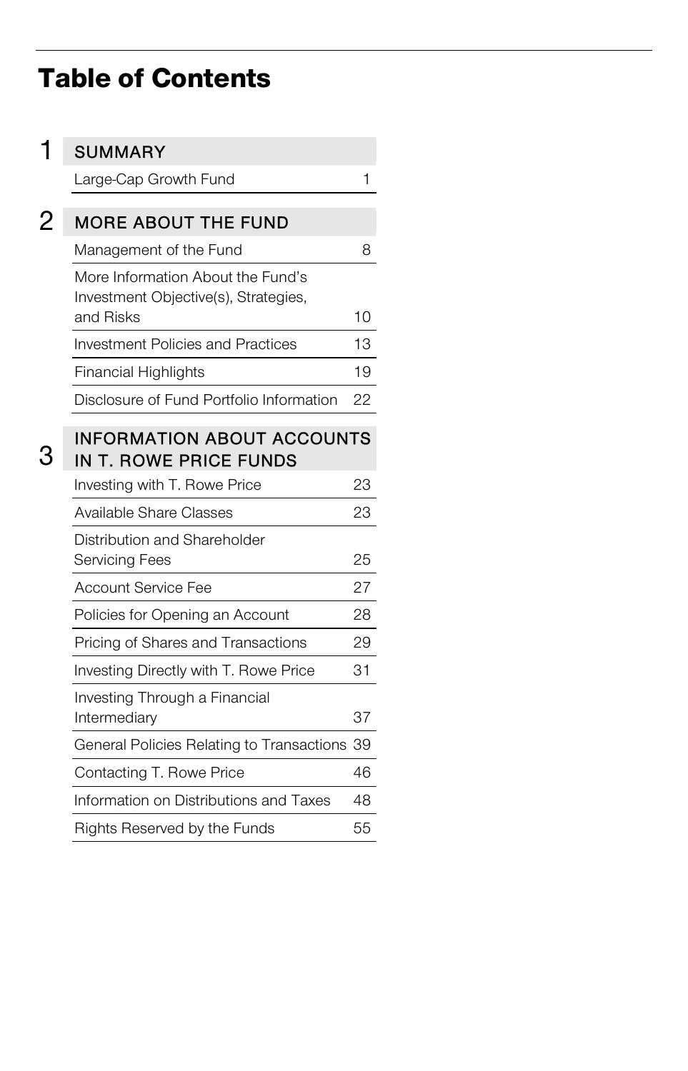# Table of Contents

## 1 SUMMARY

| | |
|---|---|
| Large-Cap Growth Fund | 1 |

## 2 MORE ABOUT THE FUND

| | |
|---|---|
| Management of the Fund | 8 |
| More Information About the Fund's Investment Objective(s), Strategies, and Risks | 10 |
| Investment Policies and Practices | 13 |
| Financial Highlights | 19 |
| Disclosure of Fund Portfolio Information | 22 |

## 3 INFORMATION ABOUT ACCOUNTS IN T. ROWE PRICE FUNDS

| | |
|---|---|
| Investing with T. Rowe Price | 23 |
| Available Share Classes | 23 |
| Distribution and Shareholder Servicing Fees | 25 |
| Account Service Fee | 27 |
| Policies for Opening an Account | 28 |
| Pricing of Shares and Transactions | 29 |
| Investing Directly with T. Rowe Price | 31 |
| Investing Through a Financial Intermediary | 37 |
| General Policies Relating to Transactions | 39 |
| Contacting T. Rowe Price | 46 |
| Information on Distributions and Taxes | 48 |
| Rights Reserved by the Funds | 55 |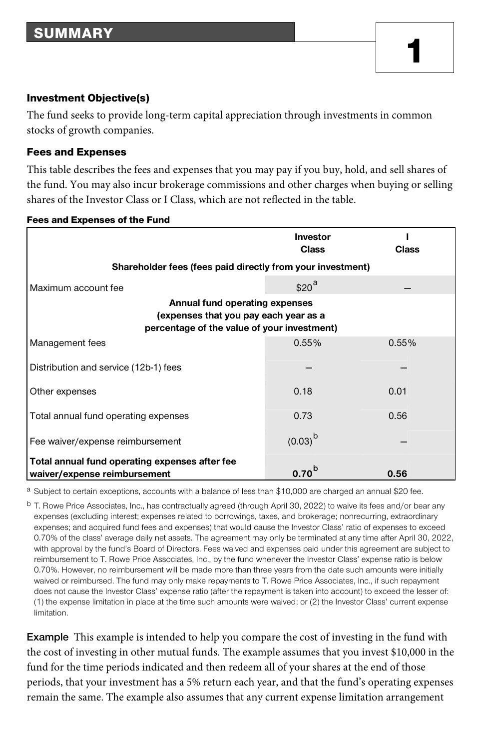## SUMMARY

# 1

### Investment Objective(s)

The fund seeks to provide long-term capital appreciation through investments in common stocks of growth companies.

### Fees and Expenses

This table describes the fees and expenses that you may pay if you buy, hold, and sell shares of the fund. You may also incur brokerage commissions and other charges when buying or selling shares of the Investor Class or I Class, which are not reflected in the table.

**Fees and Expenses of the Fund**

| | Investor Class | I Class |
|---|---|---|
| **Shareholder fees (fees paid directly from your investment)** | | |
| Maximum account fee | $20[a] | — |
| **Annual fund operating expenses (expenses that you pay each year as a percentage of the value of your investment)** | | |
| Management fees | 0.55% | 0.55% |
| Distribution and service (12b-1) fees | — | — |
| Other expenses | 0.18 | 0.01 |
| Total annual fund operating expenses | 0.73 | 0.56 |
| Fee waiver/expense reimbursement | (0.03)[b] | — |
| **Total annual fund operating expenses after fee waiver/expense reimbursement** | **0.70**[b] | **0.56** |

[a] Subject to certain exceptions, accounts with a balance of less than $10,000 are charged an annual $20 fee.

[b] T. Rowe Price Associates, Inc., has contractually agreed (through April 30, 2022) to waive its fees and/or bear any expenses (excluding interest; expenses related to borrowings, taxes, and brokerage; nonrecurring, extraordinary expenses; and acquired fund fees and expenses) that would cause the Investor Class' ratio of expenses to exceed 0.70% of the class' average daily net assets. The agreement may only be terminated at any time after April 30, 2022, with approval by the fund's Board of Directors. Fees waived and expenses paid under this agreement are subject to reimbursement to T. Rowe Price Associates, Inc., by the fund whenever the Investor Class' expense ratio is below 0.70%. However, no reimbursement will be made more than three years from the date such amounts were initially waived or reimbursed. The fund may only make repayments to T. Rowe Price Associates, Inc., if such repayment does not cause the Investor Class' expense ratio (after the repayment is taken into account) to exceed the lesser of: (1) the expense limitation in place at the time such amounts were waived; or (2) the Investor Class' current expense limitation.

**Example** This example is intended to help you compare the cost of investing in the fund with the cost of investing in other mutual funds. The example assumes that you invest $10,000 in the fund for the time periods indicated and then redeem all of your shares at the end of those periods, that your investment has a 5% return each year, and that the fund's operating expenses remain the same. The example also assumes that any current expense limitation arrangement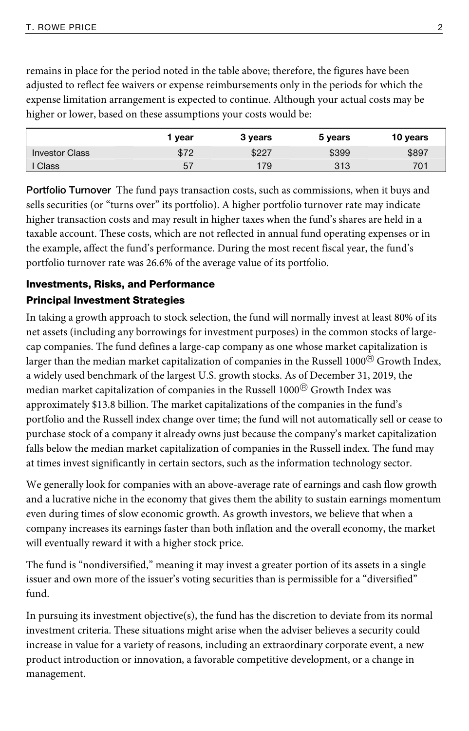remains in place for the period noted in the table above; therefore, the figures have been adjusted to reflect fee waivers or expense reimbursements only in the periods for which the expense limitation arrangement is expected to continue. Although your actual costs may be higher or lower, based on these assumptions your costs would be:

| | 1 year | 3 years | 5 years | 10 years |
|---|---|---|---|---|
| Investor Class | $72 | $227 | $399 | $897 |
| I Class | 57 | 179 | 313 | 701 |

**Portfolio Turnover** The fund pays transaction costs, such as commissions, when it buys and sells securities (or "turns over" its portfolio). A higher portfolio turnover rate may indicate higher transaction costs and may result in higher taxes when the fund's shares are held in a taxable account. These costs, which are not reflected in annual fund operating expenses or in the example, affect the fund's performance. During the most recent fiscal year, the fund's portfolio turnover rate was 26.6% of the average value of its portfolio.

## Investments, Risks, and Performance

### Principal Investment Strategies

In taking a growth approach to stock selection, the fund will normally invest at least 80% of its net assets (including any borrowings for investment purposes) in the common stocks of large-cap companies. The fund defines a large-cap company as one whose market capitalization is larger than the median market capitalization of companies in the Russell 1000® Growth Index, a widely used benchmark of the largest U.S. growth stocks. As of December 31, 2019, the median market capitalization of companies in the Russell 1000® Growth Index was approximately $13.8 billion. The market capitalizations of the companies in the fund's portfolio and the Russell index change over time; the fund will not automatically sell or cease to purchase stock of a company it already owns just because the company's market capitalization falls below the median market capitalization of companies in the Russell index. The fund may at times invest significantly in certain sectors, such as the information technology sector.

We generally look for companies with an above-average rate of earnings and cash flow growth and a lucrative niche in the economy that gives them the ability to sustain earnings momentum even during times of slow economic growth. As growth investors, we believe that when a company increases its earnings faster than both inflation and the overall economy, the market will eventually reward it with a higher stock price.

The fund is "nondiversified," meaning it may invest a greater portion of its assets in a single issuer and own more of the issuer's voting securities than is permissible for a "diversified" fund.

In pursuing its investment objective(s), the fund has the discretion to deviate from its normal investment criteria. These situations might arise when the adviser believes a security could increase in value for a variety of reasons, including an extraordinary corporate event, a new product introduction or innovation, a favorable competitive development, or a change in management.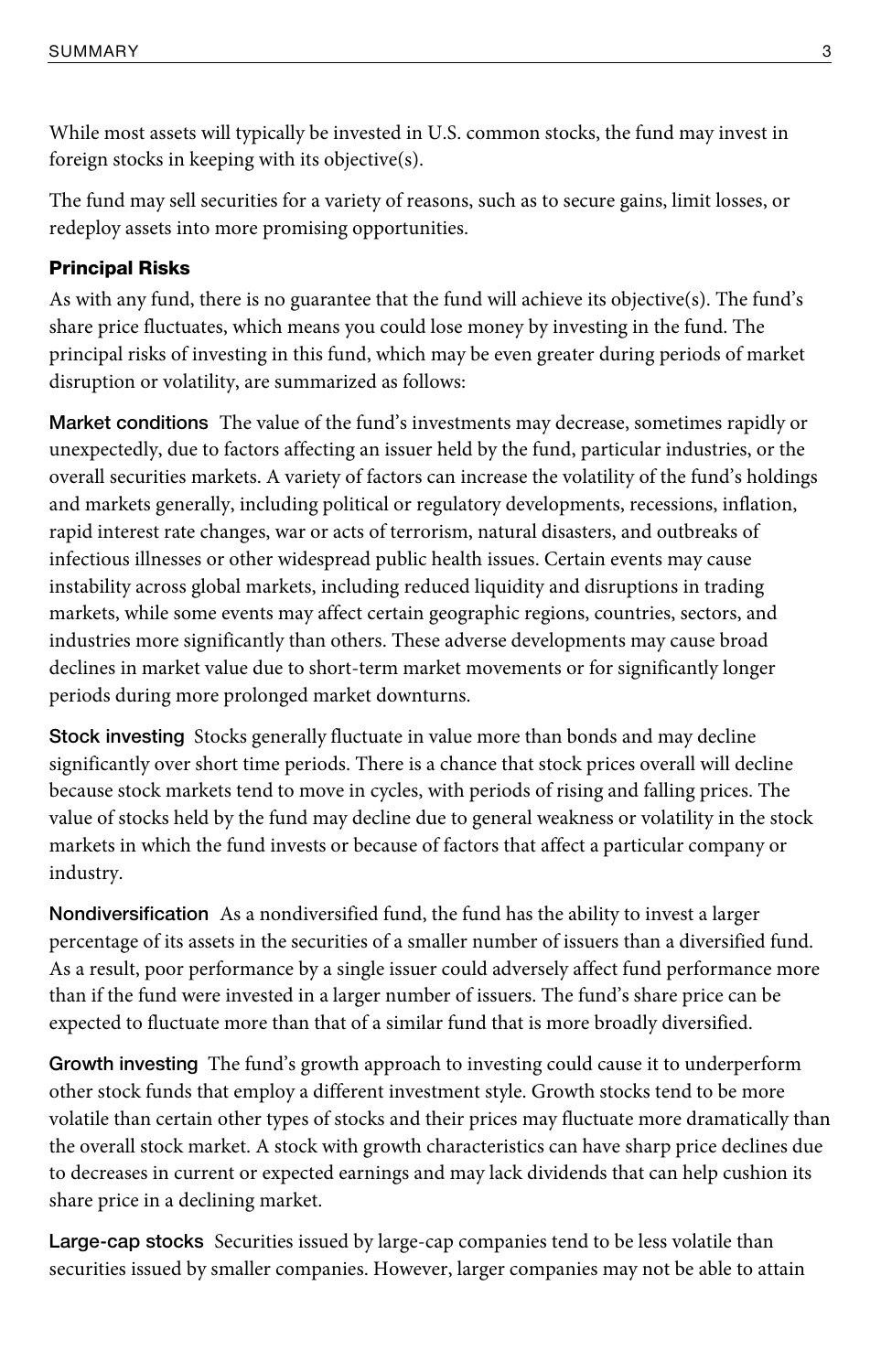While most assets will typically be invested in U.S. common stocks, the fund may invest in foreign stocks in keeping with its objective(s).

The fund may sell securities for a variety of reasons, such as to secure gains, limit losses, or redeploy assets into more promising opportunities.

### Principal Risks

As with any fund, there is no guarantee that the fund will achieve its objective(s). The fund's share price fluctuates, which means you could lose money by investing in the fund. The principal risks of investing in this fund, which may be even greater during periods of market disruption or volatility, are summarized as follows:

**Market conditions** The value of the fund's investments may decrease, sometimes rapidly or unexpectedly, due to factors affecting an issuer held by the fund, particular industries, or the overall securities markets. A variety of factors can increase the volatility of the fund's holdings and markets generally, including political or regulatory developments, recessions, inflation, rapid interest rate changes, war or acts of terrorism, natural disasters, and outbreaks of infectious illnesses or other widespread public health issues. Certain events may cause instability across global markets, including reduced liquidity and disruptions in trading markets, while some events may affect certain geographic regions, countries, sectors, and industries more significantly than others. These adverse developments may cause broad declines in market value due to short-term market movements or for significantly longer periods during more prolonged market downturns.

**Stock investing** Stocks generally fluctuate in value more than bonds and may decline significantly over short time periods. There is a chance that stock prices overall will decline because stock markets tend to move in cycles, with periods of rising and falling prices. The value of stocks held by the fund may decline due to general weakness or volatility in the stock markets in which the fund invests or because of factors that affect a particular company or industry.

**Nondiversification** As a nondiversified fund, the fund has the ability to invest a larger percentage of its assets in the securities of a smaller number of issuers than a diversified fund. As a result, poor performance by a single issuer could adversely affect fund performance more than if the fund were invested in a larger number of issuers. The fund's share price can be expected to fluctuate more than that of a similar fund that is more broadly diversified.

**Growth investing** The fund's growth approach to investing could cause it to underperform other stock funds that employ a different investment style. Growth stocks tend to be more volatile than certain other types of stocks and their prices may fluctuate more dramatically than the overall stock market. A stock with growth characteristics can have sharp price declines due to decreases in current or expected earnings and may lack dividends that can help cushion its share price in a declining market.

**Large-cap stocks** Securities issued by large-cap companies tend to be less volatile than securities issued by smaller companies. However, larger companies may not be able to attain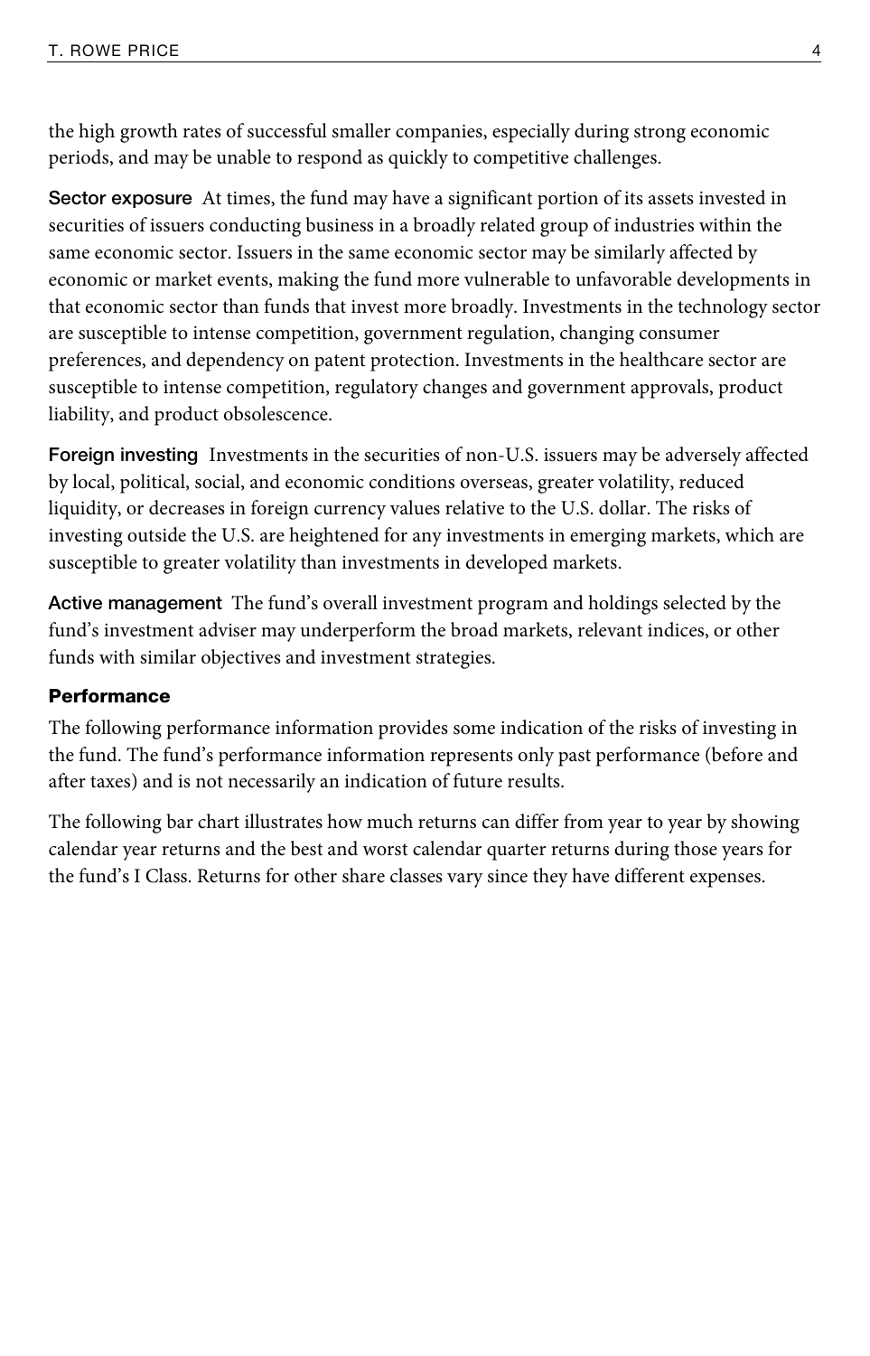the high growth rates of successful smaller companies, especially during strong economic periods, and may be unable to respond as quickly to competitive challenges.

**Sector exposure** At times, the fund may have a significant portion of its assets invested in securities of issuers conducting business in a broadly related group of industries within the same economic sector. Issuers in the same economic sector may be similarly affected by economic or market events, making the fund more vulnerable to unfavorable developments in that economic sector than funds that invest more broadly. Investments in the technology sector are susceptible to intense competition, government regulation, changing consumer preferences, and dependency on patent protection. Investments in the healthcare sector are susceptible to intense competition, regulatory changes and government approvals, product liability, and product obsolescence.

**Foreign investing** Investments in the securities of non-U.S. issuers may be adversely affected by local, political, social, and economic conditions overseas, greater volatility, reduced liquidity, or decreases in foreign currency values relative to the U.S. dollar. The risks of investing outside the U.S. are heightened for any investments in emerging markets, which are susceptible to greater volatility than investments in developed markets.

**Active management** The fund's overall investment program and holdings selected by the fund's investment adviser may underperform the broad markets, relevant indices, or other funds with similar objectives and investment strategies.

### Performance

The following performance information provides some indication of the risks of investing in the fund. The fund's performance information represents only past performance (before and after taxes) and is not necessarily an indication of future results.

The following bar chart illustrates how much returns can differ from year to year by showing calendar year returns and the best and worst calendar quarter returns during those years for the fund's I Class. Returns for other share classes vary since they have different expenses.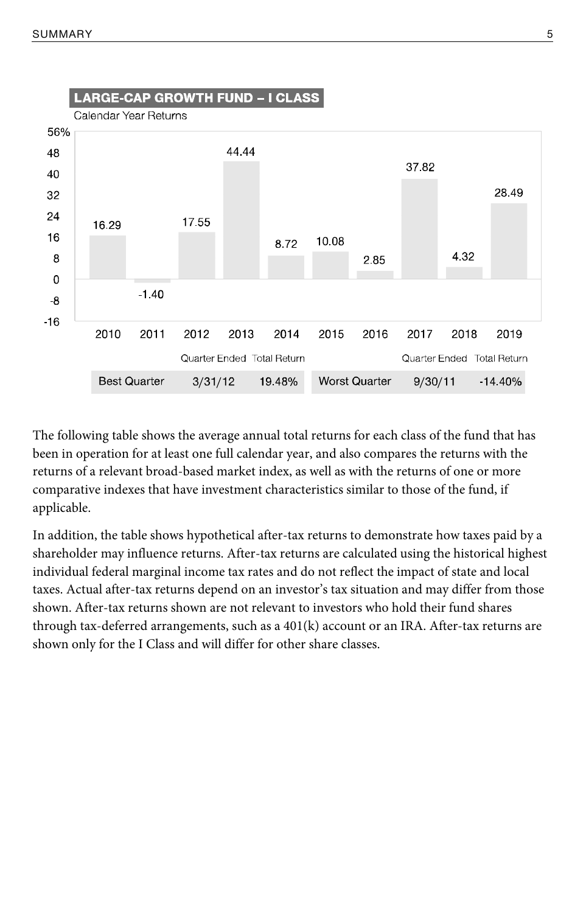**LARGE-CAP GROWTH FUND – I CLASS**

Calendar Year Returns

| Year | Return (%) |
|---|---|
| 2010 | 16.29 |
| 2011 | -1.40 |
| 2012 | 17.55 |
| 2013 | 44.44 |
| 2014 | 8.72 |
| 2015 | 10.08 |
| 2016 | 2.85 |
| 2017 | 37.82 |
| 2018 | 4.32 |
| 2019 | 28.49 |

| | Quarter Ended | Total Return | | Quarter Ended | Total Return |
|---|---|---|---|---|---|
| Best Quarter | 3/31/12 | 19.48% | Worst Quarter | 9/30/11 | -14.40% |

The following table shows the average annual total returns for each class of the fund that has been in operation for at least one full calendar year, and also compares the returns with the returns of a relevant broad-based market index, as well as with the returns of one or more comparative indexes that have investment characteristics similar to those of the fund, if applicable.

In addition, the table shows hypothetical after-tax returns to demonstrate how taxes paid by a shareholder may influence returns. After-tax returns are calculated using the historical highest individual federal marginal income tax rates and do not reflect the impact of state and local taxes. Actual after-tax returns depend on an investor's tax situation and may differ from those shown. After-tax returns shown are not relevant to investors who hold their fund shares through tax-deferred arrangements, such as a 401(k) account or an IRA. After-tax returns are shown only for the I Class and will differ for other share classes.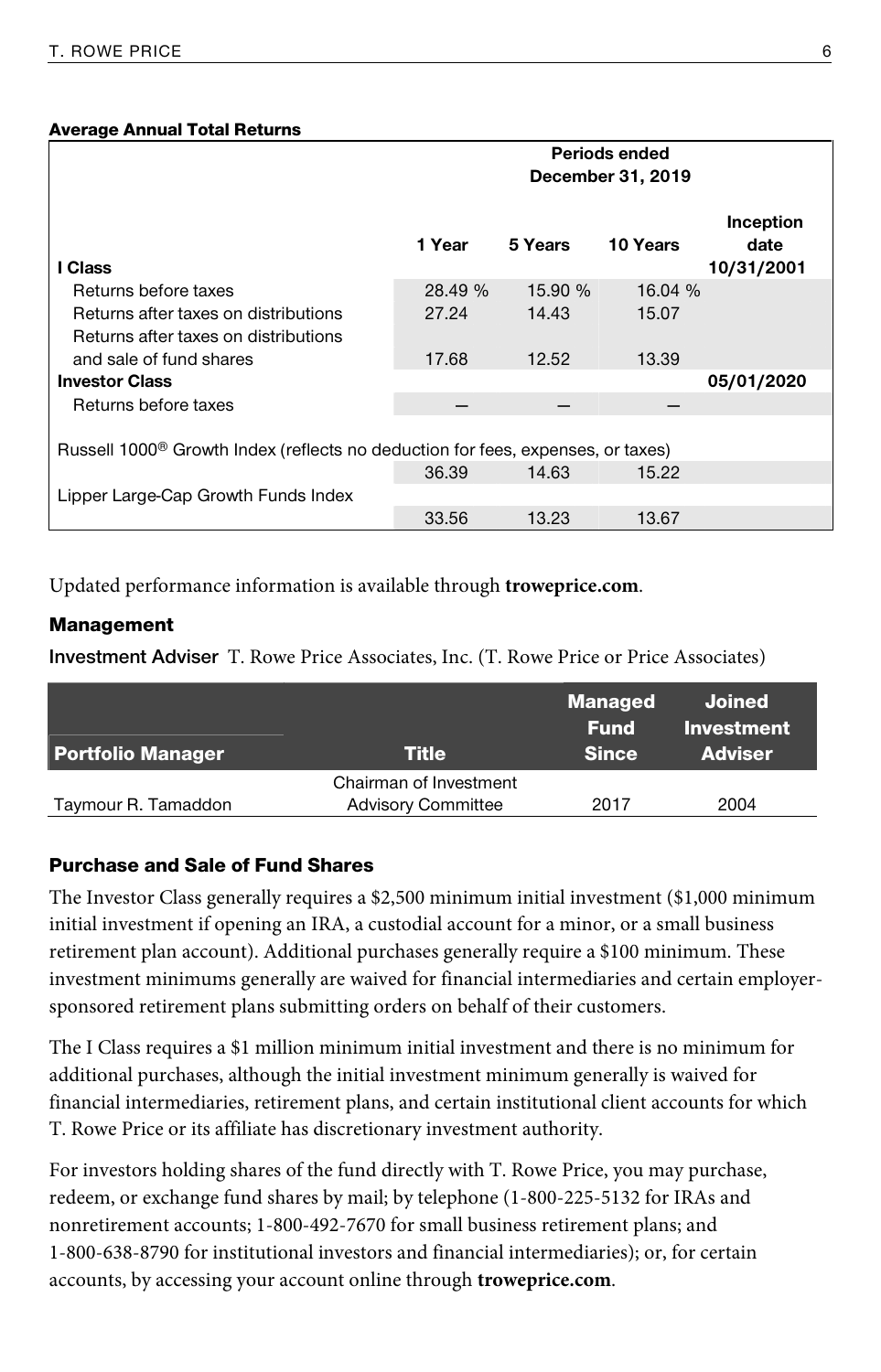**Average Annual Total Returns**

| | Periods ended December 31, 2019 | | | |
|---|---|---|---|---|
| **I Class** | **1 Year** | **5 Years** | **10 Years** | **Inception date 10/31/2001** |
| Returns before taxes | 28.49 % | 15.90 % | 16.04 % | |
| Returns after taxes on distributions | 27.24 | 14.43 | 15.07 | |
| Returns after taxes on distributions and sale of fund shares | 17.68 | 12.52 | 13.39 | |
| **Investor Class** | | | | **05/01/2020** |
| Returns before taxes | — | — | — | |
| Russell 1000® Growth Index (reflects no deduction for fees, expenses, or taxes) | 36.39 | 14.63 | 15.22 | |
| Lipper Large-Cap Growth Funds Index | 33.56 | 13.23 | 13.67 | |

Updated performance information is available through **troweprice.com**.

## Management

**Investment Adviser** T. Rowe Price Associates, Inc. (T. Rowe Price or Price Associates)

| Portfolio Manager | Title | Managed Fund Since | Joined Investment Adviser |
|---|---|---|---|
| Taymour R. Tamaddon | Chairman of Investment Advisory Committee | 2017 | 2004 |

## Purchase and Sale of Fund Shares

The Investor Class generally requires a $2,500 minimum initial investment ($1,000 minimum initial investment if opening an IRA, a custodial account for a minor, or a small business retirement plan account). Additional purchases generally require a $100 minimum. These investment minimums generally are waived for financial intermediaries and certain employer-sponsored retirement plans submitting orders on behalf of their customers.

The I Class requires a $1 million minimum initial investment and there is no minimum for additional purchases, although the initial investment minimum generally is waived for financial intermediaries, retirement plans, and certain institutional client accounts for which T. Rowe Price or its affiliate has discretionary investment authority.

For investors holding shares of the fund directly with T. Rowe Price, you may purchase, redeem, or exchange fund shares by mail; by telephone (1-800-225-5132 for IRAs and nonretirement accounts; 1-800-492-7670 for small business retirement plans; and 1-800-638-8790 for institutional investors and financial intermediaries); or, for certain accounts, by accessing your account online through **troweprice.com**.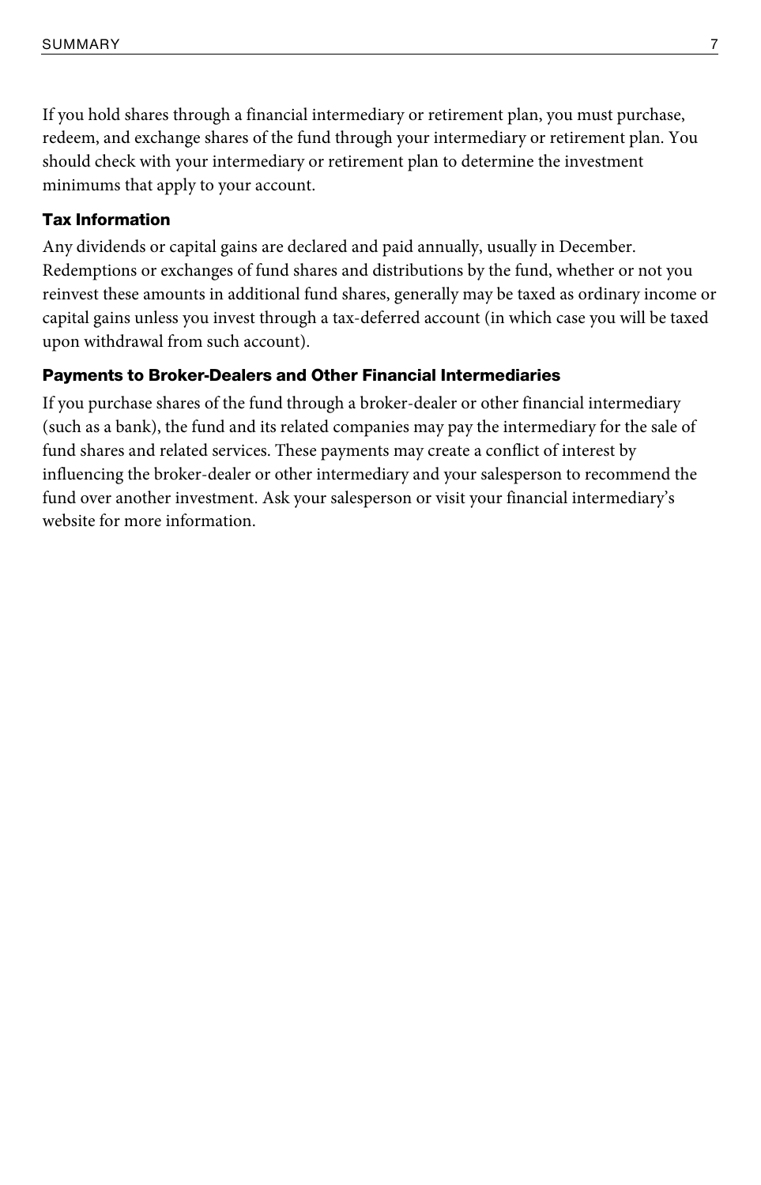If you hold shares through a financial intermediary or retirement plan, you must purchase, redeem, and exchange shares of the fund through your intermediary or retirement plan. You should check with your intermediary or retirement plan to determine the investment minimums that apply to your account.

### Tax Information

Any dividends or capital gains are declared and paid annually, usually in December. Redemptions or exchanges of fund shares and distributions by the fund, whether or not you reinvest these amounts in additional fund shares, generally may be taxed as ordinary income or capital gains unless you invest through a tax-deferred account (in which case you will be taxed upon withdrawal from such account).

### Payments to Broker-Dealers and Other Financial Intermediaries

If you purchase shares of the fund through a broker-dealer or other financial intermediary (such as a bank), the fund and its related companies may pay the intermediary for the sale of fund shares and related services. These payments may create a conflict of interest by influencing the broker-dealer or other intermediary and your salesperson to recommend the fund over another investment. Ask your salesperson or visit your financial intermediary's website for more information.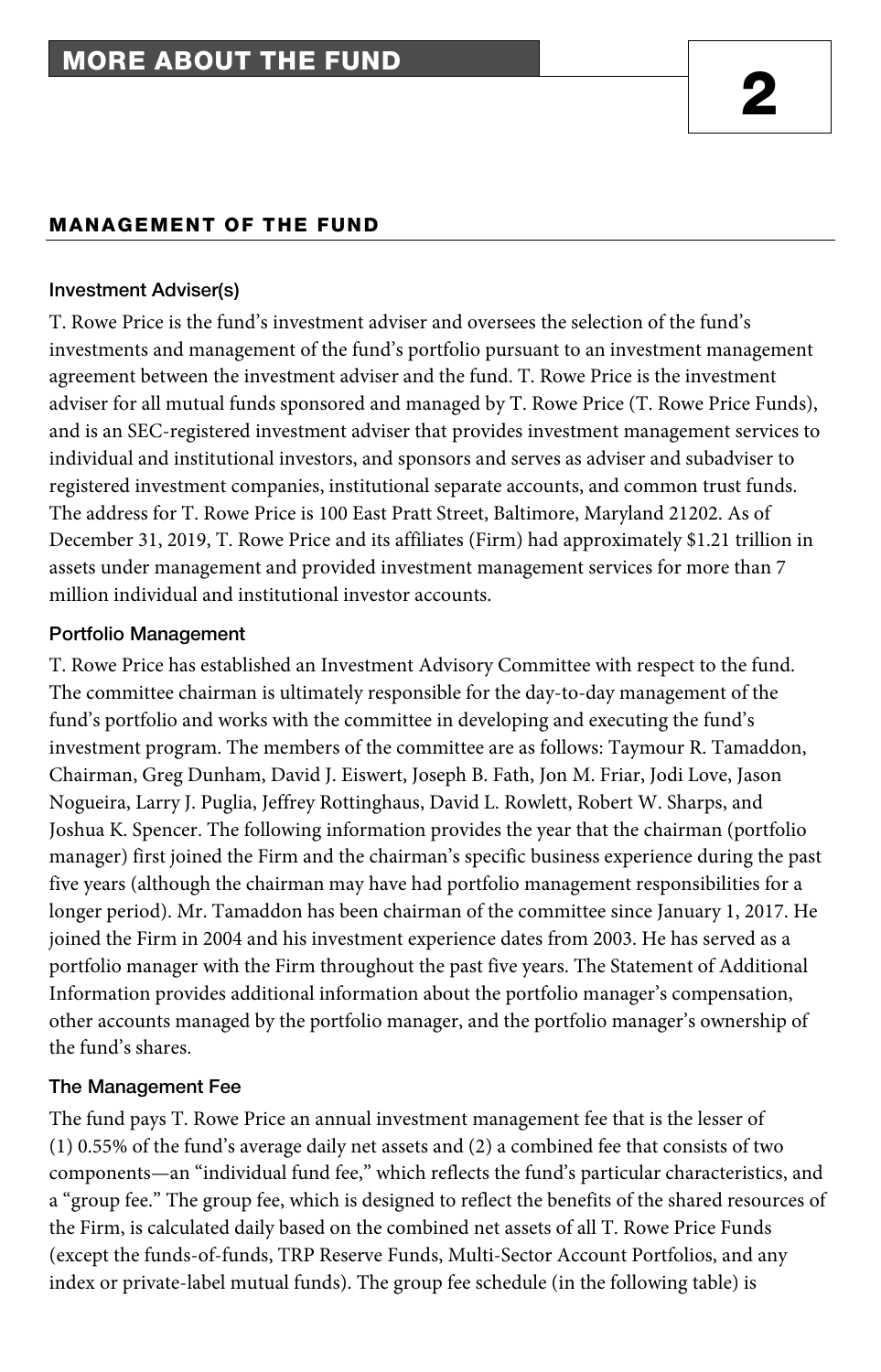# MORE ABOUT THE FUND

## MANAGEMENT OF THE FUND

### Investment Adviser(s)

T. Rowe Price is the fund's investment adviser and oversees the selection of the fund's investments and management of the fund's portfolio pursuant to an investment management agreement between the investment adviser and the fund. T. Rowe Price is the investment adviser for all mutual funds sponsored and managed by T. Rowe Price (T. Rowe Price Funds), and is an SEC-registered investment adviser that provides investment management services to individual and institutional investors, and sponsors and serves as adviser and subadviser to registered investment companies, institutional separate accounts, and common trust funds. The address for T. Rowe Price is 100 East Pratt Street, Baltimore, Maryland 21202. As of December 31, 2019, T. Rowe Price and its affiliates (Firm) had approximately $1.21 trillion in assets under management and provided investment management services for more than 7 million individual and institutional investor accounts.

### Portfolio Management

T. Rowe Price has established an Investment Advisory Committee with respect to the fund. The committee chairman is ultimately responsible for the day-to-day management of the fund's portfolio and works with the committee in developing and executing the fund's investment program. The members of the committee are as follows: Taymour R. Tamaddon, Chairman, Greg Dunham, David J. Eiswert, Joseph B. Fath, Jon M. Friar, Jodi Love, Jason Nogueira, Larry J. Puglia, Jeffrey Rottinghaus, David L. Rowlett, Robert W. Sharps, and Joshua K. Spencer. The following information provides the year that the chairman (portfolio manager) first joined the Firm and the chairman's specific business experience during the past five years (although the chairman may have had portfolio management responsibilities for a longer period). Mr. Tamaddon has been chairman of the committee since January 1, 2017. He joined the Firm in 2004 and his investment experience dates from 2003. He has served as a portfolio manager with the Firm throughout the past five years. The Statement of Additional Information provides additional information about the portfolio manager's compensation, other accounts managed by the portfolio manager, and the portfolio manager's ownership of the fund's shares.

### The Management Fee

The fund pays T. Rowe Price an annual investment management fee that is the lesser of (1) 0.55% of the fund's average daily net assets and (2) a combined fee that consists of two components—an "individual fund fee," which reflects the fund's particular characteristics, and a "group fee." The group fee, which is designed to reflect the benefits of the shared resources of the Firm, is calculated daily based on the combined net assets of all T. Rowe Price Funds (except the funds-of-funds, TRP Reserve Funds, Multi-Sector Account Portfolios, and any index or private-label mutual funds). The group fee schedule (in the following table) is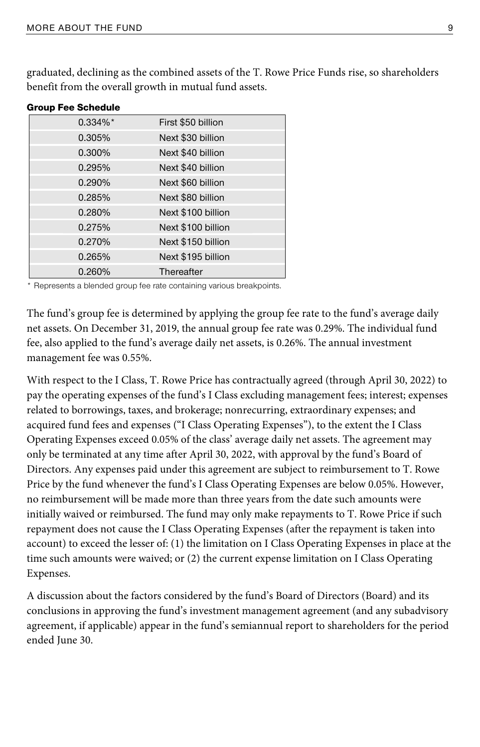graduated, declining as the combined assets of the T. Rowe Price Funds rise, so shareholders benefit from the overall growth in mutual fund assets.

**Group Fee Schedule**

| | |
|---|---|
| 0.334%* | First $50 billion |
| 0.305% | Next $30 billion |
| 0.300% | Next $40 billion |
| 0.295% | Next $40 billion |
| 0.290% | Next $60 billion |
| 0.285% | Next $80 billion |
| 0.280% | Next $100 billion |
| 0.275% | Next $100 billion |
| 0.270% | Next $150 billion |
| 0.265% | Next $195 billion |
| 0.260% | Thereafter |

* Represents a blended group fee rate containing various breakpoints.

The fund's group fee is determined by applying the group fee rate to the fund's average daily net assets. On December 31, 2019, the annual group fee rate was 0.29%. The individual fund fee, also applied to the fund's average daily net assets, is 0.26%. The annual investment management fee was 0.55%.

With respect to the I Class, T. Rowe Price has contractually agreed (through April 30, 2022) to pay the operating expenses of the fund's I Class excluding management fees; interest; expenses related to borrowings, taxes, and brokerage; nonrecurring, extraordinary expenses; and acquired fund fees and expenses ("I Class Operating Expenses"), to the extent the I Class Operating Expenses exceed 0.05% of the class' average daily net assets. The agreement may only be terminated at any time after April 30, 2022, with approval by the fund's Board of Directors. Any expenses paid under this agreement are subject to reimbursement to T. Rowe Price by the fund whenever the fund's I Class Operating Expenses are below 0.05%. However, no reimbursement will be made more than three years from the date such amounts were initially waived or reimbursed. The fund may only make repayments to T. Rowe Price if such repayment does not cause the I Class Operating Expenses (after the repayment is taken into account) to exceed the lesser of: (1) the limitation on I Class Operating Expenses in place at the time such amounts were waived; or (2) the current expense limitation on I Class Operating Expenses.

A discussion about the factors considered by the fund's Board of Directors (Board) and its conclusions in approving the fund's investment management agreement (and any subadvisory agreement, if applicable) appear in the fund's semiannual report to shareholders for the period ended June 30.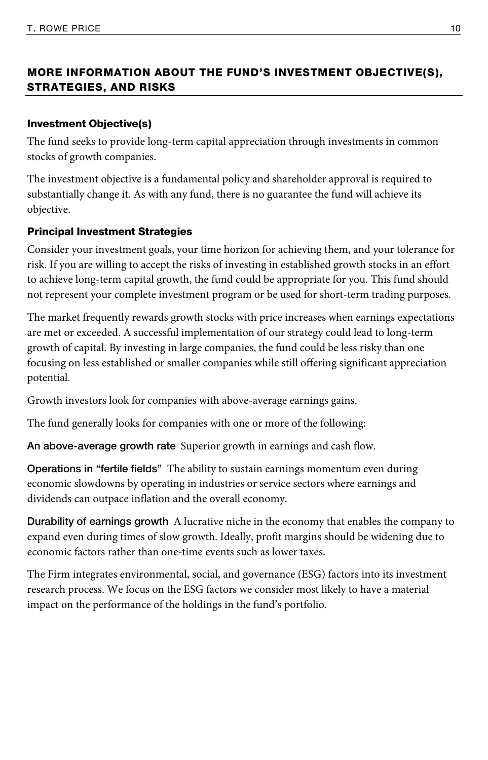## MORE INFORMATION ABOUT THE FUND'S INVESTMENT OBJECTIVE(S), STRATEGIES, AND RISKS

### Investment Objective(s)

The fund seeks to provide long-term capital appreciation through investments in common stocks of growth companies.

The investment objective is a fundamental policy and shareholder approval is required to substantially change it. As with any fund, there is no guarantee the fund will achieve its objective.

### Principal Investment Strategies

Consider your investment goals, your time horizon for achieving them, and your tolerance for risk. If you are willing to accept the risks of investing in established growth stocks in an effort to achieve long-term capital growth, the fund could be appropriate for you. This fund should not represent your complete investment program or be used for short-term trading purposes.

The market frequently rewards growth stocks with price increases when earnings expectations are met or exceeded. A successful implementation of our strategy could lead to long-term growth of capital. By investing in large companies, the fund could be less risky than one focusing on less established or smaller companies while still offering significant appreciation potential.

Growth investors look for companies with above-average earnings gains.

The fund generally looks for companies with one or more of the following:

**An above-average growth rate** Superior growth in earnings and cash flow.

**Operations in "fertile fields"** The ability to sustain earnings momentum even during economic slowdowns by operating in industries or service sectors where earnings and dividends can outpace inflation and the overall economy.

**Durability of earnings growth** A lucrative niche in the economy that enables the company to expand even during times of slow growth. Ideally, profit margins should be widening due to economic factors rather than one-time events such as lower taxes.

The Firm integrates environmental, social, and governance (ESG) factors into its investment research process. We focus on the ESG factors we consider most likely to have a material impact on the performance of the holdings in the fund's portfolio.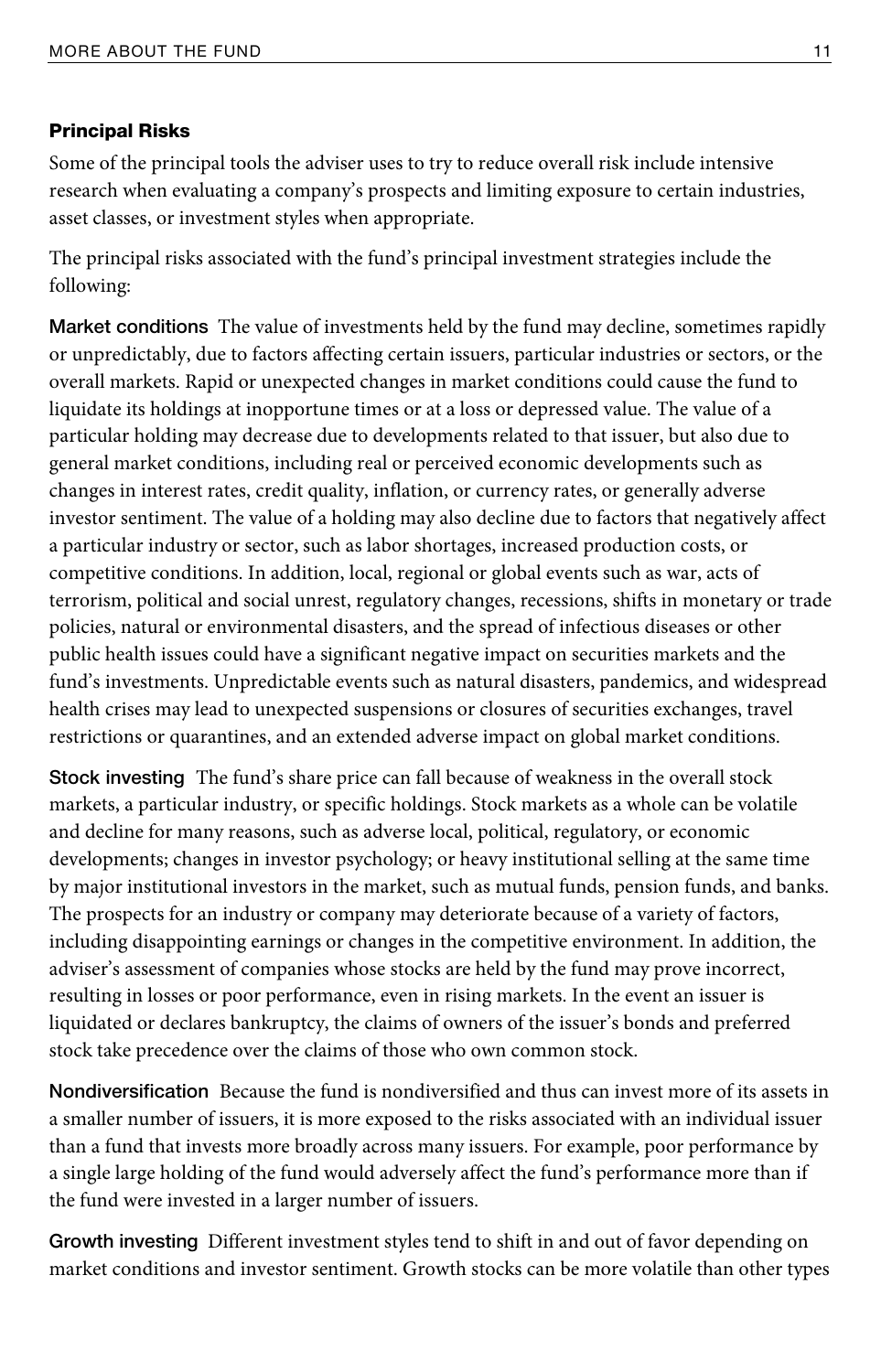### Principal Risks

Some of the principal tools the adviser uses to try to reduce overall risk include intensive research when evaluating a company's prospects and limiting exposure to certain industries, asset classes, or investment styles when appropriate.

The principal risks associated with the fund's principal investment strategies include the following:

**Market conditions** The value of investments held by the fund may decline, sometimes rapidly or unpredictably, due to factors affecting certain issuers, particular industries or sectors, or the overall markets. Rapid or unexpected changes in market conditions could cause the fund to liquidate its holdings at inopportune times or at a loss or depressed value. The value of a particular holding may decrease due to developments related to that issuer, but also due to general market conditions, including real or perceived economic developments such as changes in interest rates, credit quality, inflation, or currency rates, or generally adverse investor sentiment. The value of a holding may also decline due to factors that negatively affect a particular industry or sector, such as labor shortages, increased production costs, or competitive conditions. In addition, local, regional or global events such as war, acts of terrorism, political and social unrest, regulatory changes, recessions, shifts in monetary or trade policies, natural or environmental disasters, and the spread of infectious diseases or other public health issues could have a significant negative impact on securities markets and the fund's investments. Unpredictable events such as natural disasters, pandemics, and widespread health crises may lead to unexpected suspensions or closures of securities exchanges, travel restrictions or quarantines, and an extended adverse impact on global market conditions.

**Stock investing** The fund's share price can fall because of weakness in the overall stock markets, a particular industry, or specific holdings. Stock markets as a whole can be volatile and decline for many reasons, such as adverse local, political, regulatory, or economic developments; changes in investor psychology; or heavy institutional selling at the same time by major institutional investors in the market, such as mutual funds, pension funds, and banks. The prospects for an industry or company may deteriorate because of a variety of factors, including disappointing earnings or changes in the competitive environment. In addition, the adviser's assessment of companies whose stocks are held by the fund may prove incorrect, resulting in losses or poor performance, even in rising markets. In the event an issuer is liquidated or declares bankruptcy, the claims of owners of the issuer's bonds and preferred stock take precedence over the claims of those who own common stock.

**Nondiversification** Because the fund is nondiversified and thus can invest more of its assets in a smaller number of issuers, it is more exposed to the risks associated with an individual issuer than a fund that invests more broadly across many issuers. For example, poor performance by a single large holding of the fund would adversely affect the fund's performance more than if the fund were invested in a larger number of issuers.

**Growth investing** Different investment styles tend to shift in and out of favor depending on market conditions and investor sentiment. Growth stocks can be more volatile than other types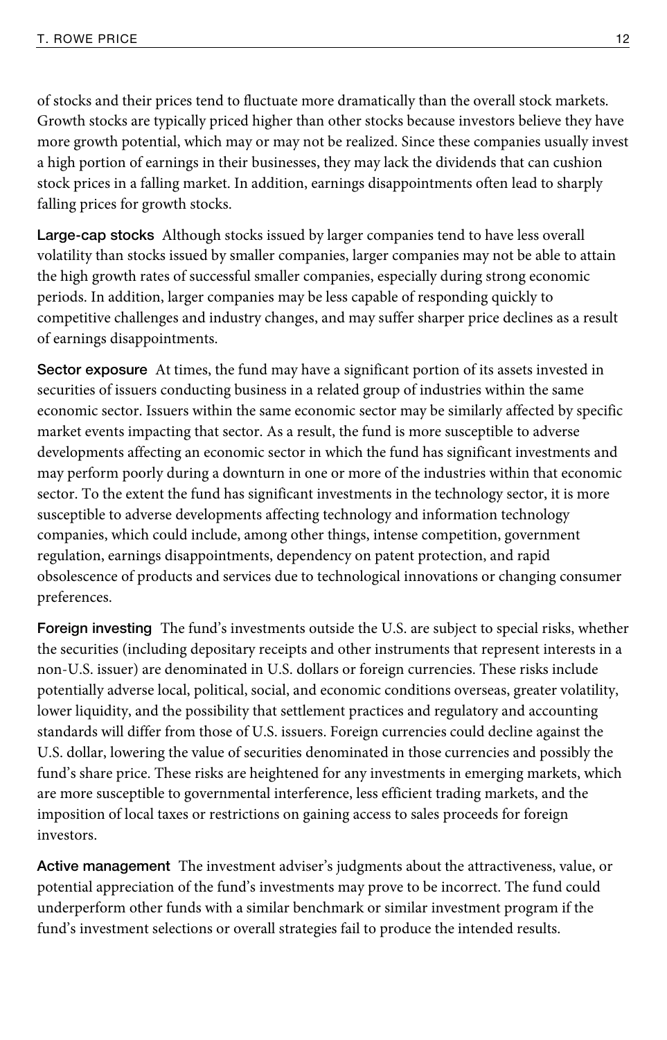of stocks and their prices tend to fluctuate more dramatically than the overall stock markets. Growth stocks are typically priced higher than other stocks because investors believe they have more growth potential, which may or may not be realized. Since these companies usually invest a high portion of earnings in their businesses, they may lack the dividends that can cushion stock prices in a falling market. In addition, earnings disappointments often lead to sharply falling prices for growth stocks.

**Large-cap stocks** Although stocks issued by larger companies tend to have less overall volatility than stocks issued by smaller companies, larger companies may not be able to attain the high growth rates of successful smaller companies, especially during strong economic periods. In addition, larger companies may be less capable of responding quickly to competitive challenges and industry changes, and may suffer sharper price declines as a result of earnings disappointments.

**Sector exposure** At times, the fund may have a significant portion of its assets invested in securities of issuers conducting business in a related group of industries within the same economic sector. Issuers within the same economic sector may be similarly affected by specific market events impacting that sector. As a result, the fund is more susceptible to adverse developments affecting an economic sector in which the fund has significant investments and may perform poorly during a downturn in one or more of the industries within that economic sector. To the extent the fund has significant investments in the technology sector, it is more susceptible to adverse developments affecting technology and information technology companies, which could include, among other things, intense competition, government regulation, earnings disappointments, dependency on patent protection, and rapid obsolescence of products and services due to technological innovations or changing consumer preferences.

**Foreign investing** The fund's investments outside the U.S. are subject to special risks, whether the securities (including depositary receipts and other instruments that represent interests in a non-U.S. issuer) are denominated in U.S. dollars or foreign currencies. These risks include potentially adverse local, political, social, and economic conditions overseas, greater volatility, lower liquidity, and the possibility that settlement practices and regulatory and accounting standards will differ from those of U.S. issuers. Foreign currencies could decline against the U.S. dollar, lowering the value of securities denominated in those currencies and possibly the fund's share price. These risks are heightened for any investments in emerging markets, which are more susceptible to governmental interference, less efficient trading markets, and the imposition of local taxes or restrictions on gaining access to sales proceeds for foreign investors.

**Active management** The investment adviser's judgments about the attractiveness, value, or potential appreciation of the fund's investments may prove to be incorrect. The fund could underperform other funds with a similar benchmark or similar investment program if the fund's investment selections or overall strategies fail to produce the intended results.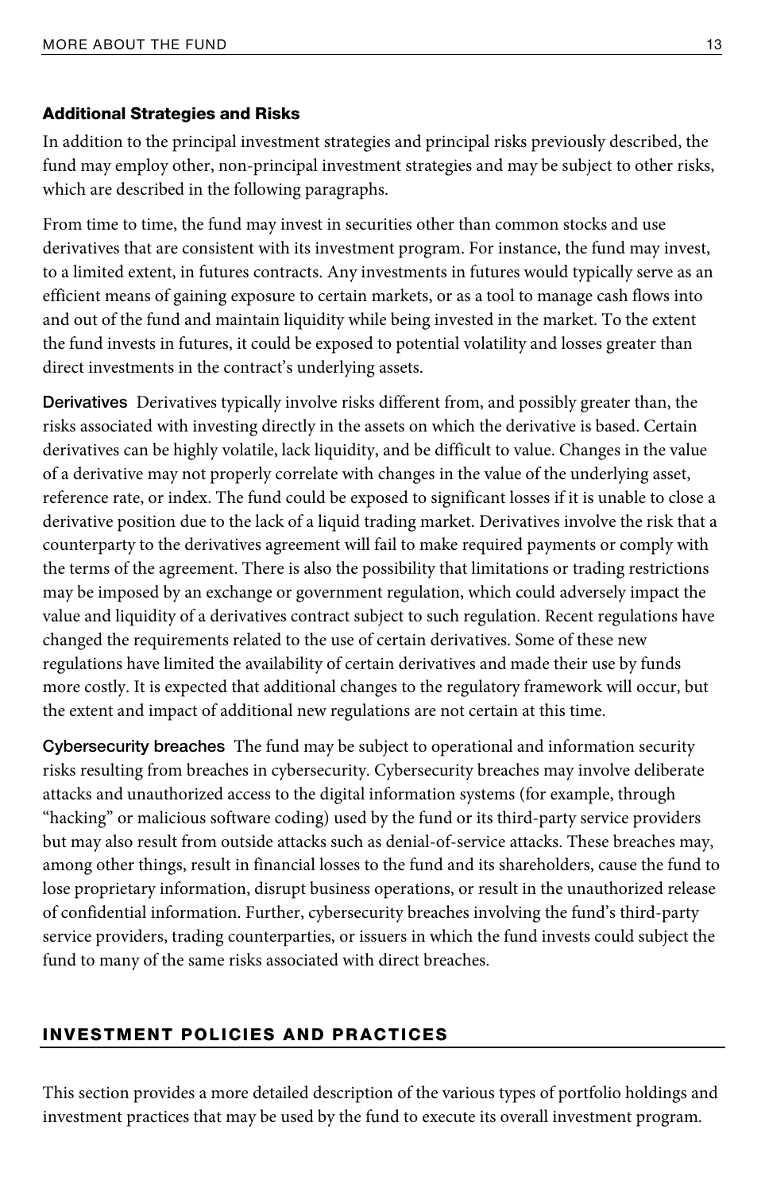### Additional Strategies and Risks

In addition to the principal investment strategies and principal risks previously described, the fund may employ other, non-principal investment strategies and may be subject to other risks, which are described in the following paragraphs.

From time to time, the fund may invest in securities other than common stocks and use derivatives that are consistent with its investment program. For instance, the fund may invest, to a limited extent, in futures contracts. Any investments in futures would typically serve as an efficient means of gaining exposure to certain markets, or as a tool to manage cash flows into and out of the fund and maintain liquidity while being invested in the market. To the extent the fund invests in futures, it could be exposed to potential volatility and losses greater than direct investments in the contract's underlying assets.

**Derivatives** Derivatives typically involve risks different from, and possibly greater than, the risks associated with investing directly in the assets on which the derivative is based. Certain derivatives can be highly volatile, lack liquidity, and be difficult to value. Changes in the value of a derivative may not properly correlate with changes in the value of the underlying asset, reference rate, or index. The fund could be exposed to significant losses if it is unable to close a derivative position due to the lack of a liquid trading market. Derivatives involve the risk that a counterparty to the derivatives agreement will fail to make required payments or comply with the terms of the agreement. There is also the possibility that limitations or trading restrictions may be imposed by an exchange or government regulation, which could adversely impact the value and liquidity of a derivatives contract subject to such regulation. Recent regulations have changed the requirements related to the use of certain derivatives. Some of these new regulations have limited the availability of certain derivatives and made their use by funds more costly. It is expected that additional changes to the regulatory framework will occur, but the extent and impact of additional new regulations are not certain at this time.

**Cybersecurity breaches** The fund may be subject to operational and information security risks resulting from breaches in cybersecurity. Cybersecurity breaches may involve deliberate attacks and unauthorized access to the digital information systems (for example, through "hacking" or malicious software coding) used by the fund or its third-party service providers but may also result from outside attacks such as denial-of-service attacks. These breaches may, among other things, result in financial losses to the fund and its shareholders, cause the fund to lose proprietary information, disrupt business operations, or result in the unauthorized release of confidential information. Further, cybersecurity breaches involving the fund's third-party service providers, trading counterparties, or issuers in which the fund invests could subject the fund to many of the same risks associated with direct breaches.

## INVESTMENT POLICIES AND PRACTICES

This section provides a more detailed description of the various types of portfolio holdings and investment practices that may be used by the fund to execute its overall investment program.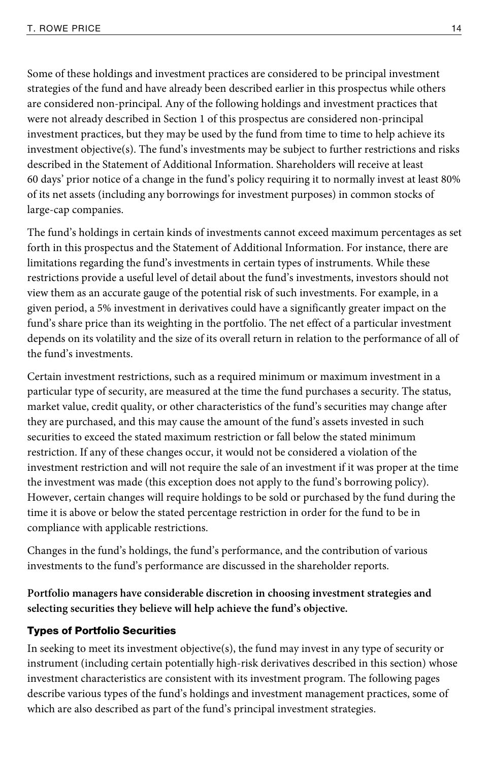Some of these holdings and investment practices are considered to be principal investment strategies of the fund and have already been described earlier in this prospectus while others are considered non-principal. Any of the following holdings and investment practices that were not already described in Section 1 of this prospectus are considered non-principal investment practices, but they may be used by the fund from time to time to help achieve its investment objective(s). The fund's investments may be subject to further restrictions and risks described in the Statement of Additional Information. Shareholders will receive at least 60 days' prior notice of a change in the fund's policy requiring it to normally invest at least 80% of its net assets (including any borrowings for investment purposes) in common stocks of large-cap companies.

The fund's holdings in certain kinds of investments cannot exceed maximum percentages as set forth in this prospectus and the Statement of Additional Information. For instance, there are limitations regarding the fund's investments in certain types of instruments. While these restrictions provide a useful level of detail about the fund's investments, investors should not view them as an accurate gauge of the potential risk of such investments. For example, in a given period, a 5% investment in derivatives could have a significantly greater impact on the fund's share price than its weighting in the portfolio. The net effect of a particular investment depends on its volatility and the size of its overall return in relation to the performance of all of the fund's investments.

Certain investment restrictions, such as a required minimum or maximum investment in a particular type of security, are measured at the time the fund purchases a security. The status, market value, credit quality, or other characteristics of the fund's securities may change after they are purchased, and this may cause the amount of the fund's assets invested in such securities to exceed the stated maximum restriction or fall below the stated minimum restriction. If any of these changes occur, it would not be considered a violation of the investment restriction and will not require the sale of an investment if it was proper at the time the investment was made (this exception does not apply to the fund's borrowing policy). However, certain changes will require holdings to be sold or purchased by the fund during the time it is above or below the stated percentage restriction in order for the fund to be in compliance with applicable restrictions.

Changes in the fund's holdings, the fund's performance, and the contribution of various investments to the fund's performance are discussed in the shareholder reports.

**Portfolio managers have considerable discretion in choosing investment strategies and selecting securities they believe will help achieve the fund's objective.**

### Types of Portfolio Securities

In seeking to meet its investment objective(s), the fund may invest in any type of security or instrument (including certain potentially high-risk derivatives described in this section) whose investment characteristics are consistent with its investment program. The following pages describe various types of the fund's holdings and investment management practices, some of which are also described as part of the fund's principal investment strategies.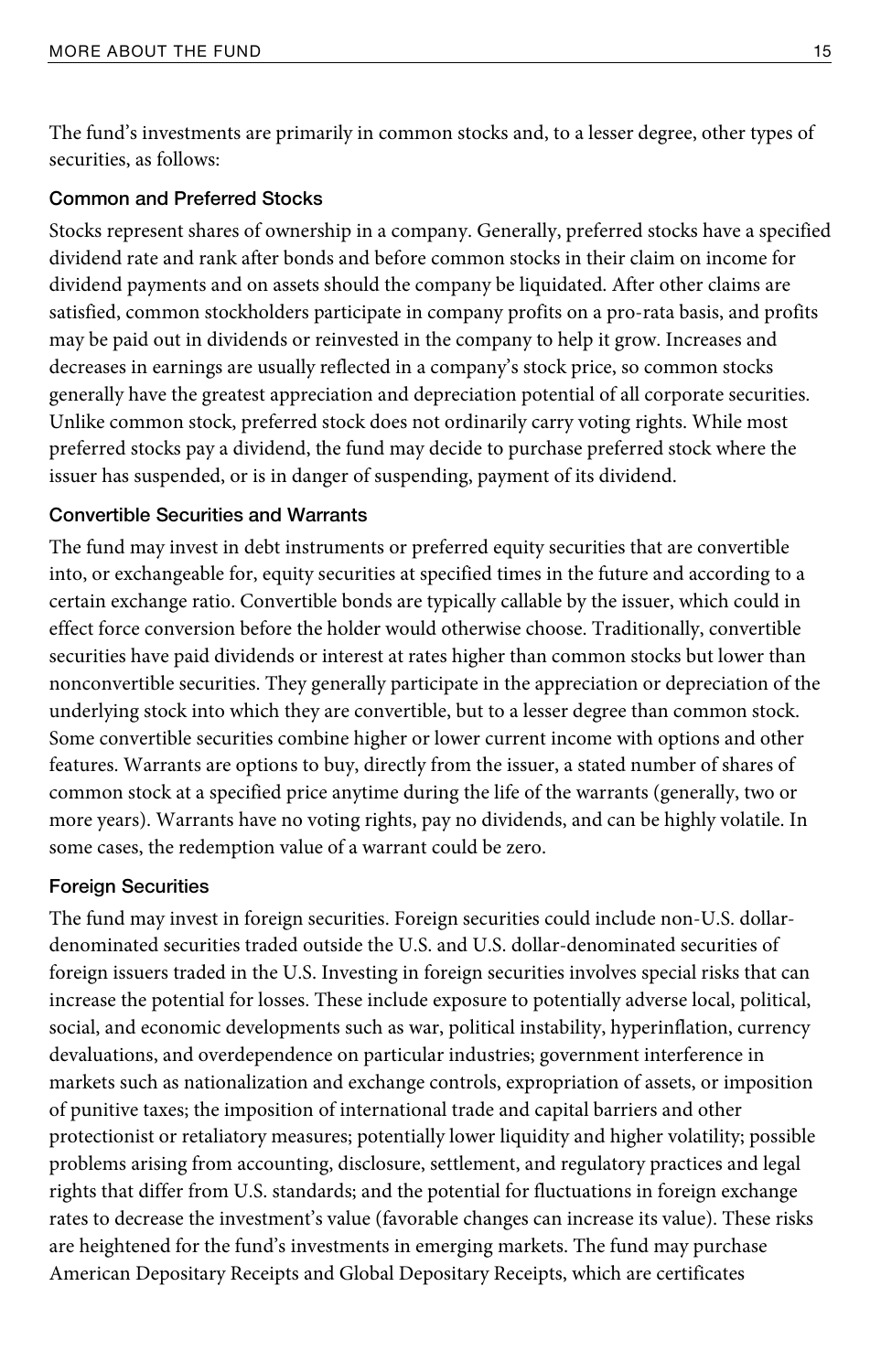The fund's investments are primarily in common stocks and, to a lesser degree, other types of securities, as follows:

### Common and Preferred Stocks

Stocks represent shares of ownership in a company. Generally, preferred stocks have a specified dividend rate and rank after bonds and before common stocks in their claim on income for dividend payments and on assets should the company be liquidated. After other claims are satisfied, common stockholders participate in company profits on a pro-rata basis, and profits may be paid out in dividends or reinvested in the company to help it grow. Increases and decreases in earnings are usually reflected in a company's stock price, so common stocks generally have the greatest appreciation and depreciation potential of all corporate securities. Unlike common stock, preferred stock does not ordinarily carry voting rights. While most preferred stocks pay a dividend, the fund may decide to purchase preferred stock where the issuer has suspended, or is in danger of suspending, payment of its dividend.

### Convertible Securities and Warrants

The fund may invest in debt instruments or preferred equity securities that are convertible into, or exchangeable for, equity securities at specified times in the future and according to a certain exchange ratio. Convertible bonds are typically callable by the issuer, which could in effect force conversion before the holder would otherwise choose. Traditionally, convertible securities have paid dividends or interest at rates higher than common stocks but lower than nonconvertible securities. They generally participate in the appreciation or depreciation of the underlying stock into which they are convertible, but to a lesser degree than common stock. Some convertible securities combine higher or lower current income with options and other features. Warrants are options to buy, directly from the issuer, a stated number of shares of common stock at a specified price anytime during the life of the warrants (generally, two or more years). Warrants have no voting rights, pay no dividends, and can be highly volatile. In some cases, the redemption value of a warrant could be zero.

### Foreign Securities

The fund may invest in foreign securities. Foreign securities could include non-U.S. dollar-denominated securities traded outside the U.S. and U.S. dollar-denominated securities of foreign issuers traded in the U.S. Investing in foreign securities involves special risks that can increase the potential for losses. These include exposure to potentially adverse local, political, social, and economic developments such as war, political instability, hyperinflation, currency devaluations, and overdependence on particular industries; government interference in markets such as nationalization and exchange controls, expropriation of assets, or imposition of punitive taxes; the imposition of international trade and capital barriers and other protectionist or retaliatory measures; potentially lower liquidity and higher volatility; possible problems arising from accounting, disclosure, settlement, and regulatory practices and legal rights that differ from U.S. standards; and the potential for fluctuations in foreign exchange rates to decrease the investment's value (favorable changes can increase its value). These risks are heightened for the fund's investments in emerging markets. The fund may purchase American Depositary Receipts and Global Depositary Receipts, which are certificates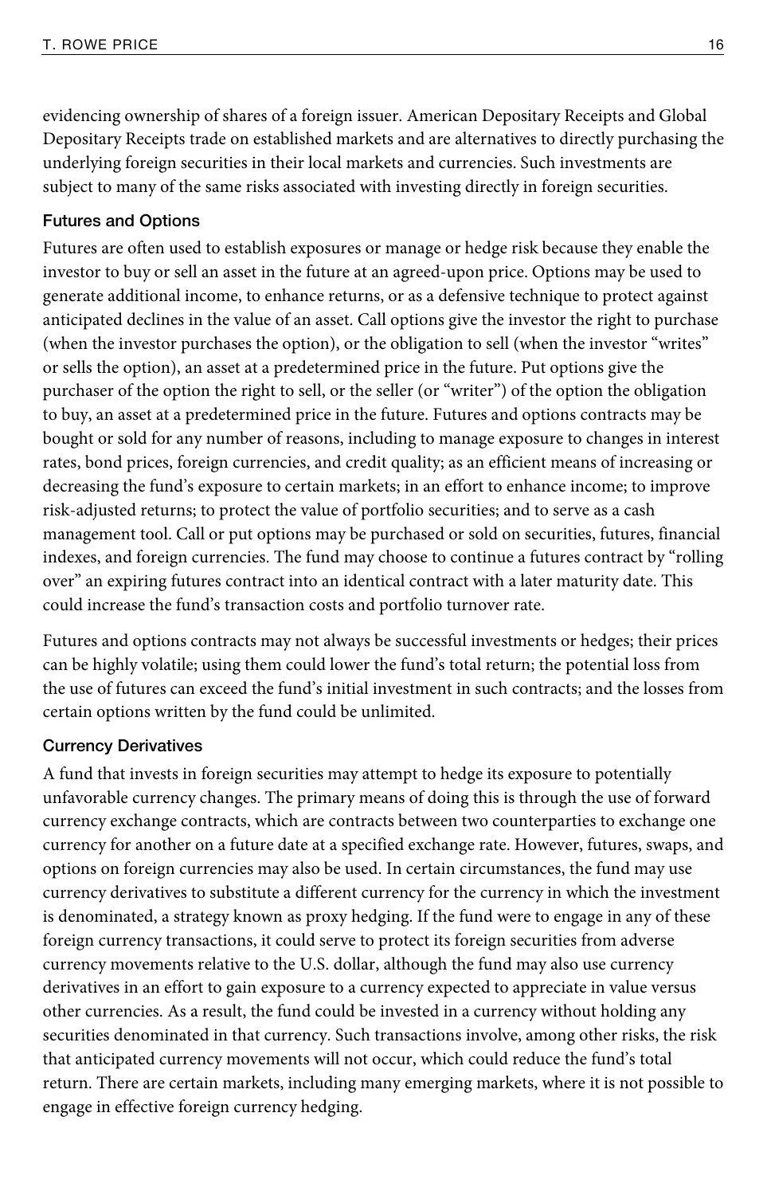evidencing ownership of shares of a foreign issuer. American Depositary Receipts and Global Depositary Receipts trade on established markets and are alternatives to directly purchasing the underlying foreign securities in their local markets and currencies. Such investments are subject to many of the same risks associated with investing directly in foreign securities.

### Futures and Options

Futures are often used to establish exposures or manage or hedge risk because they enable the investor to buy or sell an asset in the future at an agreed-upon price. Options may be used to generate additional income, to enhance returns, or as a defensive technique to protect against anticipated declines in the value of an asset. Call options give the investor the right to purchase (when the investor purchases the option), or the obligation to sell (when the investor "writes" or sells the option), an asset at a predetermined price in the future. Put options give the purchaser of the option the right to sell, or the seller (or "writer") of the option the obligation to buy, an asset at a predetermined price in the future. Futures and options contracts may be bought or sold for any number of reasons, including to manage exposure to changes in interest rates, bond prices, foreign currencies, and credit quality; as an efficient means of increasing or decreasing the fund's exposure to certain markets; in an effort to enhance income; to improve risk-adjusted returns; to protect the value of portfolio securities; and to serve as a cash management tool. Call or put options may be purchased or sold on securities, futures, financial indexes, and foreign currencies. The fund may choose to continue a futures contract by "rolling over" an expiring futures contract into an identical contract with a later maturity date. This could increase the fund's transaction costs and portfolio turnover rate.

Futures and options contracts may not always be successful investments or hedges; their prices can be highly volatile; using them could lower the fund's total return; the potential loss from the use of futures can exceed the fund's initial investment in such contracts; and the losses from certain options written by the fund could be unlimited.

### Currency Derivatives

A fund that invests in foreign securities may attempt to hedge its exposure to potentially unfavorable currency changes. The primary means of doing this is through the use of forward currency exchange contracts, which are contracts between two counterparties to exchange one currency for another on a future date at a specified exchange rate. However, futures, swaps, and options on foreign currencies may also be used. In certain circumstances, the fund may use currency derivatives to substitute a different currency for the currency in which the investment is denominated, a strategy known as proxy hedging. If the fund were to engage in any of these foreign currency transactions, it could serve to protect its foreign securities from adverse currency movements relative to the U.S. dollar, although the fund may also use currency derivatives in an effort to gain exposure to a currency expected to appreciate in value versus other currencies. As a result, the fund could be invested in a currency without holding any securities denominated in that currency. Such transactions involve, among other risks, the risk that anticipated currency movements will not occur, which could reduce the fund's total return. There are certain markets, including many emerging markets, where it is not possible to engage in effective foreign currency hedging.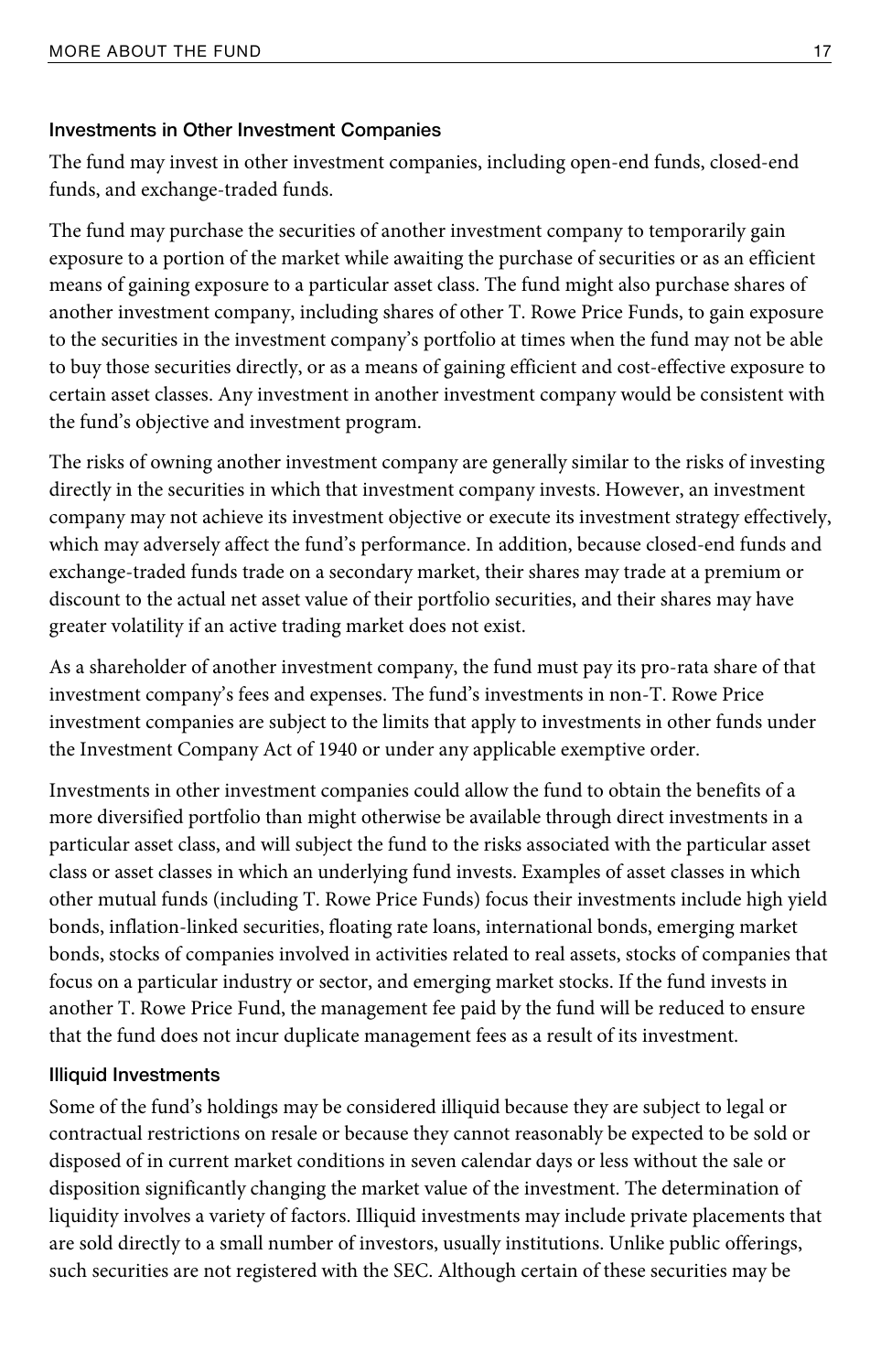### Investments in Other Investment Companies

The fund may invest in other investment companies, including open-end funds, closed-end funds, and exchange-traded funds.

The fund may purchase the securities of another investment company to temporarily gain exposure to a portion of the market while awaiting the purchase of securities or as an efficient means of gaining exposure to a particular asset class. The fund might also purchase shares of another investment company, including shares of other T. Rowe Price Funds, to gain exposure to the securities in the investment company's portfolio at times when the fund may not be able to buy those securities directly, or as a means of gaining efficient and cost-effective exposure to certain asset classes. Any investment in another investment company would be consistent with the fund's objective and investment program.

The risks of owning another investment company are generally similar to the risks of investing directly in the securities in which that investment company invests. However, an investment company may not achieve its investment objective or execute its investment strategy effectively, which may adversely affect the fund's performance. In addition, because closed-end funds and exchange-traded funds trade on a secondary market, their shares may trade at a premium or discount to the actual net asset value of their portfolio securities, and their shares may have greater volatility if an active trading market does not exist.

As a shareholder of another investment company, the fund must pay its pro-rata share of that investment company's fees and expenses. The fund's investments in non-T. Rowe Price investment companies are subject to the limits that apply to investments in other funds under the Investment Company Act of 1940 or under any applicable exemptive order.

Investments in other investment companies could allow the fund to obtain the benefits of a more diversified portfolio than might otherwise be available through direct investments in a particular asset class, and will subject the fund to the risks associated with the particular asset class or asset classes in which an underlying fund invests. Examples of asset classes in which other mutual funds (including T. Rowe Price Funds) focus their investments include high yield bonds, inflation-linked securities, floating rate loans, international bonds, emerging market bonds, stocks of companies involved in activities related to real assets, stocks of companies that focus on a particular industry or sector, and emerging market stocks. If the fund invests in another T. Rowe Price Fund, the management fee paid by the fund will be reduced to ensure that the fund does not incur duplicate management fees as a result of its investment.

### Illiquid Investments

Some of the fund's holdings may be considered illiquid because they are subject to legal or contractual restrictions on resale or because they cannot reasonably be expected to be sold or disposed of in current market conditions in seven calendar days or less without the sale or disposition significantly changing the market value of the investment. The determination of liquidity involves a variety of factors. Illiquid investments may include private placements that are sold directly to a small number of investors, usually institutions. Unlike public offerings, such securities are not registered with the SEC. Although certain of these securities may be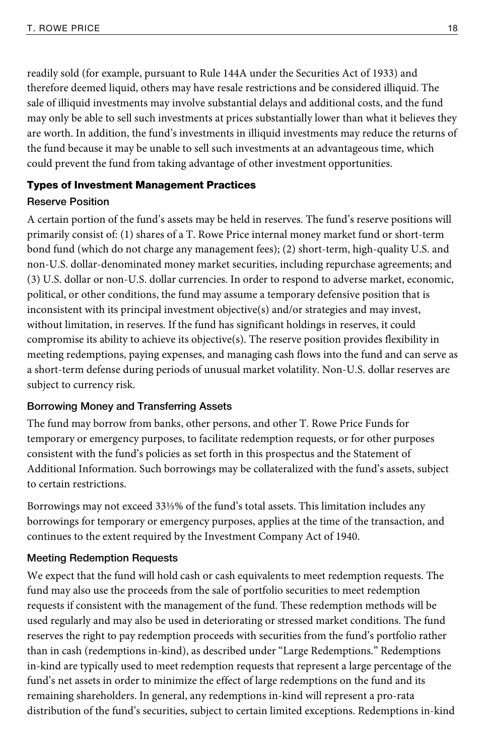readily sold (for example, pursuant to Rule 144A under the Securities Act of 1933) and therefore deemed liquid, others may have resale restrictions and be considered illiquid. The sale of illiquid investments may involve substantial delays and additional costs, and the fund may only be able to sell such investments at prices substantially lower than what it believes they are worth. In addition, the fund's investments in illiquid investments may reduce the returns of the fund because it may be unable to sell such investments at an advantageous time, which could prevent the fund from taking advantage of other investment opportunities.

## Types of Investment Management Practices

### Reserve Position

A certain portion of the fund's assets may be held in reserves. The fund's reserve positions will primarily consist of: (1) shares of a T. Rowe Price internal money market fund or short-term bond fund (which do not charge any management fees); (2) short-term, high-quality U.S. and non-U.S. dollar-denominated money market securities, including repurchase agreements; and (3) U.S. dollar or non-U.S. dollar currencies. In order to respond to adverse market, economic, political, or other conditions, the fund may assume a temporary defensive position that is inconsistent with its principal investment objective(s) and/or strategies and may invest, without limitation, in reserves. If the fund has significant holdings in reserves, it could compromise its ability to achieve its objective(s). The reserve position provides flexibility in meeting redemptions, paying expenses, and managing cash flows into the fund and can serve as a short-term defense during periods of unusual market volatility. Non-U.S. dollar reserves are subject to currency risk.

### Borrowing Money and Transferring Assets

The fund may borrow from banks, other persons, and other T. Rowe Price Funds for temporary or emergency purposes, to facilitate redemption requests, or for other purposes consistent with the fund's policies as set forth in this prospectus and the Statement of Additional Information. Such borrowings may be collateralized with the fund's assets, subject to certain restrictions.

Borrowings may not exceed 33⅓% of the fund's total assets. This limitation includes any borrowings for temporary or emergency purposes, applies at the time of the transaction, and continues to the extent required by the Investment Company Act of 1940.

### Meeting Redemption Requests

We expect that the fund will hold cash or cash equivalents to meet redemption requests. The fund may also use the proceeds from the sale of portfolio securities to meet redemption requests if consistent with the management of the fund. These redemption methods will be used regularly and may also be used in deteriorating or stressed market conditions. The fund reserves the right to pay redemption proceeds with securities from the fund's portfolio rather than in cash (redemptions in-kind), as described under "Large Redemptions." Redemptions in-kind are typically used to meet redemption requests that represent a large percentage of the fund's net assets in order to minimize the effect of large redemptions on the fund and its remaining shareholders. In general, any redemptions in-kind will represent a pro-rata distribution of the fund's securities, subject to certain limited exceptions. Redemptions in-kind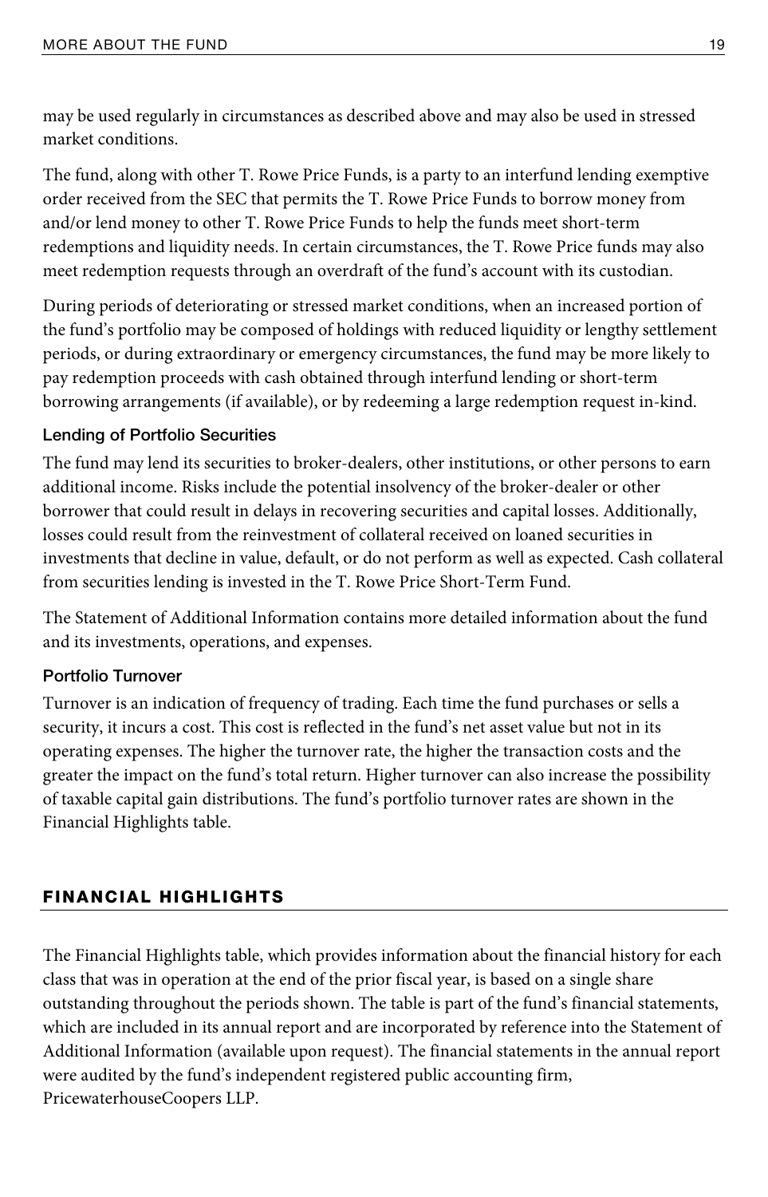may be used regularly in circumstances as described above and may also be used in stressed market conditions.

The fund, along with other T. Rowe Price Funds, is a party to an interfund lending exemptive order received from the SEC that permits the T. Rowe Price Funds to borrow money from and/or lend money to other T. Rowe Price Funds to help the funds meet short-term redemptions and liquidity needs. In certain circumstances, the T. Rowe Price funds may also meet redemption requests through an overdraft of the fund's account with its custodian.

During periods of deteriorating or stressed market conditions, when an increased portion of the fund's portfolio may be composed of holdings with reduced liquidity or lengthy settlement periods, or during extraordinary or emergency circumstances, the fund may be more likely to pay redemption proceeds with cash obtained through interfund lending or short-term borrowing arrangements (if available), or by redeeming a large redemption request in-kind.

### Lending of Portfolio Securities

The fund may lend its securities to broker-dealers, other institutions, or other persons to earn additional income. Risks include the potential insolvency of the broker-dealer or other borrower that could result in delays in recovering securities and capital losses. Additionally, losses could result from the reinvestment of collateral received on loaned securities in investments that decline in value, default, or do not perform as well as expected. Cash collateral from securities lending is invested in the T. Rowe Price Short-Term Fund.

The Statement of Additional Information contains more detailed information about the fund and its investments, operations, and expenses.

### Portfolio Turnover

Turnover is an indication of frequency of trading. Each time the fund purchases or sells a security, it incurs a cost. This cost is reflected in the fund's net asset value but not in its operating expenses. The higher the turnover rate, the higher the transaction costs and the greater the impact on the fund's total return. Higher turnover can also increase the possibility of taxable capital gain distributions. The fund's portfolio turnover rates are shown in the Financial Highlights table.

## FINANCIAL HIGHLIGHTS

The Financial Highlights table, which provides information about the financial history for each class that was in operation at the end of the prior fiscal year, is based on a single share outstanding throughout the periods shown. The table is part of the fund's financial statements, which are included in its annual report and are incorporated by reference into the Statement of Additional Information (available upon request). The financial statements in the annual report were audited by the fund's independent registered public accounting firm, PricewaterhouseCoopers LLP.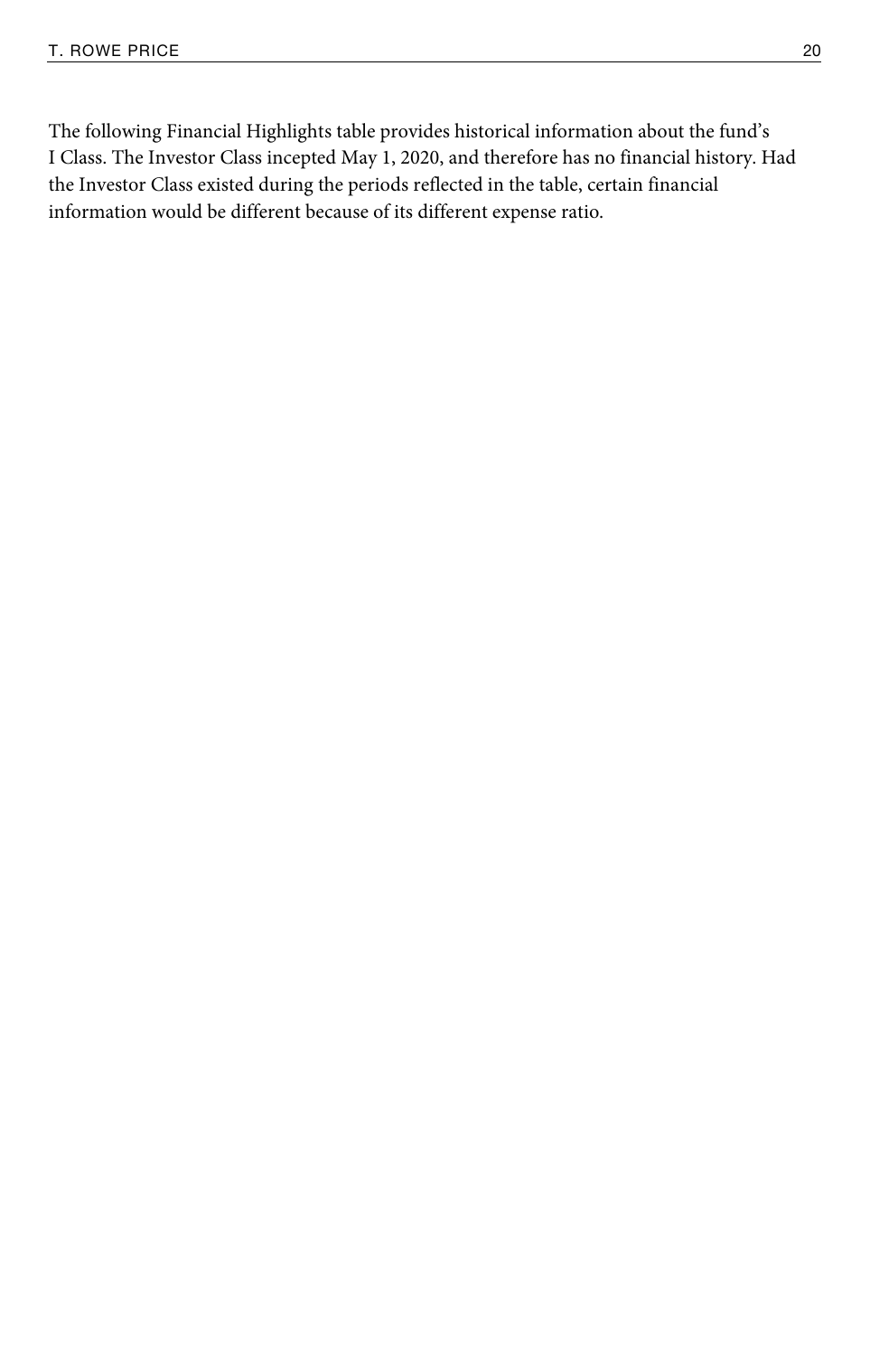The following Financial Highlights table provides historical information about the fund's I Class. The Investor Class incepted May 1, 2020, and therefore has no financial history. Had the Investor Class existed during the periods reflected in the table, certain financial information would be different because of its different expense ratio.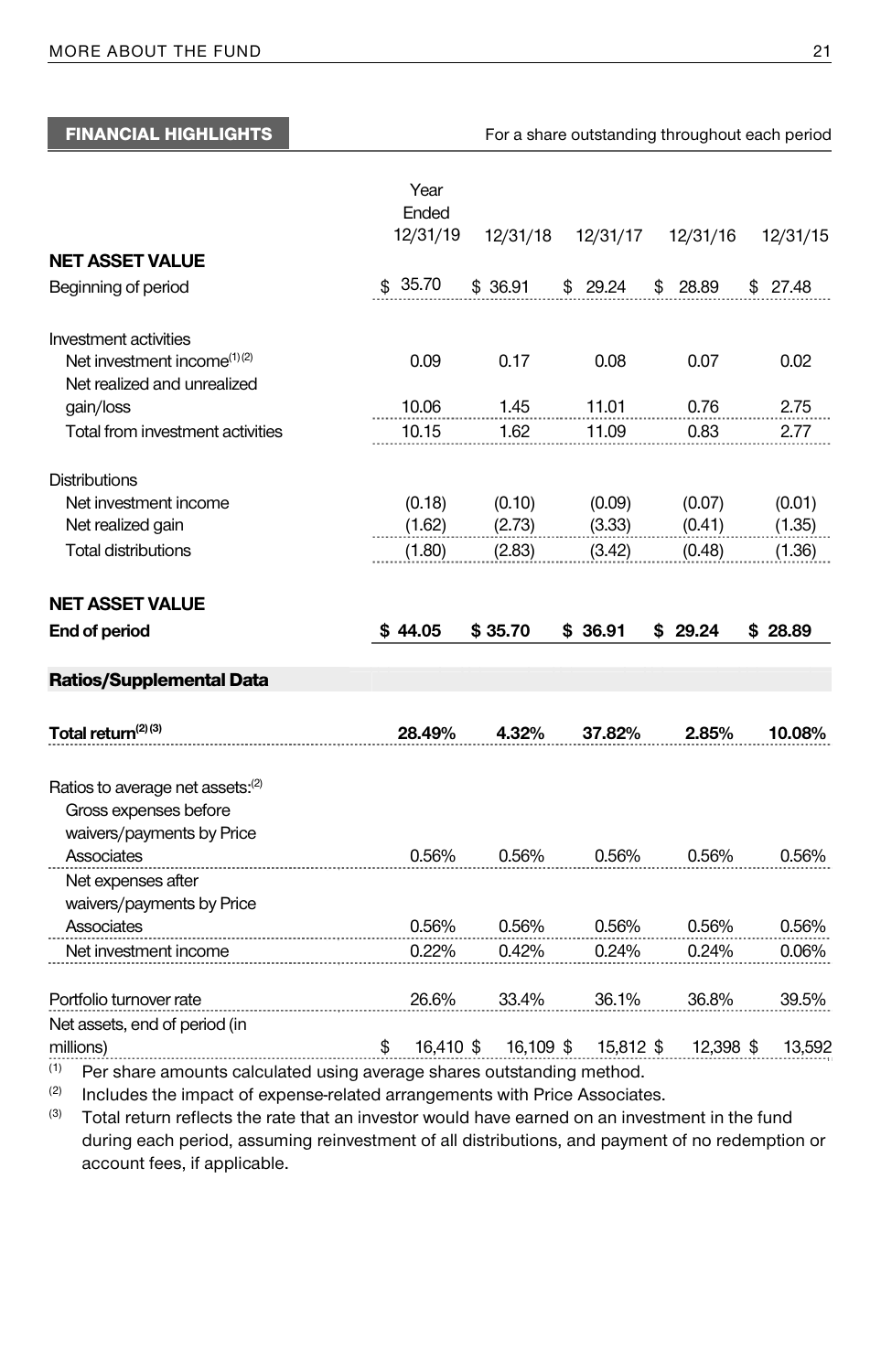## FINANCIAL HIGHLIGHTS

For a share outstanding throughout each period

| | Year Ended 12/31/19 | 12/31/18 | 12/31/17 | 12/31/16 | 12/31/15 |
|---|---|---|---|---|---|
| **NET ASSET VALUE** | | | | | |
| Beginning of period | $ 35.70 | $ 36.91 | $ 29.24 | $ 28.89 | $ 27.48 |
| Investment activities | | | | | |
| Net investment income[(1)(2)] | 0.09 | 0.17 | 0.08 | 0.07 | 0.02 |
| Net realized and unrealized gain/loss | 10.06 | 1.45 | 11.01 | 0.76 | 2.75 |
| Total from investment activities | 10.15 | 1.62 | 11.09 | 0.83 | 2.77 |
| Distributions | | | | | |
| Net investment income | (0.18) | (0.10) | (0.09) | (0.07) | (0.01) |
| Net realized gain | (1.62) | (2.73) | (3.33) | (0.41) | (1.35) |
| Total distributions | (1.80) | (2.83) | (3.42) | (0.48) | (1.36) |
| **NET ASSET VALUE** | | | | | |
| **End of period** | **$ 44.05** | **$ 35.70** | **$ 36.91** | **$ 29.24** | **$ 28.89** |
| **Ratios/Supplemental Data** | | | | | |
| **Total return[(2)(3)]** | **28.49%** | **4.32%** | **37.82%** | **2.85%** | **10.08%** |
| Ratios to average net assets:[(2)] | | | | | |
| Gross expenses before waivers/payments by Price Associates | 0.56% | 0.56% | 0.56% | 0.56% | 0.56% |
| Net expenses after waivers/payments by Price Associates | 0.56% | 0.56% | 0.56% | 0.56% | 0.56% |
| Net investment income | 0.22% | 0.42% | 0.24% | 0.24% | 0.06% |
| Portfolio turnover rate | 26.6% | 33.4% | 36.1% | 36.8% | 39.5% |
| Net assets, end of period (in millions) | $ 16,410 | $ 16,109 | $ 15,812 | $ 12,398 | $ 13,592 |

(1) Per share amounts calculated using average shares outstanding method.

(2) Includes the impact of expense-related arrangements with Price Associates.

(3) Total return reflects the rate that an investor would have earned on an investment in the fund during each period, assuming reinvestment of all distributions, and payment of no redemption or account fees, if applicable.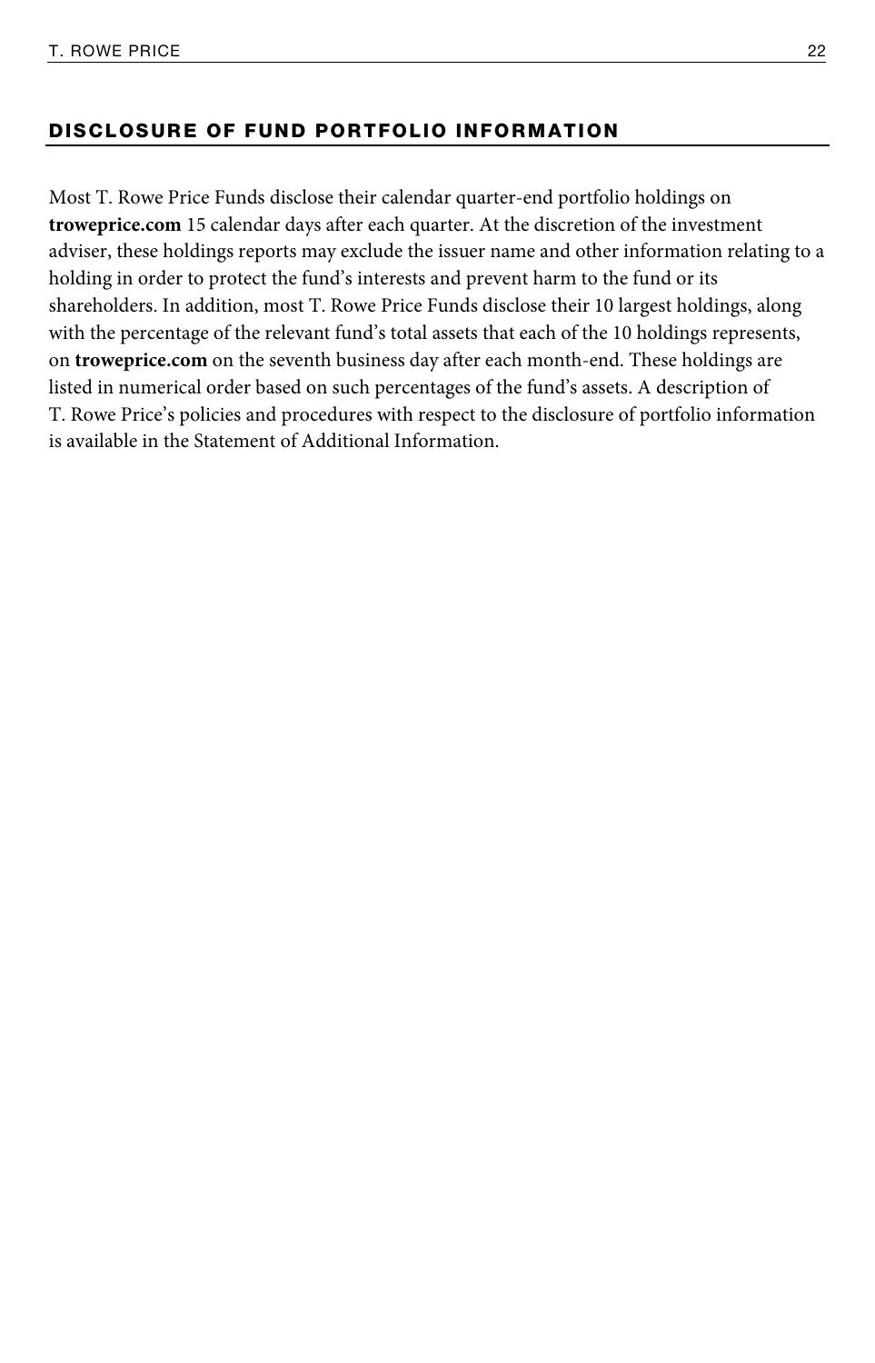## DISCLOSURE OF FUND PORTFOLIO INFORMATION

Most T. Rowe Price Funds disclose their calendar quarter-end portfolio holdings on **troweprice.com** 15 calendar days after each quarter. At the discretion of the investment adviser, these holdings reports may exclude the issuer name and other information relating to a holding in order to protect the fund's interests and prevent harm to the fund or its shareholders. In addition, most T. Rowe Price Funds disclose their 10 largest holdings, along with the percentage of the relevant fund's total assets that each of the 10 holdings represents, on **troweprice.com** on the seventh business day after each month-end. These holdings are listed in numerical order based on such percentages of the fund's assets. A description of T. Rowe Price's policies and procedures with respect to the disclosure of portfolio information is available in the Statement of Additional Information.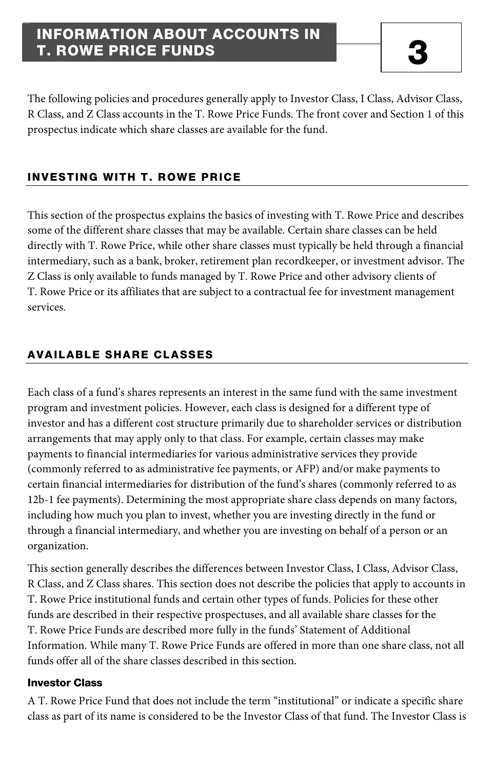# INFORMATION ABOUT ACCOUNTS IN T. ROWE PRICE FUNDS

# 3

The following policies and procedures generally apply to Investor Class, I Class, Advisor Class, R Class, and Z Class accounts in the T. Rowe Price Funds. The front cover and Section 1 of this prospectus indicate which share classes are available for the fund.

## INVESTING WITH T. ROWE PRICE

This section of the prospectus explains the basics of investing with T. Rowe Price and describes some of the different share classes that may be available. Certain share classes can be held directly with T. Rowe Price, while other share classes must typically be held through a financial intermediary, such as a bank, broker, retirement plan recordkeeper, or investment advisor. The Z Class is only available to funds managed by T. Rowe Price and other advisory clients of T. Rowe Price or its affiliates that are subject to a contractual fee for investment management services.

## AVAILABLE SHARE CLASSES

Each class of a fund's shares represents an interest in the same fund with the same investment program and investment policies. However, each class is designed for a different type of investor and has a different cost structure primarily due to shareholder services or distribution arrangements that may apply only to that class. For example, certain classes may make payments to financial intermediaries for various administrative services they provide (commonly referred to as administrative fee payments, or AFP) and/or make payments to certain financial intermediaries for distribution of the fund's shares (commonly referred to as 12b-1 fee payments). Determining the most appropriate share class depends on many factors, including how much you plan to invest, whether you are investing directly in the fund or through a financial intermediary, and whether you are investing on behalf of a person or an organization.

This section generally describes the differences between Investor Class, I Class, Advisor Class, R Class, and Z Class shares. This section does not describe the policies that apply to accounts in T. Rowe Price institutional funds and certain other types of funds. Policies for these other funds are described in their respective prospectuses, and all available share classes for the T. Rowe Price Funds are described more fully in the funds' Statement of Additional Information. While many T. Rowe Price Funds are offered in more than one share class, not all funds offer all of the share classes described in this section.

### Investor Class

A T. Rowe Price Fund that does not include the term "institutional" or indicate a specific share class as part of its name is considered to be the Investor Class of that fund. The Investor Class is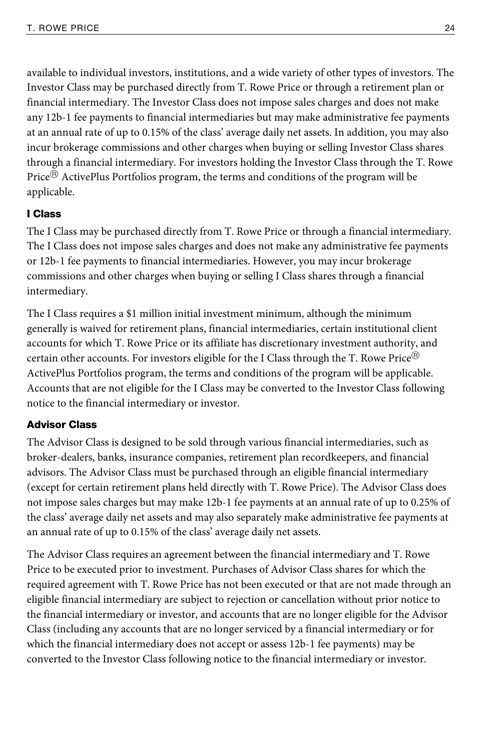available to individual investors, institutions, and a wide variety of other types of investors. The Investor Class may be purchased directly from T. Rowe Price or through a retirement plan or financial intermediary. The Investor Class does not impose sales charges and does not make any 12b-1 fee payments to financial intermediaries but may make administrative fee payments at an annual rate of up to 0.15% of the class' average daily net assets. In addition, you may also incur brokerage commissions and other charges when buying or selling Investor Class shares through a financial intermediary. For investors holding the Investor Class through the T. Rowe Price® ActivePlus Portfolios program, the terms and conditions of the program will be applicable.

#### I Class

The I Class may be purchased directly from T. Rowe Price or through a financial intermediary. The I Class does not impose sales charges and does not make any administrative fee payments or 12b-1 fee payments to financial intermediaries. However, you may incur brokerage commissions and other charges when buying or selling I Class shares through a financial intermediary.

The I Class requires a $1 million initial investment minimum, although the minimum generally is waived for retirement plans, financial intermediaries, certain institutional client accounts for which T. Rowe Price or its affiliate has discretionary investment authority, and certain other accounts. For investors eligible for the I Class through the T. Rowe Price® ActivePlus Portfolios program, the terms and conditions of the program will be applicable. Accounts that are not eligible for the I Class may be converted to the Investor Class following notice to the financial intermediary or investor.

#### Advisor Class

The Advisor Class is designed to be sold through various financial intermediaries, such as broker-dealers, banks, insurance companies, retirement plan recordkeepers, and financial advisors. The Advisor Class must be purchased through an eligible financial intermediary (except for certain retirement plans held directly with T. Rowe Price). The Advisor Class does not impose sales charges but may make 12b-1 fee payments at an annual rate of up to 0.25% of the class' average daily net assets and may also separately make administrative fee payments at an annual rate of up to 0.15% of the class' average daily net assets.

The Advisor Class requires an agreement between the financial intermediary and T. Rowe Price to be executed prior to investment. Purchases of Advisor Class shares for which the required agreement with T. Rowe Price has not been executed or that are not made through an eligible financial intermediary are subject to rejection or cancellation without prior notice to the financial intermediary or investor, and accounts that are no longer eligible for the Advisor Class (including any accounts that are no longer serviced by a financial intermediary or for which the financial intermediary does not accept or assess 12b-1 fee payments) may be converted to the Investor Class following notice to the financial intermediary or investor.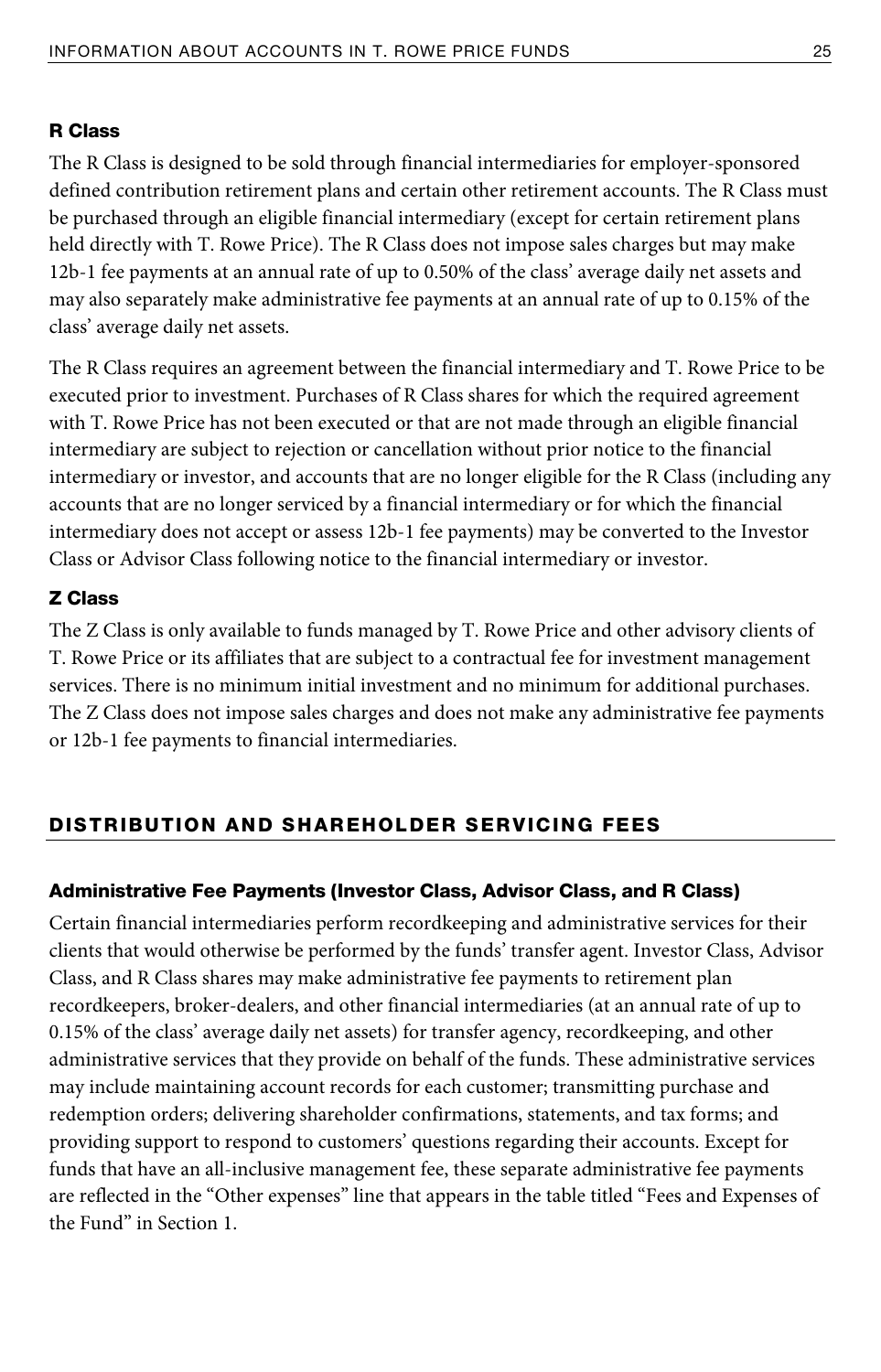### R Class

The R Class is designed to be sold through financial intermediaries for employer-sponsored defined contribution retirement plans and certain other retirement accounts. The R Class must be purchased through an eligible financial intermediary (except for certain retirement plans held directly with T. Rowe Price). The R Class does not impose sales charges but may make 12b-1 fee payments at an annual rate of up to 0.50% of the class' average daily net assets and may also separately make administrative fee payments at an annual rate of up to 0.15% of the class' average daily net assets.

The R Class requires an agreement between the financial intermediary and T. Rowe Price to be executed prior to investment. Purchases of R Class shares for which the required agreement with T. Rowe Price has not been executed or that are not made through an eligible financial intermediary are subject to rejection or cancellation without prior notice to the financial intermediary or investor, and accounts that are no longer eligible for the R Class (including any accounts that are no longer serviced by a financial intermediary or for which the financial intermediary does not accept or assess 12b-1 fee payments) may be converted to the Investor Class or Advisor Class following notice to the financial intermediary or investor.

### Z Class

The Z Class is only available to funds managed by T. Rowe Price and other advisory clients of T. Rowe Price or its affiliates that are subject to a contractual fee for investment management services. There is no minimum initial investment and no minimum for additional purchases. The Z Class does not impose sales charges and does not make any administrative fee payments or 12b-1 fee payments to financial intermediaries.

## DISTRIBUTION AND SHAREHOLDER SERVICING FEES

### Administrative Fee Payments (Investor Class, Advisor Class, and R Class)

Certain financial intermediaries perform recordkeeping and administrative services for their clients that would otherwise be performed by the funds' transfer agent. Investor Class, Advisor Class, and R Class shares may make administrative fee payments to retirement plan recordkeepers, broker-dealers, and other financial intermediaries (at an annual rate of up to 0.15% of the class' average daily net assets) for transfer agency, recordkeeping, and other administrative services that they provide on behalf of the funds. These administrative services may include maintaining account records for each customer; transmitting purchase and redemption orders; delivering shareholder confirmations, statements, and tax forms; and providing support to respond to customers' questions regarding their accounts. Except for funds that have an all-inclusive management fee, these separate administrative fee payments are reflected in the "Other expenses" line that appears in the table titled "Fees and Expenses of the Fund" in Section 1.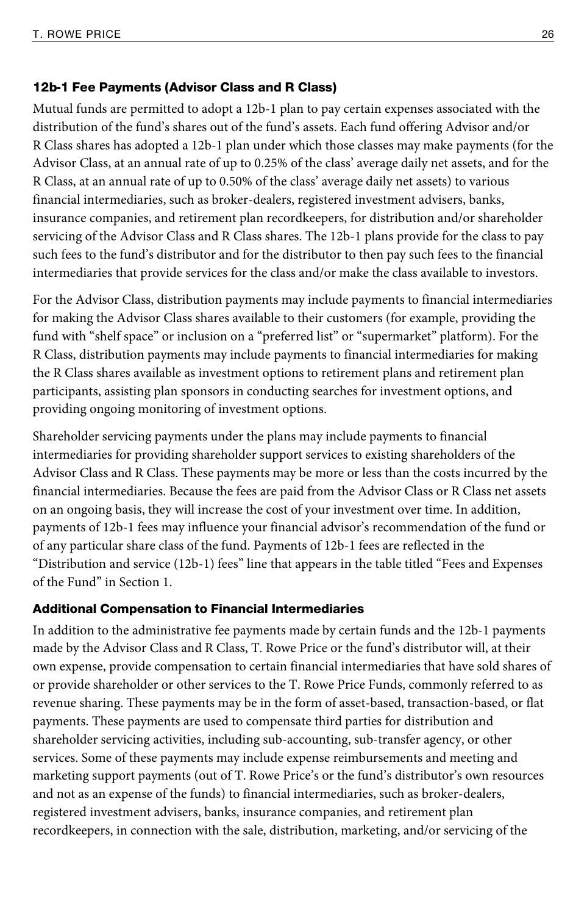### 12b-1 Fee Payments (Advisor Class and R Class)

Mutual funds are permitted to adopt a 12b-1 plan to pay certain expenses associated with the distribution of the fund's shares out of the fund's assets. Each fund offering Advisor and/or R Class shares has adopted a 12b-1 plan under which those classes may make payments (for the Advisor Class, at an annual rate of up to 0.25% of the class' average daily net assets, and for the R Class, at an annual rate of up to 0.50% of the class' average daily net assets) to various financial intermediaries, such as broker-dealers, registered investment advisers, banks, insurance companies, and retirement plan recordkeepers, for distribution and/or shareholder servicing of the Advisor Class and R Class shares. The 12b-1 plans provide for the class to pay such fees to the fund's distributor and for the distributor to then pay such fees to the financial intermediaries that provide services for the class and/or make the class available to investors.

For the Advisor Class, distribution payments may include payments to financial intermediaries for making the Advisor Class shares available to their customers (for example, providing the fund with "shelf space" or inclusion on a "preferred list" or "supermarket" platform). For the R Class, distribution payments may include payments to financial intermediaries for making the R Class shares available as investment options to retirement plans and retirement plan participants, assisting plan sponsors in conducting searches for investment options, and providing ongoing monitoring of investment options.

Shareholder servicing payments under the plans may include payments to financial intermediaries for providing shareholder support services to existing shareholders of the Advisor Class and R Class. These payments may be more or less than the costs incurred by the financial intermediaries. Because the fees are paid from the Advisor Class or R Class net assets on an ongoing basis, they will increase the cost of your investment over time. In addition, payments of 12b-1 fees may influence your financial advisor's recommendation of the fund or of any particular share class of the fund. Payments of 12b-1 fees are reflected in the "Distribution and service (12b-1) fees" line that appears in the table titled "Fees and Expenses of the Fund" in Section 1.

### Additional Compensation to Financial Intermediaries

In addition to the administrative fee payments made by certain funds and the 12b-1 payments made by the Advisor Class and R Class, T. Rowe Price or the fund's distributor will, at their own expense, provide compensation to certain financial intermediaries that have sold shares of or provide shareholder or other services to the T. Rowe Price Funds, commonly referred to as revenue sharing. These payments may be in the form of asset-based, transaction-based, or flat payments. These payments are used to compensate third parties for distribution and shareholder servicing activities, including sub-accounting, sub-transfer agency, or other services. Some of these payments may include expense reimbursements and meeting and marketing support payments (out of T. Rowe Price's or the fund's distributor's own resources and not as an expense of the funds) to financial intermediaries, such as broker-dealers, registered investment advisers, banks, insurance companies, and retirement plan recordkeepers, in connection with the sale, distribution, marketing, and/or servicing of the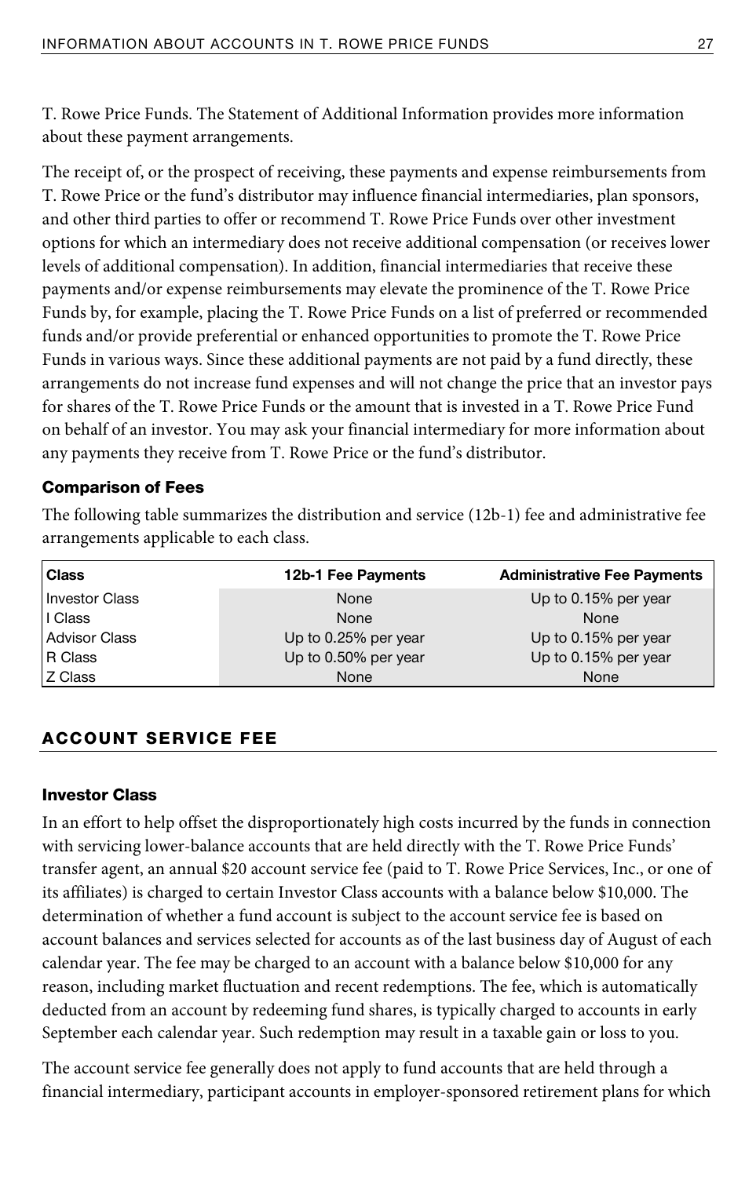T. Rowe Price Funds. The Statement of Additional Information provides more information about these payment arrangements.

The receipt of, or the prospect of receiving, these payments and expense reimbursements from T. Rowe Price or the fund's distributor may influence financial intermediaries, plan sponsors, and other third parties to offer or recommend T. Rowe Price Funds over other investment options for which an intermediary does not receive additional compensation (or receives lower levels of additional compensation). In addition, financial intermediaries that receive these payments and/or expense reimbursements may elevate the prominence of the T. Rowe Price Funds by, for example, placing the T. Rowe Price Funds on a list of preferred or recommended funds and/or provide preferential or enhanced opportunities to promote the T. Rowe Price Funds in various ways. Since these additional payments are not paid by a fund directly, these arrangements do not increase fund expenses and will not change the price that an investor pays for shares of the T. Rowe Price Funds or the amount that is invested in a T. Rowe Price Fund on behalf of an investor. You may ask your financial intermediary for more information about any payments they receive from T. Rowe Price or the fund's distributor.

### Comparison of Fees

The following table summarizes the distribution and service (12b-1) fee and administrative fee arrangements applicable to each class.

| Class | 12b-1 Fee Payments | Administrative Fee Payments |
|---|---|---|
| Investor Class | None | Up to 0.15% per year |
| I Class | None | None |
| Advisor Class | Up to 0.25% per year | Up to 0.15% per year |
| R Class | Up to 0.50% per year | Up to 0.15% per year |
| Z Class | None | None |

## ACCOUNT SERVICE FEE

### Investor Class

In an effort to help offset the disproportionately high costs incurred by the funds in connection with servicing lower-balance accounts that are held directly with the T. Rowe Price Funds' transfer agent, an annual $20 account service fee (paid to T. Rowe Price Services, Inc., or one of its affiliates) is charged to certain Investor Class accounts with a balance below $10,000. The determination of whether a fund account is subject to the account service fee is based on account balances and services selected for accounts as of the last business day of August of each calendar year. The fee may be charged to an account with a balance below $10,000 for any reason, including market fluctuation and recent redemptions. The fee, which is automatically deducted from an account by redeeming fund shares, is typically charged to accounts in early September each calendar year. Such redemption may result in a taxable gain or loss to you.

The account service fee generally does not apply to fund accounts that are held through a financial intermediary, participant accounts in employer-sponsored retirement plans for which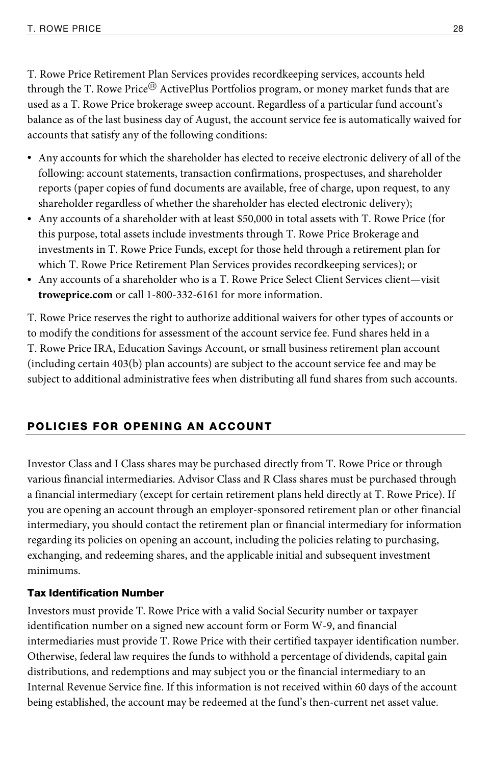T. Rowe Price Retirement Plan Services provides recordkeeping services, accounts held through the T. Rowe Price® ActivePlus Portfolios program, or money market funds that are used as a T. Rowe Price brokerage sweep account. Regardless of a particular fund account's balance as of the last business day of August, the account service fee is automatically waived for accounts that satisfy any of the following conditions:

- Any accounts for which the shareholder has elected to receive electronic delivery of all of the following: account statements, transaction confirmations, prospectuses, and shareholder reports (paper copies of fund documents are available, free of charge, upon request, to any shareholder regardless of whether the shareholder has elected electronic delivery);
- Any accounts of a shareholder with at least $50,000 in total assets with T. Rowe Price (for this purpose, total assets include investments through T. Rowe Price Brokerage and investments in T. Rowe Price Funds, except for those held through a retirement plan for which T. Rowe Price Retirement Plan Services provides recordkeeping services); or
- Any accounts of a shareholder who is a T. Rowe Price Select Client Services client—visit **troweprice.com** or call 1-800-332-6161 for more information.

T. Rowe Price reserves the right to authorize additional waivers for other types of accounts or to modify the conditions for assessment of the account service fee. Fund shares held in a T. Rowe Price IRA, Education Savings Account, or small business retirement plan account (including certain 403(b) plan accounts) are subject to the account service fee and may be subject to additional administrative fees when distributing all fund shares from such accounts.

## POLICIES FOR OPENING AN ACCOUNT

Investor Class and I Class shares may be purchased directly from T. Rowe Price or through various financial intermediaries. Advisor Class and R Class shares must be purchased through a financial intermediary (except for certain retirement plans held directly at T. Rowe Price). If you are opening an account through an employer-sponsored retirement plan or other financial intermediary, you should contact the retirement plan or financial intermediary for information regarding its policies on opening an account, including the policies relating to purchasing, exchanging, and redeeming shares, and the applicable initial and subsequent investment minimums.

### Tax Identification Number

Investors must provide T. Rowe Price with a valid Social Security number or taxpayer identification number on a signed new account form or Form W-9, and financial intermediaries must provide T. Rowe Price with their certified taxpayer identification number. Otherwise, federal law requires the funds to withhold a percentage of dividends, capital gain distributions, and redemptions and may subject you or the financial intermediary to an Internal Revenue Service fine. If this information is not received within 60 days of the account being established, the account may be redeemed at the fund's then-current net asset value.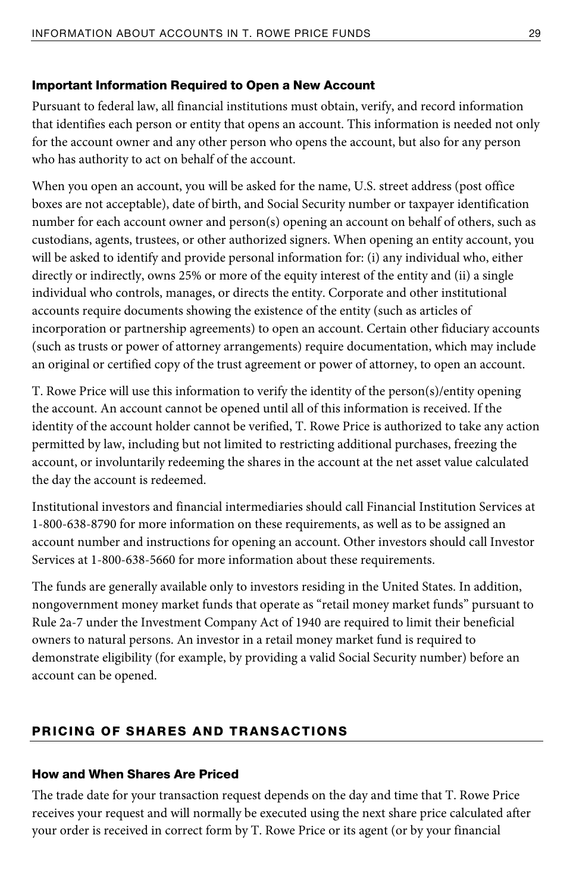### Important Information Required to Open a New Account

Pursuant to federal law, all financial institutions must obtain, verify, and record information that identifies each person or entity that opens an account. This information is needed not only for the account owner and any other person who opens the account, but also for any person who has authority to act on behalf of the account.

When you open an account, you will be asked for the name, U.S. street address (post office boxes are not acceptable), date of birth, and Social Security number or taxpayer identification number for each account owner and person(s) opening an account on behalf of others, such as custodians, agents, trustees, or other authorized signers. When opening an entity account, you will be asked to identify and provide personal information for: (i) any individual who, either directly or indirectly, owns 25% or more of the equity interest of the entity and (ii) a single individual who controls, manages, or directs the entity. Corporate and other institutional accounts require documents showing the existence of the entity (such as articles of incorporation or partnership agreements) to open an account. Certain other fiduciary accounts (such as trusts or power of attorney arrangements) require documentation, which may include an original or certified copy of the trust agreement or power of attorney, to open an account.

T. Rowe Price will use this information to verify the identity of the person(s)/entity opening the account. An account cannot be opened until all of this information is received. If the identity of the account holder cannot be verified, T. Rowe Price is authorized to take any action permitted by law, including but not limited to restricting additional purchases, freezing the account, or involuntarily redeeming the shares in the account at the net asset value calculated the day the account is redeemed.

Institutional investors and financial intermediaries should call Financial Institution Services at 1-800-638-8790 for more information on these requirements, as well as to be assigned an account number and instructions for opening an account. Other investors should call Investor Services at 1-800-638-5660 for more information about these requirements.

The funds are generally available only to investors residing in the United States. In addition, nongovernment money market funds that operate as "retail money market funds" pursuant to Rule 2a-7 under the Investment Company Act of 1940 are required to limit their beneficial owners to natural persons. An investor in a retail money market fund is required to demonstrate eligibility (for example, by providing a valid Social Security number) before an account can be opened.

## PRICING OF SHARES AND TRANSACTIONS

### How and When Shares Are Priced

The trade date for your transaction request depends on the day and time that T. Rowe Price receives your request and will normally be executed using the next share price calculated after your order is received in correct form by T. Rowe Price or its agent (or by your financial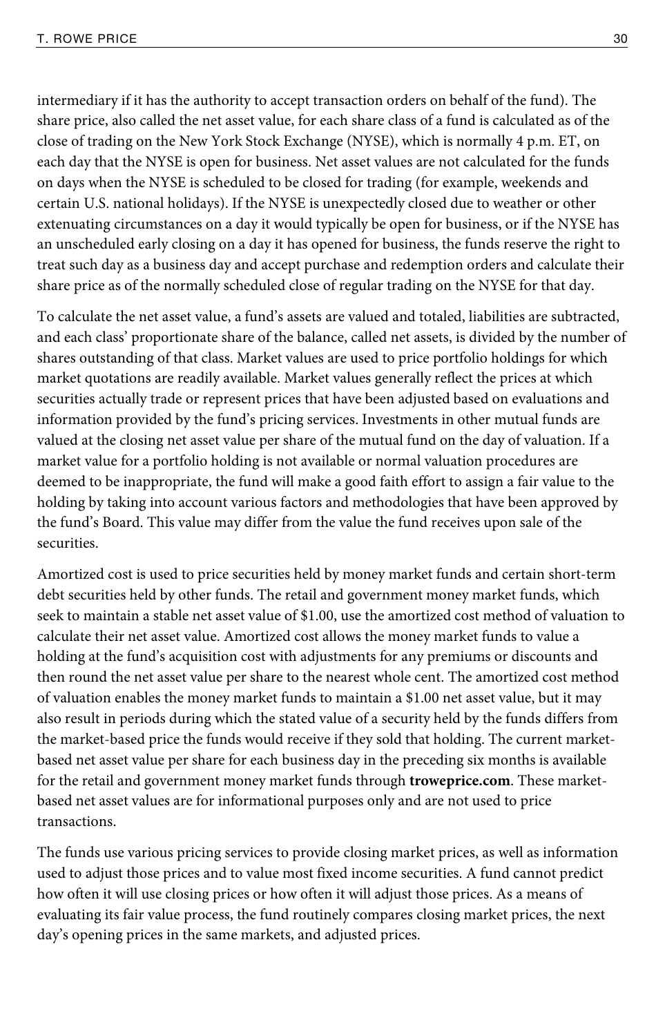intermediary if it has the authority to accept transaction orders on behalf of the fund). The share price, also called the net asset value, for each share class of a fund is calculated as of the close of trading on the New York Stock Exchange (NYSE), which is normally 4 p.m. ET, on each day that the NYSE is open for business. Net asset values are not calculated for the funds on days when the NYSE is scheduled to be closed for trading (for example, weekends and certain U.S. national holidays). If the NYSE is unexpectedly closed due to weather or other extenuating circumstances on a day it would typically be open for business, or if the NYSE has an unscheduled early closing on a day it has opened for business, the funds reserve the right to treat such day as a business day and accept purchase and redemption orders and calculate their share price as of the normally scheduled close of regular trading on the NYSE for that day.

To calculate the net asset value, a fund's assets are valued and totaled, liabilities are subtracted, and each class' proportionate share of the balance, called net assets, is divided by the number of shares outstanding of that class. Market values are used to price portfolio holdings for which market quotations are readily available. Market values generally reflect the prices at which securities actually trade or represent prices that have been adjusted based on evaluations and information provided by the fund's pricing services. Investments in other mutual funds are valued at the closing net asset value per share of the mutual fund on the day of valuation. If a market value for a portfolio holding is not available or normal valuation procedures are deemed to be inappropriate, the fund will make a good faith effort to assign a fair value to the holding by taking into account various factors and methodologies that have been approved by the fund's Board. This value may differ from the value the fund receives upon sale of the securities.

Amortized cost is used to price securities held by money market funds and certain short-term debt securities held by other funds. The retail and government money market funds, which seek to maintain a stable net asset value of $1.00, use the amortized cost method of valuation to calculate their net asset value. Amortized cost allows the money market funds to value a holding at the fund's acquisition cost with adjustments for any premiums or discounts and then round the net asset value per share to the nearest whole cent. The amortized cost method of valuation enables the money market funds to maintain a $1.00 net asset value, but it may also result in periods during which the stated value of a security held by the funds differs from the market-based price the funds would receive if they sold that holding. The current market-based net asset value per share for each business day in the preceding six months is available for the retail and government money market funds through **troweprice.com**. These market-based net asset values are for informational purposes only and are not used to price transactions.

The funds use various pricing services to provide closing market prices, as well as information used to adjust those prices and to value most fixed income securities. A fund cannot predict how often it will use closing prices or how often it will adjust those prices. As a means of evaluating its fair value process, the fund routinely compares closing market prices, the next day's opening prices in the same markets, and adjusted prices.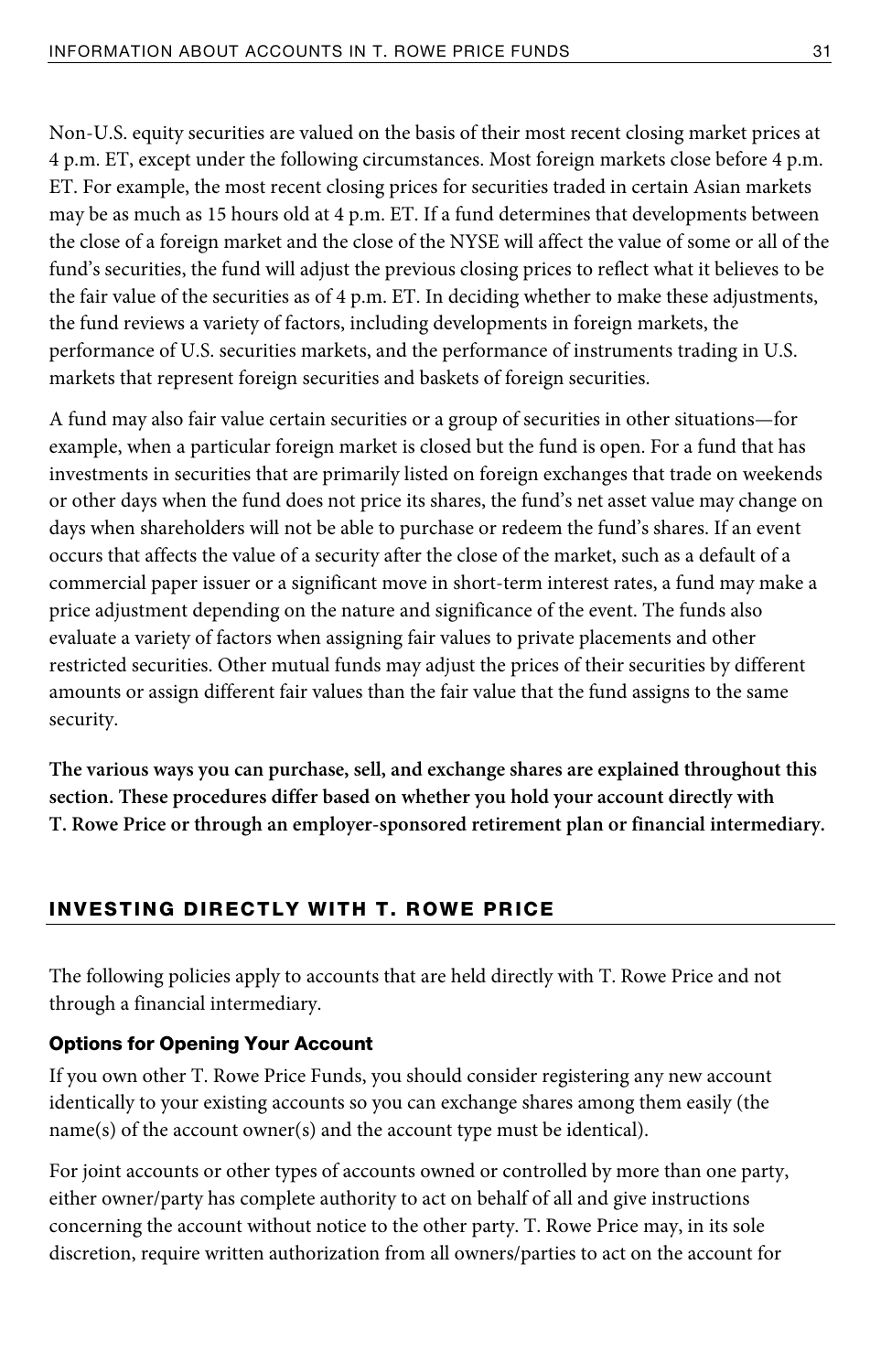Non-U.S. equity securities are valued on the basis of their most recent closing market prices at 4 p.m. ET, except under the following circumstances. Most foreign markets close before 4 p.m. ET. For example, the most recent closing prices for securities traded in certain Asian markets may be as much as 15 hours old at 4 p.m. ET. If a fund determines that developments between the close of a foreign market and the close of the NYSE will affect the value of some or all of the fund's securities, the fund will adjust the previous closing prices to reflect what it believes to be the fair value of the securities as of 4 p.m. ET. In deciding whether to make these adjustments, the fund reviews a variety of factors, including developments in foreign markets, the performance of U.S. securities markets, and the performance of instruments trading in U.S. markets that represent foreign securities and baskets of foreign securities.

A fund may also fair value certain securities or a group of securities in other situations—for example, when a particular foreign market is closed but the fund is open. For a fund that has investments in securities that are primarily listed on foreign exchanges that trade on weekends or other days when the fund does not price its shares, the fund's net asset value may change on days when shareholders will not be able to purchase or redeem the fund's shares. If an event occurs that affects the value of a security after the close of the market, such as a default of a commercial paper issuer or a significant move in short-term interest rates, a fund may make a price adjustment depending on the nature and significance of the event. The funds also evaluate a variety of factors when assigning fair values to private placements and other restricted securities. Other mutual funds may adjust the prices of their securities by different amounts or assign different fair values than the fair value that the fund assigns to the same security.

**The various ways you can purchase, sell, and exchange shares are explained throughout this section. These procedures differ based on whether you hold your account directly with T. Rowe Price or through an employer-sponsored retirement plan or financial intermediary.**

## INVESTING DIRECTLY WITH T. ROWE PRICE

The following policies apply to accounts that are held directly with T. Rowe Price and not through a financial intermediary.

### Options for Opening Your Account

If you own other T. Rowe Price Funds, you should consider registering any new account identically to your existing accounts so you can exchange shares among them easily (the name(s) of the account owner(s) and the account type must be identical).

For joint accounts or other types of accounts owned or controlled by more than one party, either owner/party has complete authority to act on behalf of all and give instructions concerning the account without notice to the other party. T. Rowe Price may, in its sole discretion, require written authorization from all owners/parties to act on the account for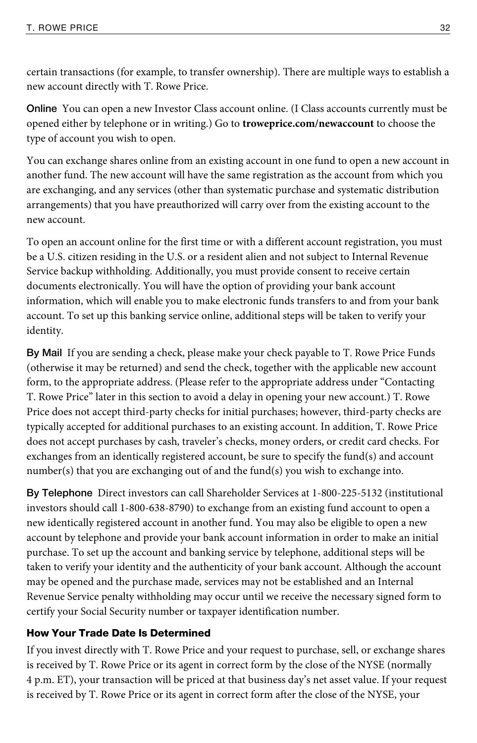certain transactions (for example, to transfer ownership). There are multiple ways to establish a new account directly with T. Rowe Price.

**Online** You can open a new Investor Class account online. (I Class accounts currently must be opened either by telephone or in writing.) Go to **troweprice.com/newaccount** to choose the type of account you wish to open.

You can exchange shares online from an existing account in one fund to open a new account in another fund. The new account will have the same registration as the account from which you are exchanging, and any services (other than systematic purchase and systematic distribution arrangements) that you have preauthorized will carry over from the existing account to the new account.

To open an account online for the first time or with a different account registration, you must be a U.S. citizen residing in the U.S. or a resident alien and not subject to Internal Revenue Service backup withholding. Additionally, you must provide consent to receive certain documents electronically. You will have the option of providing your bank account information, which will enable you to make electronic funds transfers to and from your bank account. To set up this banking service online, additional steps will be taken to verify your identity.

**By Mail** If you are sending a check, please make your check payable to T. Rowe Price Funds (otherwise it may be returned) and send the check, together with the applicable new account form, to the appropriate address. (Please refer to the appropriate address under "Contacting T. Rowe Price" later in this section to avoid a delay in opening your new account.) T. Rowe Price does not accept third-party checks for initial purchases; however, third-party checks are typically accepted for additional purchases to an existing account. In addition, T. Rowe Price does not accept purchases by cash, traveler's checks, money orders, or credit card checks. For exchanges from an identically registered account, be sure to specify the fund(s) and account number(s) that you are exchanging out of and the fund(s) you wish to exchange into.

**By Telephone** Direct investors can call Shareholder Services at 1-800-225-5132 (institutional investors should call 1-800-638-8790) to exchange from an existing fund account to open a new identically registered account in another fund. You may also be eligible to open a new account by telephone and provide your bank account information in order to make an initial purchase. To set up the account and banking service by telephone, additional steps will be taken to verify your identity and the authenticity of your bank account. Although the account may be opened and the purchase made, services may not be established and an Internal Revenue Service penalty withholding may occur until we receive the necessary signed form to certify your Social Security number or taxpayer identification number.

### How Your Trade Date Is Determined

If you invest directly with T. Rowe Price and your request to purchase, sell, or exchange shares is received by T. Rowe Price or its agent in correct form by the close of the NYSE (normally 4 p.m. ET), your transaction will be priced at that business day's net asset value. If your request is received by T. Rowe Price or its agent in correct form after the close of the NYSE, your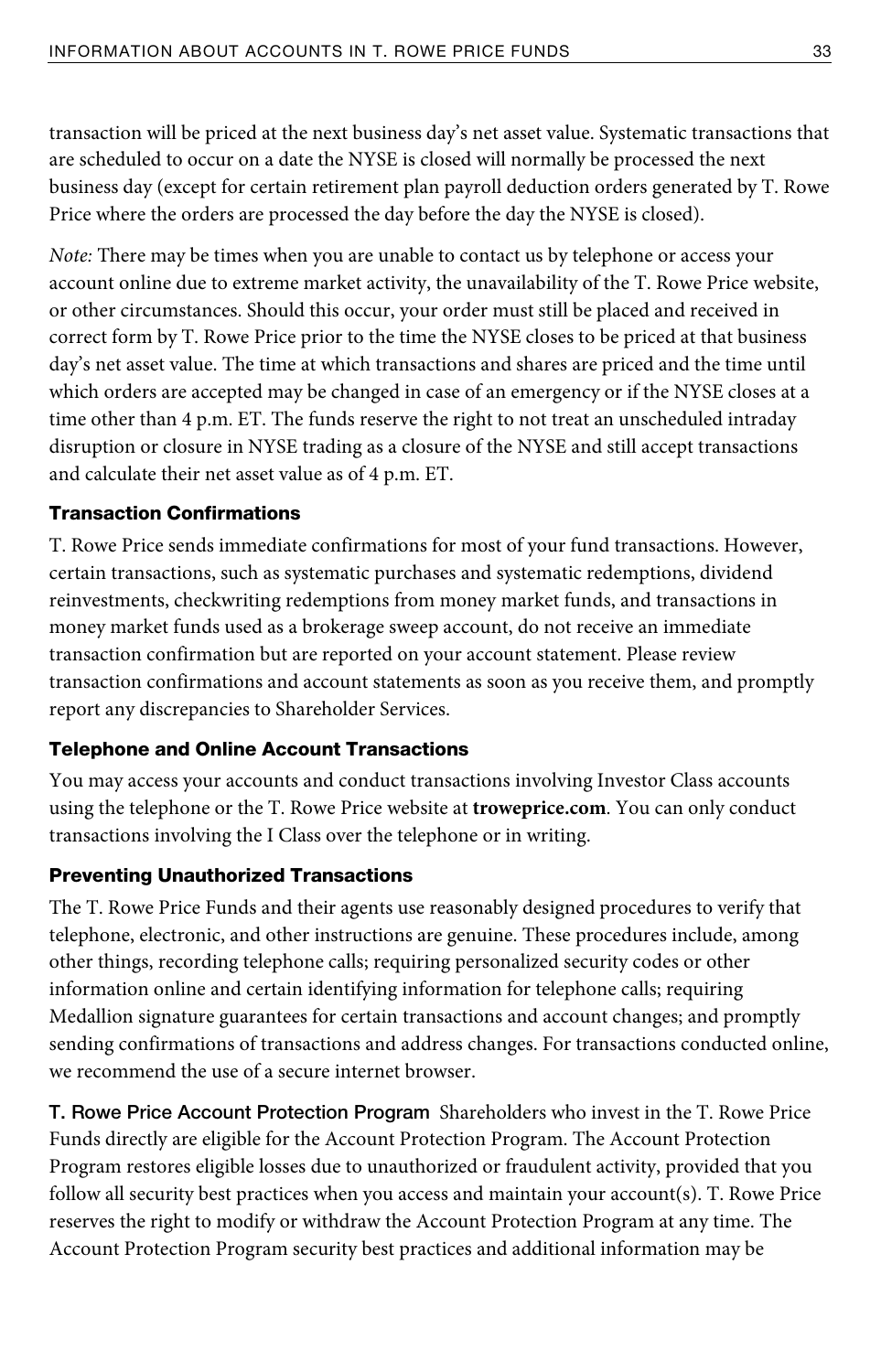transaction will be priced at the next business day's net asset value. Systematic transactions that are scheduled to occur on a date the NYSE is closed will normally be processed the next business day (except for certain retirement plan payroll deduction orders generated by T. Rowe Price where the orders are processed the day before the day the NYSE is closed).

*Note:* There may be times when you are unable to contact us by telephone or access your account online due to extreme market activity, the unavailability of the T. Rowe Price website, or other circumstances. Should this occur, your order must still be placed and received in correct form by T. Rowe Price prior to the time the NYSE closes to be priced at that business day's net asset value. The time at which transactions and shares are priced and the time until which orders are accepted may be changed in case of an emergency or if the NYSE closes at a time other than 4 p.m. ET. The funds reserve the right to not treat an unscheduled intraday disruption or closure in NYSE trading as a closure of the NYSE and still accept transactions and calculate their net asset value as of 4 p.m. ET.

### Transaction Confirmations

T. Rowe Price sends immediate confirmations for most of your fund transactions. However, certain transactions, such as systematic purchases and systematic redemptions, dividend reinvestments, checkwriting redemptions from money market funds, and transactions in money market funds used as a brokerage sweep account, do not receive an immediate transaction confirmation but are reported on your account statement. Please review transaction confirmations and account statements as soon as you receive them, and promptly report any discrepancies to Shareholder Services.

### Telephone and Online Account Transactions

You may access your accounts and conduct transactions involving Investor Class accounts using the telephone or the T. Rowe Price website at **troweprice.com**. You can only conduct transactions involving the I Class over the telephone or in writing.

### Preventing Unauthorized Transactions

The T. Rowe Price Funds and their agents use reasonably designed procedures to verify that telephone, electronic, and other instructions are genuine. These procedures include, among other things, recording telephone calls; requiring personalized security codes or other information online and certain identifying information for telephone calls; requiring Medallion signature guarantees for certain transactions and account changes; and promptly sending confirmations of transactions and address changes. For transactions conducted online, we recommend the use of a secure internet browser.

**T. Rowe Price Account Protection Program** Shareholders who invest in the T. Rowe Price Funds directly are eligible for the Account Protection Program. The Account Protection Program restores eligible losses due to unauthorized or fraudulent activity, provided that you follow all security best practices when you access and maintain your account(s). T. Rowe Price reserves the right to modify or withdraw the Account Protection Program at any time. The Account Protection Program security best practices and additional information may be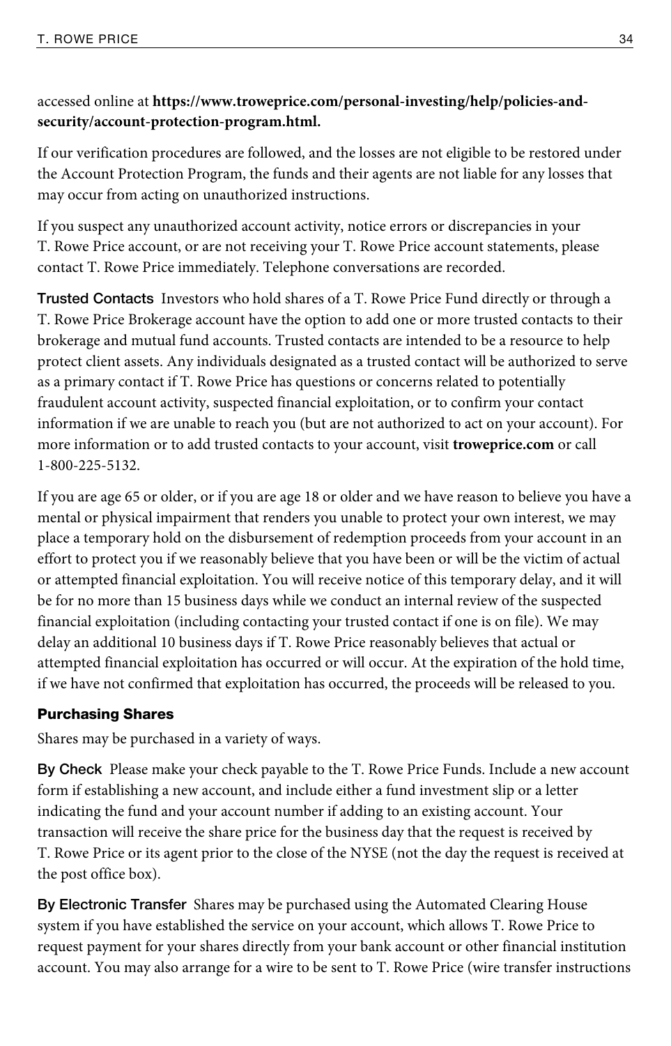accessed online at **https://www.troweprice.com/personal-investing/help/policies-and-security/account-protection-program.html.**

If our verification procedures are followed, and the losses are not eligible to be restored under the Account Protection Program, the funds and their agents are not liable for any losses that may occur from acting on unauthorized instructions.

If you suspect any unauthorized account activity, notice errors or discrepancies in your T. Rowe Price account, or are not receiving your T. Rowe Price account statements, please contact T. Rowe Price immediately. Telephone conversations are recorded.

**Trusted Contacts** Investors who hold shares of a T. Rowe Price Fund directly or through a T. Rowe Price Brokerage account have the option to add one or more trusted contacts to their brokerage and mutual fund accounts. Trusted contacts are intended to be a resource to help protect client assets. Any individuals designated as a trusted contact will be authorized to serve as a primary contact if T. Rowe Price has questions or concerns related to potentially fraudulent account activity, suspected financial exploitation, or to confirm your contact information if we are unable to reach you (but are not authorized to act on your account). For more information or to add trusted contacts to your account, visit **troweprice.com** or call 1-800-225-5132.

If you are age 65 or older, or if you are age 18 or older and we have reason to believe you have a mental or physical impairment that renders you unable to protect your own interest, we may place a temporary hold on the disbursement of redemption proceeds from your account in an effort to protect you if we reasonably believe that you have been or will be the victim of actual or attempted financial exploitation. You will receive notice of this temporary delay, and it will be for no more than 15 business days while we conduct an internal review of the suspected financial exploitation (including contacting your trusted contact if one is on file). We may delay an additional 10 business days if T. Rowe Price reasonably believes that actual or attempted financial exploitation has occurred or will occur. At the expiration of the hold time, if we have not confirmed that exploitation has occurred, the proceeds will be released to you.

### Purchasing Shares

Shares may be purchased in a variety of ways.

**By Check** Please make your check payable to the T. Rowe Price Funds. Include a new account form if establishing a new account, and include either a fund investment slip or a letter indicating the fund and your account number if adding to an existing account. Your transaction will receive the share price for the business day that the request is received by T. Rowe Price or its agent prior to the close of the NYSE (not the day the request is received at the post office box).

**By Electronic Transfer** Shares may be purchased using the Automated Clearing House system if you have established the service on your account, which allows T. Rowe Price to request payment for your shares directly from your bank account or other financial institution account. You may also arrange for a wire to be sent to T. Rowe Price (wire transfer instructions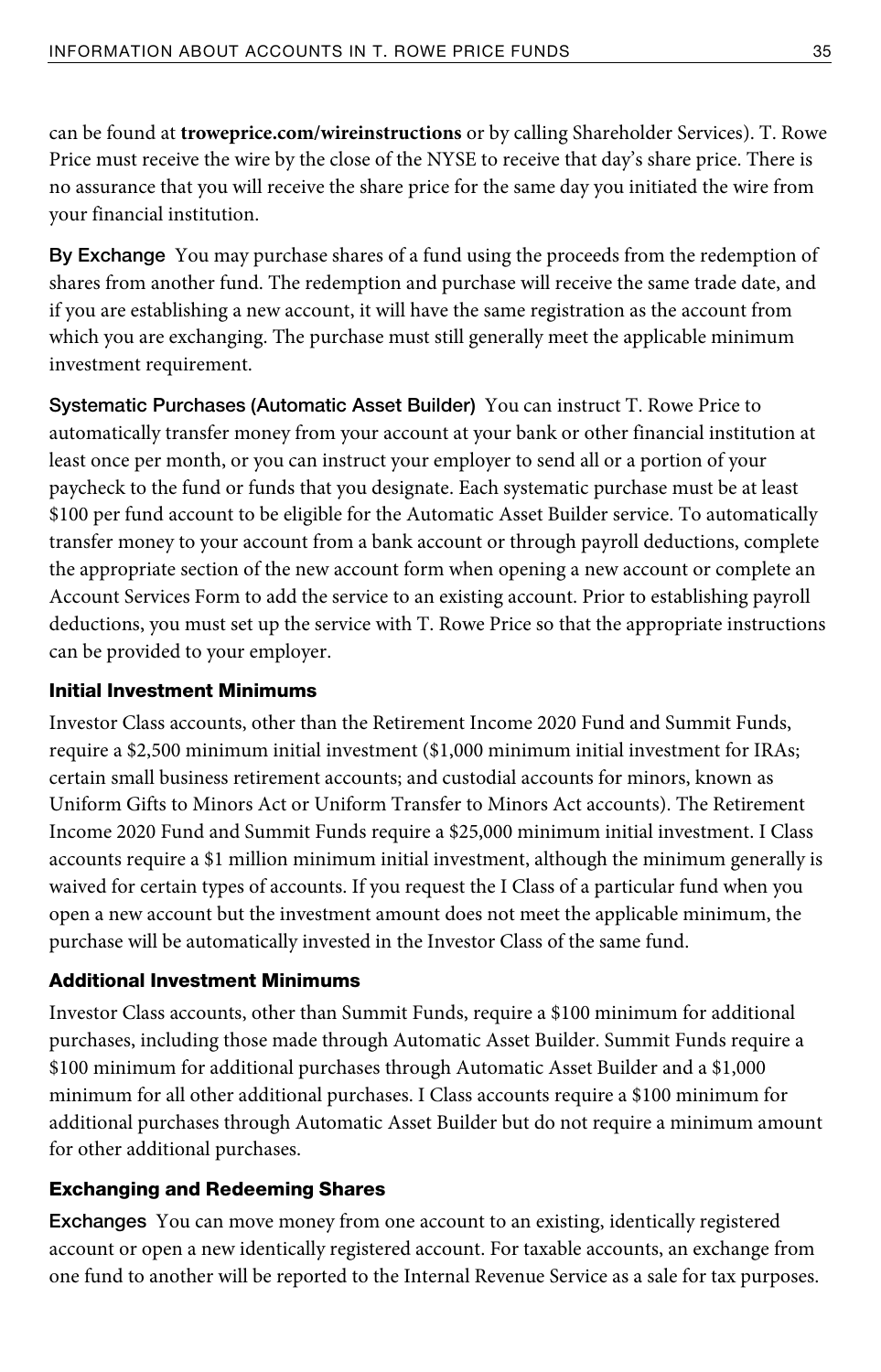can be found at **troweprice.com/wireinstructions** or by calling Shareholder Services). T. Rowe Price must receive the wire by the close of the NYSE to receive that day's share price. There is no assurance that you will receive the share price for the same day you initiated the wire from your financial institution.

**By Exchange** You may purchase shares of a fund using the proceeds from the redemption of shares from another fund. The redemption and purchase will receive the same trade date, and if you are establishing a new account, it will have the same registration as the account from which you are exchanging. The purchase must still generally meet the applicable minimum investment requirement.

**Systematic Purchases (Automatic Asset Builder)** You can instruct T. Rowe Price to automatically transfer money from your account at your bank or other financial institution at least once per month, or you can instruct your employer to send all or a portion of your paycheck to the fund or funds that you designate. Each systematic purchase must be at least $100 per fund account to be eligible for the Automatic Asset Builder service. To automatically transfer money to your account from a bank account or through payroll deductions, complete the appropriate section of the new account form when opening a new account or complete an Account Services Form to add the service to an existing account. Prior to establishing payroll deductions, you must set up the service with T. Rowe Price so that the appropriate instructions can be provided to your employer.

### Initial Investment Minimums

Investor Class accounts, other than the Retirement Income 2020 Fund and Summit Funds, require a $2,500 minimum initial investment ($1,000 minimum initial investment for IRAs; certain small business retirement accounts; and custodial accounts for minors, known as Uniform Gifts to Minors Act or Uniform Transfer to Minors Act accounts). The Retirement Income 2020 Fund and Summit Funds require a $25,000 minimum initial investment. I Class accounts require a $1 million minimum initial investment, although the minimum generally is waived for certain types of accounts. If you request the I Class of a particular fund when you open a new account but the investment amount does not meet the applicable minimum, the purchase will be automatically invested in the Investor Class of the same fund.

### Additional Investment Minimums

Investor Class accounts, other than Summit Funds, require a $100 minimum for additional purchases, including those made through Automatic Asset Builder. Summit Funds require a $100 minimum for additional purchases through Automatic Asset Builder and a $1,000 minimum for all other additional purchases. I Class accounts require a $100 minimum for additional purchases through Automatic Asset Builder but do not require a minimum amount for other additional purchases.

### Exchanging and Redeeming Shares

**Exchanges** You can move money from one account to an existing, identically registered account or open a new identically registered account. For taxable accounts, an exchange from one fund to another will be reported to the Internal Revenue Service as a sale for tax purposes.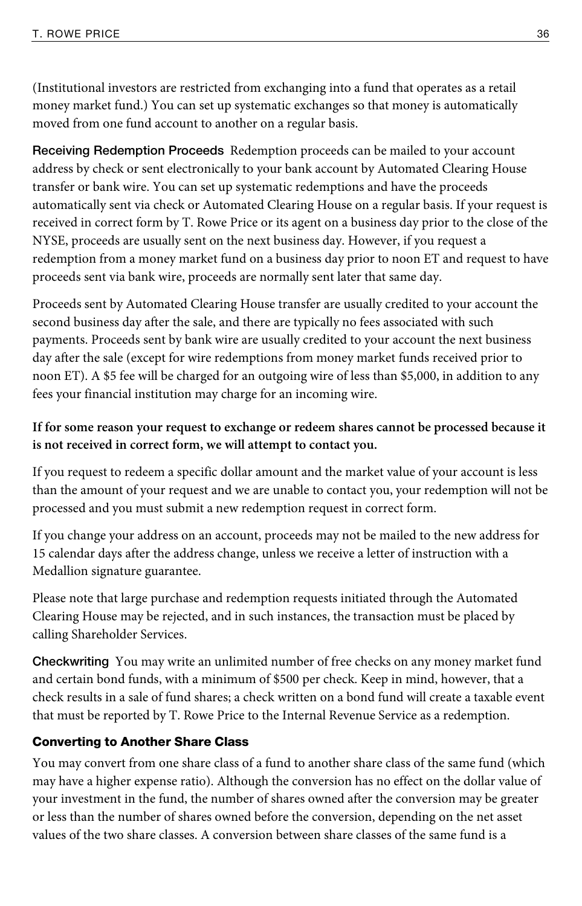(Institutional investors are restricted from exchanging into a fund that operates as a retail money market fund.) You can set up systematic exchanges so that money is automatically moved from one fund account to another on a regular basis.

**Receiving Redemption Proceeds** Redemption proceeds can be mailed to your account address by check or sent electronically to your bank account by Automated Clearing House transfer or bank wire. You can set up systematic redemptions and have the proceeds automatically sent via check or Automated Clearing House on a regular basis. If your request is received in correct form by T. Rowe Price or its agent on a business day prior to the close of the NYSE, proceeds are usually sent on the next business day. However, if you request a redemption from a money market fund on a business day prior to noon ET and request to have proceeds sent via bank wire, proceeds are normally sent later that same day.

Proceeds sent by Automated Clearing House transfer are usually credited to your account the second business day after the sale, and there are typically no fees associated with such payments. Proceeds sent by bank wire are usually credited to your account the next business day after the sale (except for wire redemptions from money market funds received prior to noon ET). A $5 fee will be charged for an outgoing wire of less than $5,000, in addition to any fees your financial institution may charge for an incoming wire.

**If for some reason your request to exchange or redeem shares cannot be processed because it is not received in correct form, we will attempt to contact you.**

If you request to redeem a specific dollar amount and the market value of your account is less than the amount of your request and we are unable to contact you, your redemption will not be processed and you must submit a new redemption request in correct form.

If you change your address on an account, proceeds may not be mailed to the new address for 15 calendar days after the address change, unless we receive a letter of instruction with a Medallion signature guarantee.

Please note that large purchase and redemption requests initiated through the Automated Clearing House may be rejected, and in such instances, the transaction must be placed by calling Shareholder Services.

**Checkwriting** You may write an unlimited number of free checks on any money market fund and certain bond funds, with a minimum of $500 per check. Keep in mind, however, that a check results in a sale of fund shares; a check written on a bond fund will create a taxable event that must be reported by T. Rowe Price to the Internal Revenue Service as a redemption.

### Converting to Another Share Class

You may convert from one share class of a fund to another share class of the same fund (which may have a higher expense ratio). Although the conversion has no effect on the dollar value of your investment in the fund, the number of shares owned after the conversion may be greater or less than the number of shares owned before the conversion, depending on the net asset values of the two share classes. A conversion between share classes of the same fund is a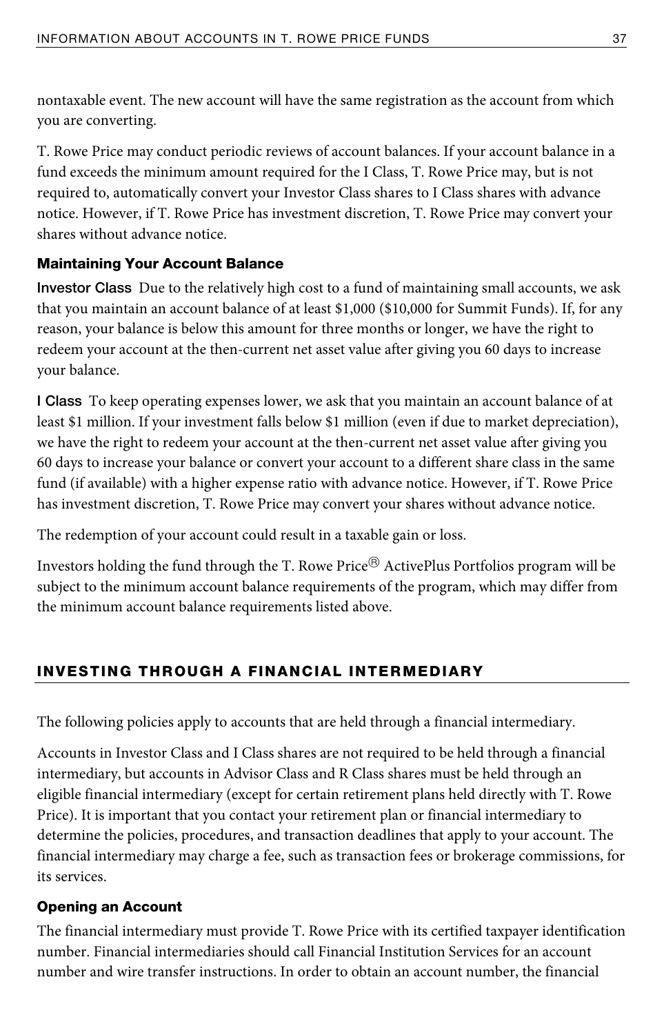nontaxable event. The new account will have the same registration as the account from which you are converting.

T. Rowe Price may conduct periodic reviews of account balances. If your account balance in a fund exceeds the minimum amount required for the I Class, T. Rowe Price may, but is not required to, automatically convert your Investor Class shares to I Class shares with advance notice. However, if T. Rowe Price has investment discretion, T. Rowe Price may convert your shares without advance notice.

### Maintaining Your Account Balance

**Investor Class** Due to the relatively high cost to a fund of maintaining small accounts, we ask that you maintain an account balance of at least $1,000 ($10,000 for Summit Funds). If, for any reason, your balance is below this amount for three months or longer, we have the right to redeem your account at the then-current net asset value after giving you 60 days to increase your balance.

**I Class** To keep operating expenses lower, we ask that you maintain an account balance of at least $1 million. If your investment falls below $1 million (even if due to market depreciation), we have the right to redeem your account at the then-current net asset value after giving you 60 days to increase your balance or convert your account to a different share class in the same fund (if available) with a higher expense ratio with advance notice. However, if T. Rowe Price has investment discretion, T. Rowe Price may convert your shares without advance notice.

The redemption of your account could result in a taxable gain or loss.

Investors holding the fund through the T. Rowe Price® ActivePlus Portfolios program will be subject to the minimum account balance requirements of the program, which may differ from the minimum account balance requirements listed above.

## INVESTING THROUGH A FINANCIAL INTERMEDIARY

The following policies apply to accounts that are held through a financial intermediary.

Accounts in Investor Class and I Class shares are not required to be held through a financial intermediary, but accounts in Advisor Class and R Class shares must be held through an eligible financial intermediary (except for certain retirement plans held directly with T. Rowe Price). It is important that you contact your retirement plan or financial intermediary to determine the policies, procedures, and transaction deadlines that apply to your account. The financial intermediary may charge a fee, such as transaction fees or brokerage commissions, for its services.

### Opening an Account

The financial intermediary must provide T. Rowe Price with its certified taxpayer identification number. Financial intermediaries should call Financial Institution Services for an account number and wire transfer instructions. In order to obtain an account number, the financial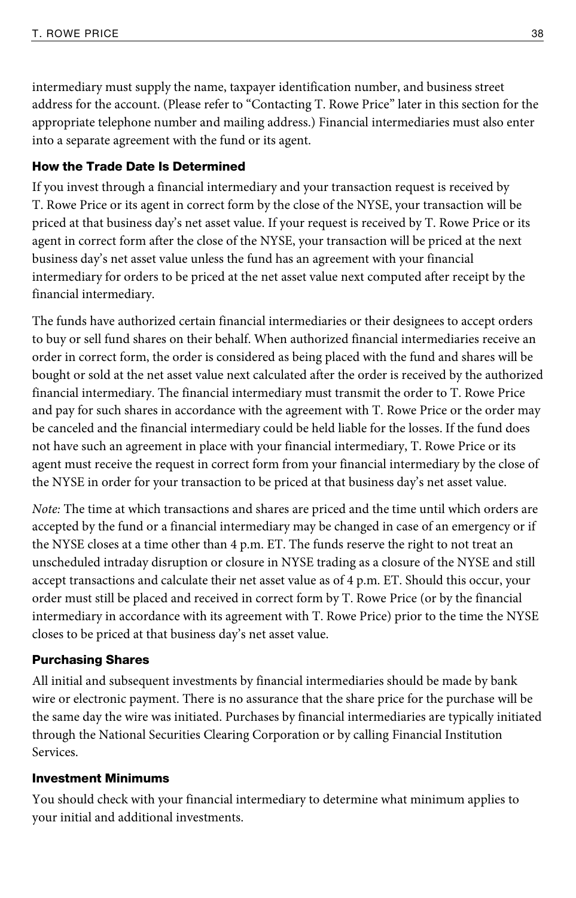intermediary must supply the name, taxpayer identification number, and business street address for the account. (Please refer to "Contacting T. Rowe Price" later in this section for the appropriate telephone number and mailing address.) Financial intermediaries must also enter into a separate agreement with the fund or its agent.

### How the Trade Date Is Determined

If you invest through a financial intermediary and your transaction request is received by T. Rowe Price or its agent in correct form by the close of the NYSE, your transaction will be priced at that business day's net asset value. If your request is received by T. Rowe Price or its agent in correct form after the close of the NYSE, your transaction will be priced at the next business day's net asset value unless the fund has an agreement with your financial intermediary for orders to be priced at the net asset value next computed after receipt by the financial intermediary.

The funds have authorized certain financial intermediaries or their designees to accept orders to buy or sell fund shares on their behalf. When authorized financial intermediaries receive an order in correct form, the order is considered as being placed with the fund and shares will be bought or sold at the net asset value next calculated after the order is received by the authorized financial intermediary. The financial intermediary must transmit the order to T. Rowe Price and pay for such shares in accordance with the agreement with T. Rowe Price or the order may be canceled and the financial intermediary could be held liable for the losses. If the fund does not have such an agreement in place with your financial intermediary, T. Rowe Price or its agent must receive the request in correct form from your financial intermediary by the close of the NYSE in order for your transaction to be priced at that business day's net asset value.

*Note:* The time at which transactions and shares are priced and the time until which orders are accepted by the fund or a financial intermediary may be changed in case of an emergency or if the NYSE closes at a time other than 4 p.m. ET. The funds reserve the right to not treat an unscheduled intraday disruption or closure in NYSE trading as a closure of the NYSE and still accept transactions and calculate their net asset value as of 4 p.m. ET. Should this occur, your order must still be placed and received in correct form by T. Rowe Price (or by the financial intermediary in accordance with its agreement with T. Rowe Price) prior to the time the NYSE closes to be priced at that business day's net asset value.

### Purchasing Shares

All initial and subsequent investments by financial intermediaries should be made by bank wire or electronic payment. There is no assurance that the share price for the purchase will be the same day the wire was initiated. Purchases by financial intermediaries are typically initiated through the National Securities Clearing Corporation or by calling Financial Institution Services.

### Investment Minimums

You should check with your financial intermediary to determine what minimum applies to your initial and additional investments.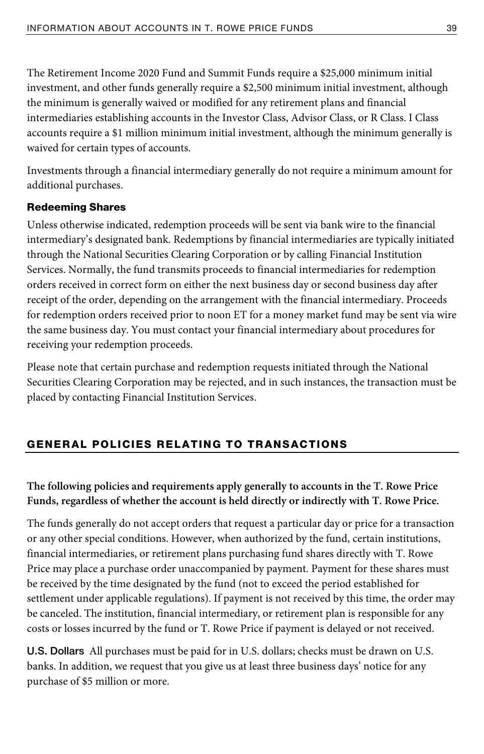The Retirement Income 2020 Fund and Summit Funds require a $25,000 minimum initial investment, and other funds generally require a $2,500 minimum initial investment, although the minimum is generally waived or modified for any retirement plans and financial intermediaries establishing accounts in the Investor Class, Advisor Class, or R Class. I Class accounts require a $1 million minimum initial investment, although the minimum generally is waived for certain types of accounts.

Investments through a financial intermediary generally do not require a minimum amount for additional purchases.

### Redeeming Shares

Unless otherwise indicated, redemption proceeds will be sent via bank wire to the financial intermediary's designated bank. Redemptions by financial intermediaries are typically initiated through the National Securities Clearing Corporation or by calling Financial Institution Services. Normally, the fund transmits proceeds to financial intermediaries for redemption orders received in correct form on either the next business day or second business day after receipt of the order, depending on the arrangement with the financial intermediary. Proceeds for redemption orders received prior to noon ET for a money market fund may be sent via wire the same business day. You must contact your financial intermediary about procedures for receiving your redemption proceeds.

Please note that certain purchase and redemption requests initiated through the National Securities Clearing Corporation may be rejected, and in such instances, the transaction must be placed by contacting Financial Institution Services.

## GENERAL POLICIES RELATING TO TRANSACTIONS

**The following policies and requirements apply generally to accounts in the T. Rowe Price Funds, regardless of whether the account is held directly or indirectly with T. Rowe Price.**

The funds generally do not accept orders that request a particular day or price for a transaction or any other special conditions. However, when authorized by the fund, certain institutions, financial intermediaries, or retirement plans purchasing fund shares directly with T. Rowe Price may place a purchase order unaccompanied by payment. Payment for these shares must be received by the time designated by the fund (not to exceed the period established for settlement under applicable regulations). If payment is not received by this time, the order may be canceled. The institution, financial intermediary, or retirement plan is responsible for any costs or losses incurred by the fund or T. Rowe Price if payment is delayed or not received.

**U.S. Dollars** All purchases must be paid for in U.S. dollars; checks must be drawn on U.S. banks. In addition, we request that you give us at least three business days' notice for any purchase of $5 million or more.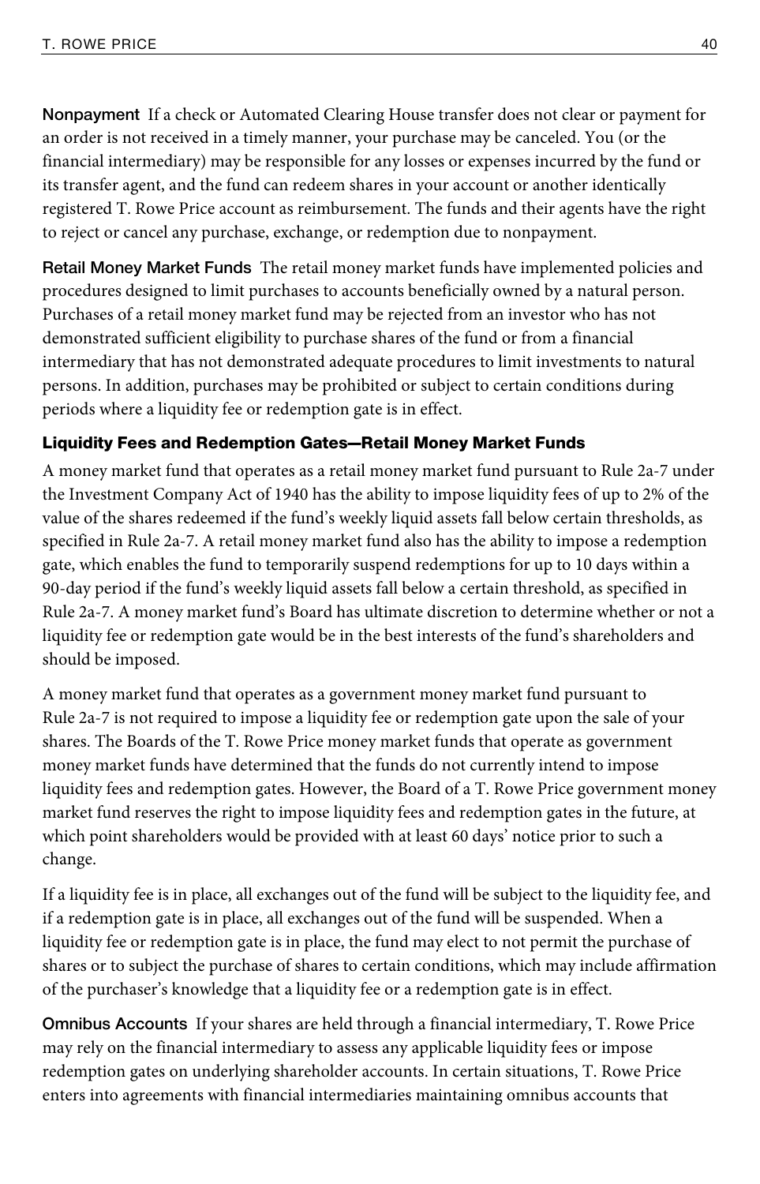**Nonpayment** If a check or Automated Clearing House transfer does not clear or payment for an order is not received in a timely manner, your purchase may be canceled. You (or the financial intermediary) may be responsible for any losses or expenses incurred by the fund or its transfer agent, and the fund can redeem shares in your account or another identically registered T. Rowe Price account as reimbursement. The funds and their agents have the right to reject or cancel any purchase, exchange, or redemption due to nonpayment.

**Retail Money Market Funds** The retail money market funds have implemented policies and procedures designed to limit purchases to accounts beneficially owned by a natural person. Purchases of a retail money market fund may be rejected from an investor who has not demonstrated sufficient eligibility to purchase shares of the fund or from a financial intermediary that has not demonstrated adequate procedures to limit investments to natural persons. In addition, purchases may be prohibited or subject to certain conditions during periods where a liquidity fee or redemption gate is in effect.

### Liquidity Fees and Redemption Gates—Retail Money Market Funds

A money market fund that operates as a retail money market fund pursuant to Rule 2a-7 under the Investment Company Act of 1940 has the ability to impose liquidity fees of up to 2% of the value of the shares redeemed if the fund's weekly liquid assets fall below certain thresholds, as specified in Rule 2a-7. A retail money market fund also has the ability to impose a redemption gate, which enables the fund to temporarily suspend redemptions for up to 10 days within a 90-day period if the fund's weekly liquid assets fall below a certain threshold, as specified in Rule 2a-7. A money market fund's Board has ultimate discretion to determine whether or not a liquidity fee or redemption gate would be in the best interests of the fund's shareholders and should be imposed.

A money market fund that operates as a government money market fund pursuant to Rule 2a-7 is not required to impose a liquidity fee or redemption gate upon the sale of your shares. The Boards of the T. Rowe Price money market funds that operate as government money market funds have determined that the funds do not currently intend to impose liquidity fees and redemption gates. However, the Board of a T. Rowe Price government money market fund reserves the right to impose liquidity fees and redemption gates in the future, at which point shareholders would be provided with at least 60 days' notice prior to such a change.

If a liquidity fee is in place, all exchanges out of the fund will be subject to the liquidity fee, and if a redemption gate is in place, all exchanges out of the fund will be suspended. When a liquidity fee or redemption gate is in place, the fund may elect to not permit the purchase of shares or to subject the purchase of shares to certain conditions, which may include affirmation of the purchaser's knowledge that a liquidity fee or a redemption gate is in effect.

**Omnibus Accounts** If your shares are held through a financial intermediary, T. Rowe Price may rely on the financial intermediary to assess any applicable liquidity fees or impose redemption gates on underlying shareholder accounts. In certain situations, T. Rowe Price enters into agreements with financial intermediaries maintaining omnibus accounts that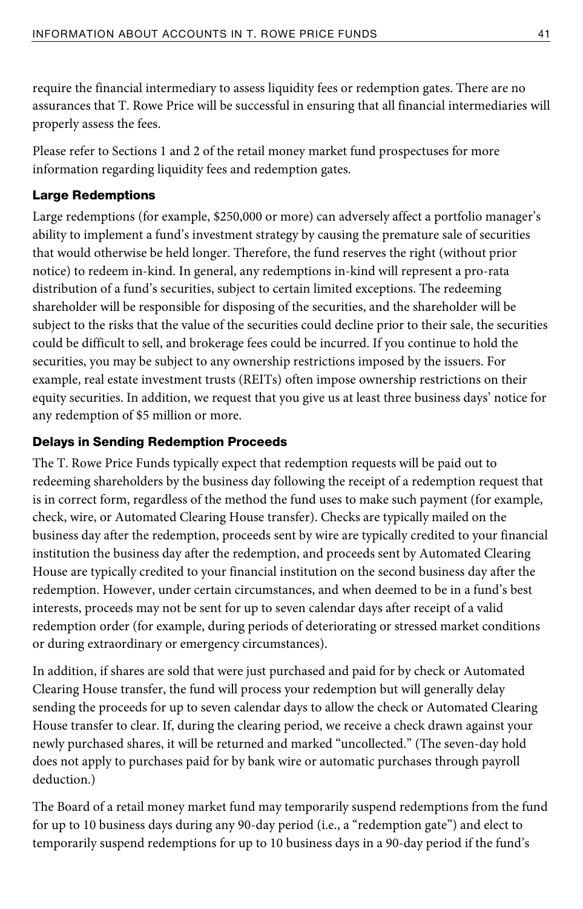require the financial intermediary to assess liquidity fees or redemption gates. There are no assurances that T. Rowe Price will be successful in ensuring that all financial intermediaries will properly assess the fees.

Please refer to Sections 1 and 2 of the retail money market fund prospectuses for more information regarding liquidity fees and redemption gates.

### Large Redemptions

Large redemptions (for example, $250,000 or more) can adversely affect a portfolio manager's ability to implement a fund's investment strategy by causing the premature sale of securities that would otherwise be held longer. Therefore, the fund reserves the right (without prior notice) to redeem in-kind. In general, any redemptions in-kind will represent a pro-rata distribution of a fund's securities, subject to certain limited exceptions. The redeeming shareholder will be responsible for disposing of the securities, and the shareholder will be subject to the risks that the value of the securities could decline prior to their sale, the securities could be difficult to sell, and brokerage fees could be incurred. If you continue to hold the securities, you may be subject to any ownership restrictions imposed by the issuers. For example, real estate investment trusts (REITs) often impose ownership restrictions on their equity securities. In addition, we request that you give us at least three business days' notice for any redemption of $5 million or more.

### Delays in Sending Redemption Proceeds

The T. Rowe Price Funds typically expect that redemption requests will be paid out to redeeming shareholders by the business day following the receipt of a redemption request that is in correct form, regardless of the method the fund uses to make such payment (for example, check, wire, or Automated Clearing House transfer). Checks are typically mailed on the business day after the redemption, proceeds sent by wire are typically credited to your financial institution the business day after the redemption, and proceeds sent by Automated Clearing House are typically credited to your financial institution on the second business day after the redemption. However, under certain circumstances, and when deemed to be in a fund's best interests, proceeds may not be sent for up to seven calendar days after receipt of a valid redemption order (for example, during periods of deteriorating or stressed market conditions or during extraordinary or emergency circumstances).

In addition, if shares are sold that were just purchased and paid for by check or Automated Clearing House transfer, the fund will process your redemption but will generally delay sending the proceeds for up to seven calendar days to allow the check or Automated Clearing House transfer to clear. If, during the clearing period, we receive a check drawn against your newly purchased shares, it will be returned and marked "uncollected." (The seven-day hold does not apply to purchases paid for by bank wire or automatic purchases through payroll deduction.)

The Board of a retail money market fund may temporarily suspend redemptions from the fund for up to 10 business days during any 90-day period (i.e., a "redemption gate") and elect to temporarily suspend redemptions for up to 10 business days in a 90-day period if the fund's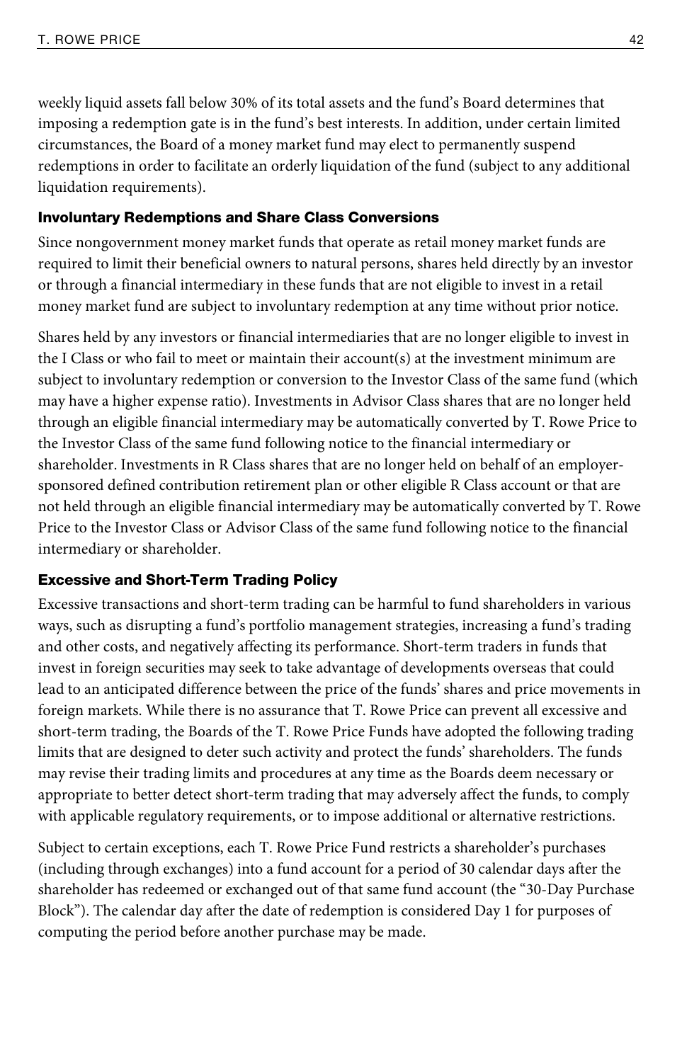weekly liquid assets fall below 30% of its total assets and the fund's Board determines that imposing a redemption gate is in the fund's best interests. In addition, under certain limited circumstances, the Board of a money market fund may elect to permanently suspend redemptions in order to facilitate an orderly liquidation of the fund (subject to any additional liquidation requirements).

### Involuntary Redemptions and Share Class Conversions

Since nongovernment money market funds that operate as retail money market funds are required to limit their beneficial owners to natural persons, shares held directly by an investor or through a financial intermediary in these funds that are not eligible to invest in a retail money market fund are subject to involuntary redemption at any time without prior notice.

Shares held by any investors or financial intermediaries that are no longer eligible to invest in the I Class or who fail to meet or maintain their account(s) at the investment minimum are subject to involuntary redemption or conversion to the Investor Class of the same fund (which may have a higher expense ratio). Investments in Advisor Class shares that are no longer held through an eligible financial intermediary may be automatically converted by T. Rowe Price to the Investor Class of the same fund following notice to the financial intermediary or shareholder. Investments in R Class shares that are no longer held on behalf of an employer-sponsored defined contribution retirement plan or other eligible R Class account or that are not held through an eligible financial intermediary may be automatically converted by T. Rowe Price to the Investor Class or Advisor Class of the same fund following notice to the financial intermediary or shareholder.

### Excessive and Short-Term Trading Policy

Excessive transactions and short-term trading can be harmful to fund shareholders in various ways, such as disrupting a fund's portfolio management strategies, increasing a fund's trading and other costs, and negatively affecting its performance. Short-term traders in funds that invest in foreign securities may seek to take advantage of developments overseas that could lead to an anticipated difference between the price of the funds' shares and price movements in foreign markets. While there is no assurance that T. Rowe Price can prevent all excessive and short-term trading, the Boards of the T. Rowe Price Funds have adopted the following trading limits that are designed to deter such activity and protect the funds' shareholders. The funds may revise their trading limits and procedures at any time as the Boards deem necessary or appropriate to better detect short-term trading that may adversely affect the funds, to comply with applicable regulatory requirements, or to impose additional or alternative restrictions.

Subject to certain exceptions, each T. Rowe Price Fund restricts a shareholder's purchases (including through exchanges) into a fund account for a period of 30 calendar days after the shareholder has redeemed or exchanged out of that same fund account (the "30-Day Purchase Block"). The calendar day after the date of redemption is considered Day 1 for purposes of computing the period before another purchase may be made.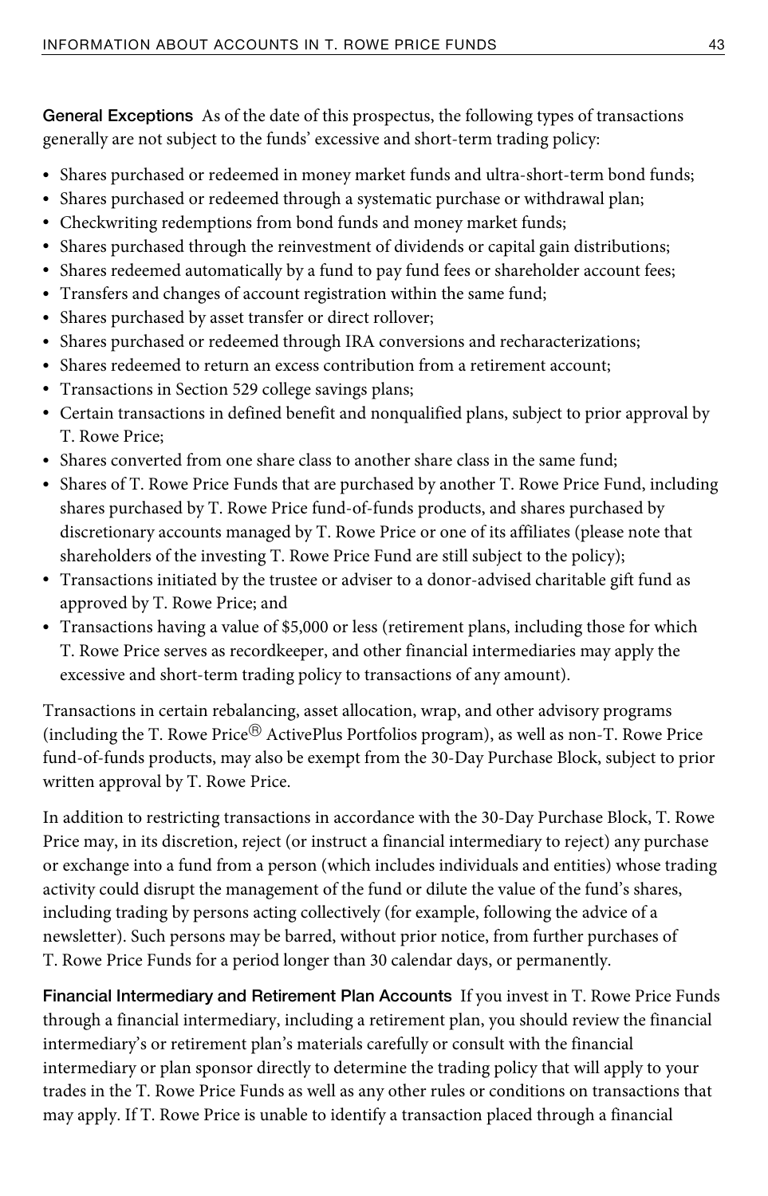**General Exceptions** As of the date of this prospectus, the following types of transactions generally are not subject to the funds' excessive and short-term trading policy:

- Shares purchased or redeemed in money market funds and ultra-short-term bond funds;
- Shares purchased or redeemed through a systematic purchase or withdrawal plan;
- Checkwriting redemptions from bond funds and money market funds;
- Shares purchased through the reinvestment of dividends or capital gain distributions;
- Shares redeemed automatically by a fund to pay fund fees or shareholder account fees;
- Transfers and changes of account registration within the same fund;
- Shares purchased by asset transfer or direct rollover;
- Shares purchased or redeemed through IRA conversions and recharacterizations;
- Shares redeemed to return an excess contribution from a retirement account;
- Transactions in Section 529 college savings plans;
- Certain transactions in defined benefit and nonqualified plans, subject to prior approval by T. Rowe Price;
- Shares converted from one share class to another share class in the same fund;
- Shares of T. Rowe Price Funds that are purchased by another T. Rowe Price Fund, including shares purchased by T. Rowe Price fund-of-funds products, and shares purchased by discretionary accounts managed by T. Rowe Price or one of its affiliates (please note that shareholders of the investing T. Rowe Price Fund are still subject to the policy);
- Transactions initiated by the trustee or adviser to a donor-advised charitable gift fund as approved by T. Rowe Price; and
- Transactions having a value of $5,000 or less (retirement plans, including those for which T. Rowe Price serves as recordkeeper, and other financial intermediaries may apply the excessive and short-term trading policy to transactions of any amount).

Transactions in certain rebalancing, asset allocation, wrap, and other advisory programs (including the T. Rowe Price® ActivePlus Portfolios program), as well as non-T. Rowe Price fund-of-funds products, may also be exempt from the 30-Day Purchase Block, subject to prior written approval by T. Rowe Price.

In addition to restricting transactions in accordance with the 30-Day Purchase Block, T. Rowe Price may, in its discretion, reject (or instruct a financial intermediary to reject) any purchase or exchange into a fund from a person (which includes individuals and entities) whose trading activity could disrupt the management of the fund or dilute the value of the fund's shares, including trading by persons acting collectively (for example, following the advice of a newsletter). Such persons may be barred, without prior notice, from further purchases of T. Rowe Price Funds for a period longer than 30 calendar days, or permanently.

**Financial Intermediary and Retirement Plan Accounts** If you invest in T. Rowe Price Funds through a financial intermediary, including a retirement plan, you should review the financial intermediary's or retirement plan's materials carefully or consult with the financial intermediary or plan sponsor directly to determine the trading policy that will apply to your trades in the T. Rowe Price Funds as well as any other rules or conditions on transactions that may apply. If T. Rowe Price is unable to identify a transaction placed through a financial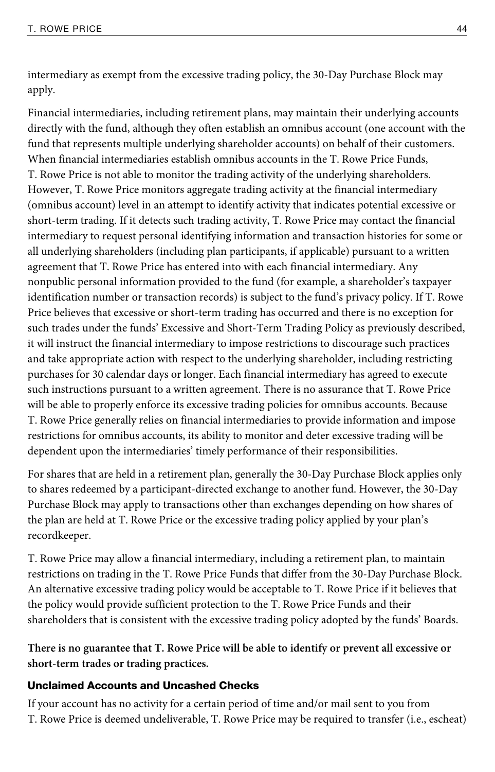intermediary as exempt from the excessive trading policy, the 30-Day Purchase Block may apply.

Financial intermediaries, including retirement plans, may maintain their underlying accounts directly with the fund, although they often establish an omnibus account (one account with the fund that represents multiple underlying shareholder accounts) on behalf of their customers. When financial intermediaries establish omnibus accounts in the T. Rowe Price Funds, T. Rowe Price is not able to monitor the trading activity of the underlying shareholders. However, T. Rowe Price monitors aggregate trading activity at the financial intermediary (omnibus account) level in an attempt to identify activity that indicates potential excessive or short-term trading. If it detects such trading activity, T. Rowe Price may contact the financial intermediary to request personal identifying information and transaction histories for some or all underlying shareholders (including plan participants, if applicable) pursuant to a written agreement that T. Rowe Price has entered into with each financial intermediary. Any nonpublic personal information provided to the fund (for example, a shareholder's taxpayer identification number or transaction records) is subject to the fund's privacy policy. If T. Rowe Price believes that excessive or short-term trading has occurred and there is no exception for such trades under the funds' Excessive and Short-Term Trading Policy as previously described, it will instruct the financial intermediary to impose restrictions to discourage such practices and take appropriate action with respect to the underlying shareholder, including restricting purchases for 30 calendar days or longer. Each financial intermediary has agreed to execute such instructions pursuant to a written agreement. There is no assurance that T. Rowe Price will be able to properly enforce its excessive trading policies for omnibus accounts. Because T. Rowe Price generally relies on financial intermediaries to provide information and impose restrictions for omnibus accounts, its ability to monitor and deter excessive trading will be dependent upon the intermediaries' timely performance of their responsibilities.

For shares that are held in a retirement plan, generally the 30-Day Purchase Block applies only to shares redeemed by a participant-directed exchange to another fund. However, the 30-Day Purchase Block may apply to transactions other than exchanges depending on how shares of the plan are held at T. Rowe Price or the excessive trading policy applied by your plan's recordkeeper.

T. Rowe Price may allow a financial intermediary, including a retirement plan, to maintain restrictions on trading in the T. Rowe Price Funds that differ from the 30-Day Purchase Block. An alternative excessive trading policy would be acceptable to T. Rowe Price if it believes that the policy would provide sufficient protection to the T. Rowe Price Funds and their shareholders that is consistent with the excessive trading policy adopted by the funds' Boards.

**There is no guarantee that T. Rowe Price will be able to identify or prevent all excessive or short-term trades or trading practices.**

### Unclaimed Accounts and Uncashed Checks

If your account has no activity for a certain period of time and/or mail sent to you from T. Rowe Price is deemed undeliverable, T. Rowe Price may be required to transfer (i.e., escheat)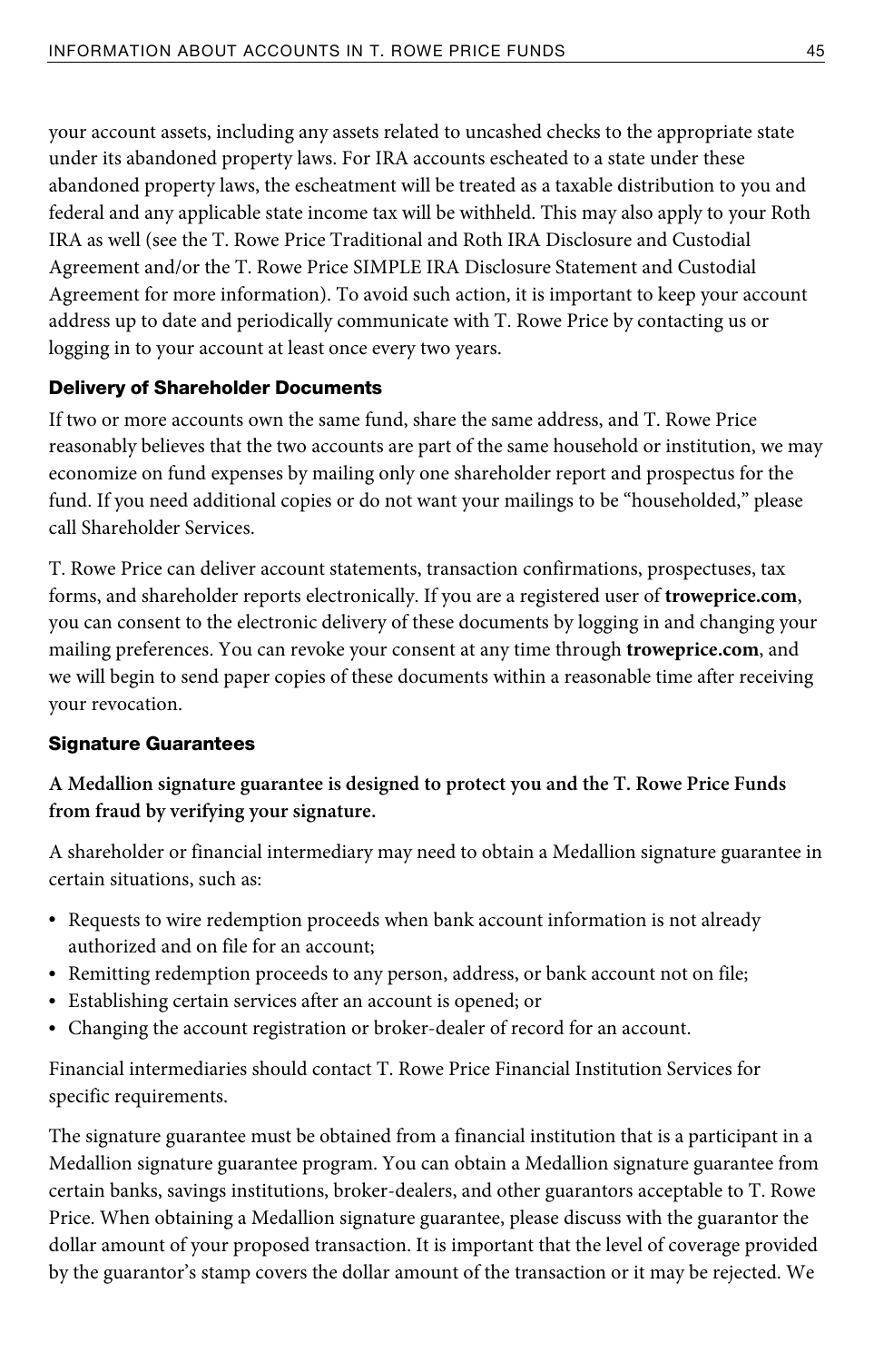your account assets, including any assets related to uncashed checks to the appropriate state under its abandoned property laws. For IRA accounts escheated to a state under these abandoned property laws, the escheatment will be treated as a taxable distribution to you and federal and any applicable state income tax will be withheld. This may also apply to your Roth IRA as well (see the T. Rowe Price Traditional and Roth IRA Disclosure and Custodial Agreement and/or the T. Rowe Price SIMPLE IRA Disclosure Statement and Custodial Agreement for more information). To avoid such action, it is important to keep your account address up to date and periodically communicate with T. Rowe Price by contacting us or logging in to your account at least once every two years.

### Delivery of Shareholder Documents

If two or more accounts own the same fund, share the same address, and T. Rowe Price reasonably believes that the two accounts are part of the same household or institution, we may economize on fund expenses by mailing only one shareholder report and prospectus for the fund. If you need additional copies or do not want your mailings to be "householded," please call Shareholder Services.

T. Rowe Price can deliver account statements, transaction confirmations, prospectuses, tax forms, and shareholder reports electronically. If you are a registered user of **troweprice.com**, you can consent to the electronic delivery of these documents by logging in and changing your mailing preferences. You can revoke your consent at any time through **troweprice.com**, and we will begin to send paper copies of these documents within a reasonable time after receiving your revocation.

### Signature Guarantees

**A Medallion signature guarantee is designed to protect you and the T. Rowe Price Funds from fraud by verifying your signature.**

A shareholder or financial intermediary may need to obtain a Medallion signature guarantee in certain situations, such as:

- Requests to wire redemption proceeds when bank account information is not already authorized and on file for an account;
- Remitting redemption proceeds to any person, address, or bank account not on file;
- Establishing certain services after an account is opened; or
- Changing the account registration or broker-dealer of record for an account.

Financial intermediaries should contact T. Rowe Price Financial Institution Services for specific requirements.

The signature guarantee must be obtained from a financial institution that is a participant in a Medallion signature guarantee program. You can obtain a Medallion signature guarantee from certain banks, savings institutions, broker-dealers, and other guarantors acceptable to T. Rowe Price. When obtaining a Medallion signature guarantee, please discuss with the guarantor the dollar amount of your proposed transaction. It is important that the level of coverage provided by the guarantor's stamp covers the dollar amount of the transaction or it may be rejected. We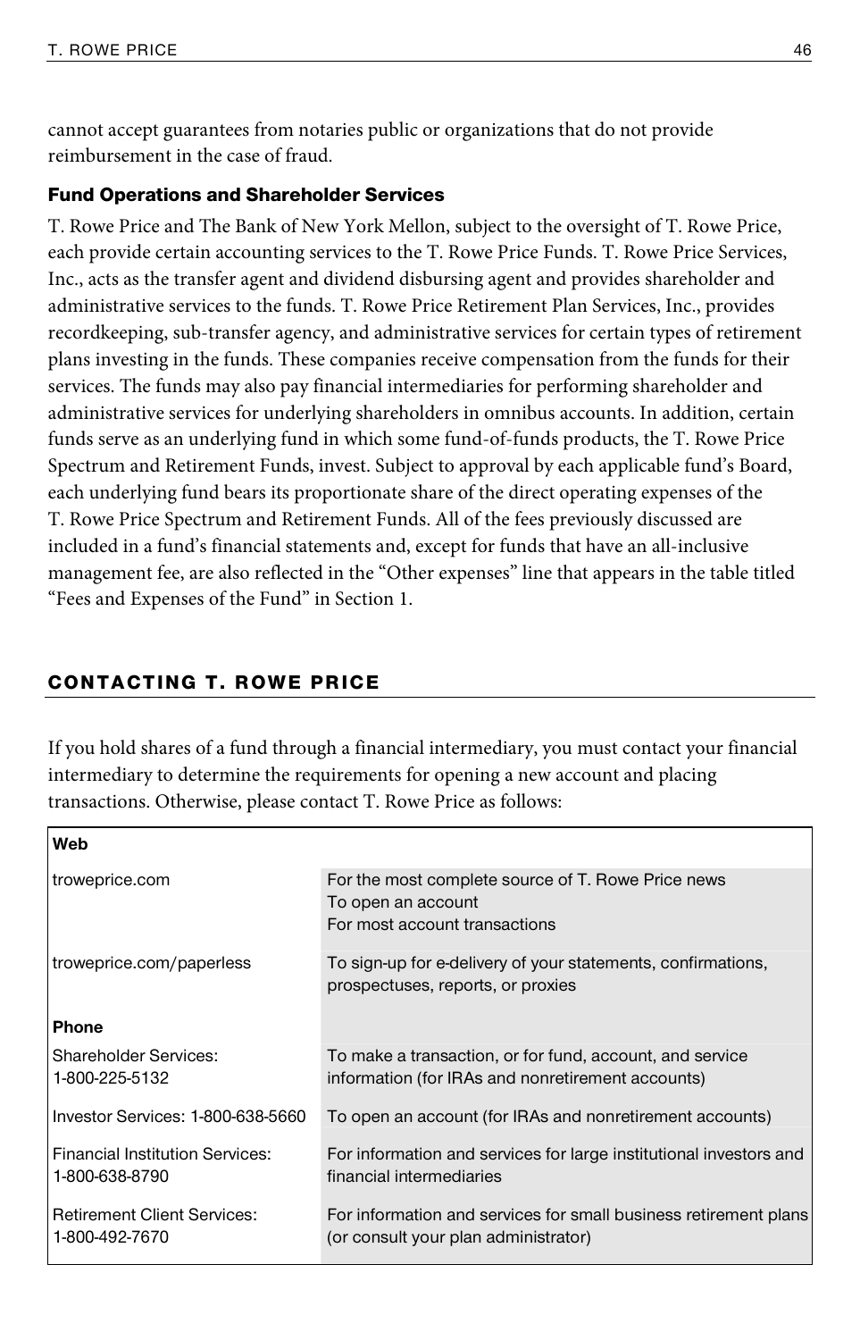cannot accept guarantees from notaries public or organizations that do not provide reimbursement in the case of fraud.

### Fund Operations and Shareholder Services

T. Rowe Price and The Bank of New York Mellon, subject to the oversight of T. Rowe Price, each provide certain accounting services to the T. Rowe Price Funds. T. Rowe Price Services, Inc., acts as the transfer agent and dividend disbursing agent and provides shareholder and administrative services to the funds. T. Rowe Price Retirement Plan Services, Inc., provides recordkeeping, sub-transfer agency, and administrative services for certain types of retirement plans investing in the funds. These companies receive compensation from the funds for their services. The funds may also pay financial intermediaries for performing shareholder and administrative services for underlying shareholders in omnibus accounts. In addition, certain funds serve as an underlying fund in which some fund-of-funds products, the T. Rowe Price Spectrum and Retirement Funds, invest. Subject to approval by each applicable fund's Board, each underlying fund bears its proportionate share of the direct operating expenses of the T. Rowe Price Spectrum and Retirement Funds. All of the fees previously discussed are included in a fund's financial statements and, except for funds that have an all-inclusive management fee, are also reflected in the "Other expenses" line that appears in the table titled "Fees and Expenses of the Fund" in Section 1.

## CONTACTING T. ROWE PRICE

If you hold shares of a fund through a financial intermediary, you must contact your financial intermediary to determine the requirements for opening a new account and placing transactions. Otherwise, please contact T. Rowe Price as follows:

| **Web** | |
|---|---|
| troweprice.com | For the most complete source of T. Rowe Price news<br>To open an account<br>For most account transactions |
| troweprice.com/paperless | To sign-up for e-delivery of your statements, confirmations, prospectuses, reports, or proxies |
| **Phone** | |
| Shareholder Services: 1-800-225-5132 | To make a transaction, or for fund, account, and service information (for IRAs and nonretirement accounts) |
| Investor Services: 1-800-638-5660 | To open an account (for IRAs and nonretirement accounts) |
| Financial Institution Services: 1-800-638-8790 | For information and services for large institutional investors and financial intermediaries |
| Retirement Client Services: 1-800-492-7670 | For information and services for small business retirement plans (or consult your plan administrator) |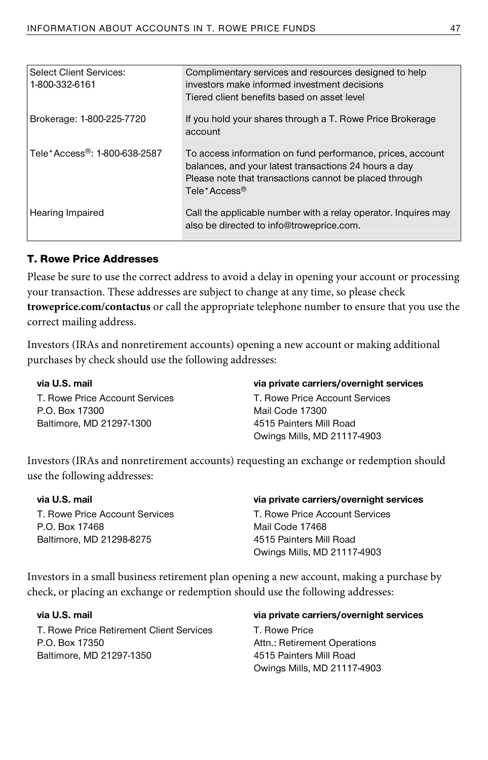| Select Client Services: 1-800-332-6161 | Complimentary services and resources designed to help investors make informed investment decisions<br>Tiered client benefits based on asset level |
|---|---|
| Brokerage: 1-800-225-7720 | If you hold your shares through a T. Rowe Price Brokerage account |
| Tele*Access®: 1-800-638-2587 | To access information on fund performance, prices, account balances, and your latest transactions 24 hours a day<br>Please note that transactions cannot be placed through Tele*Access® |
| Hearing Impaired | Call the applicable number with a relay operator. Inquires may also be directed to info@troweprice.com. |

**T. Rowe Price Addresses**

Please be sure to use the correct address to avoid a delay in opening your account or processing your transaction. These addresses are subject to change at any time, so please check **troweprice.com/contactus** or call the appropriate telephone number to ensure that you use the correct mailing address.

Investors (IRAs and nonretirement accounts) opening a new account or making additional purchases by check should use the following addresses:

**via U.S. mail**
T. Rowe Price Account Services
P.O. Box 17300
Baltimore, MD 21297-1300

**via private carriers/overnight services**
T. Rowe Price Account Services
Mail Code 17300
4515 Painters Mill Road
Owings Mills, MD 21117-4903

Investors (IRAs and nonretirement accounts) requesting an exchange or redemption should use the following addresses:

**via U.S. mail**
T. Rowe Price Account Services
P.O. Box 17468
Baltimore, MD 21298-8275

**via private carriers/overnight services**
T. Rowe Price Account Services
Mail Code 17468
4515 Painters Mill Road
Owings Mills, MD 21117-4903

Investors in a small business retirement plan opening a new account, making a purchase by check, or placing an exchange or redemption should use the following addresses:

**via U.S. mail**
T. Rowe Price Retirement Client Services
P.O. Box 17350
Baltimore, MD 21297-1350

**via private carriers/overnight services**
T. Rowe Price
Attn.: Retirement Operations
4515 Painters Mill Road
Owings Mills, MD 21117-4903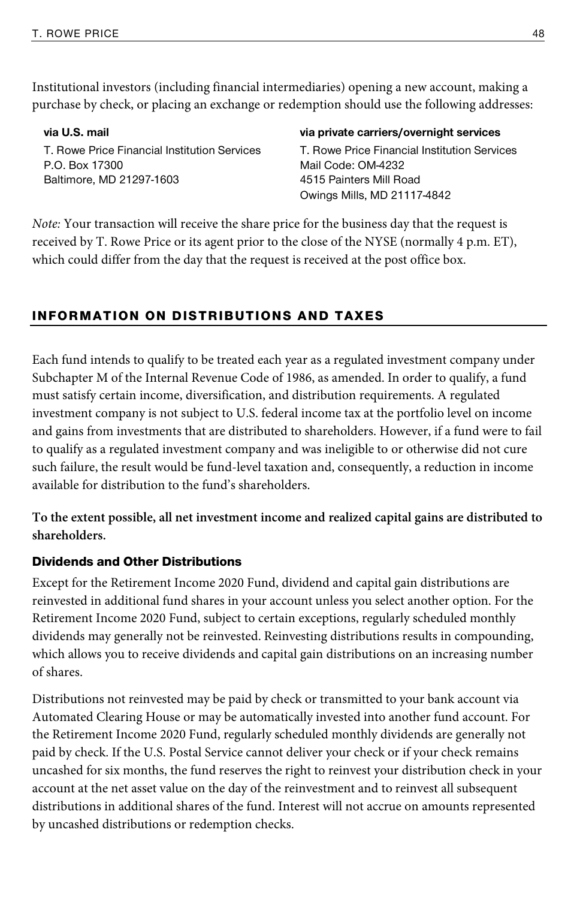Institutional investors (including financial intermediaries) opening a new account, making a purchase by check, or placing an exchange or redemption should use the following addresses:

**via U.S. mail**

T. Rowe Price Financial Institution Services
P.O. Box 17300
Baltimore, MD 21297-1603

**via private carriers/overnight services**

T. Rowe Price Financial Institution Services
Mail Code: OM-4232
4515 Painters Mill Road
Owings Mills, MD 21117-4842

*Note:* Your transaction will receive the share price for the business day that the request is received by T. Rowe Price or its agent prior to the close of the NYSE (normally 4 p.m. ET), which could differ from the day that the request is received at the post office box.

## INFORMATION ON DISTRIBUTIONS AND TAXES

Each fund intends to qualify to be treated each year as a regulated investment company under Subchapter M of the Internal Revenue Code of 1986, as amended. In order to qualify, a fund must satisfy certain income, diversification, and distribution requirements. A regulated investment company is not subject to U.S. federal income tax at the portfolio level on income and gains from investments that are distributed to shareholders. However, if a fund were to fail to qualify as a regulated investment company and was ineligible to or otherwise did not cure such failure, the result would be fund-level taxation and, consequently, a reduction in income available for distribution to the fund's shareholders.

**To the extent possible, all net investment income and realized capital gains are distributed to shareholders.**

### Dividends and Other Distributions

Except for the Retirement Income 2020 Fund, dividend and capital gain distributions are reinvested in additional fund shares in your account unless you select another option. For the Retirement Income 2020 Fund, subject to certain exceptions, regularly scheduled monthly dividends may generally not be reinvested. Reinvesting distributions results in compounding, which allows you to receive dividends and capital gain distributions on an increasing number of shares.

Distributions not reinvested may be paid by check or transmitted to your bank account via Automated Clearing House or may be automatically invested into another fund account. For the Retirement Income 2020 Fund, regularly scheduled monthly dividends are generally not paid by check. If the U.S. Postal Service cannot deliver your check or if your check remains uncashed for six months, the fund reserves the right to reinvest your distribution check in your account at the net asset value on the day of the reinvestment and to reinvest all subsequent distributions in additional shares of the fund. Interest will not accrue on amounts represented by uncashed distributions or redemption checks.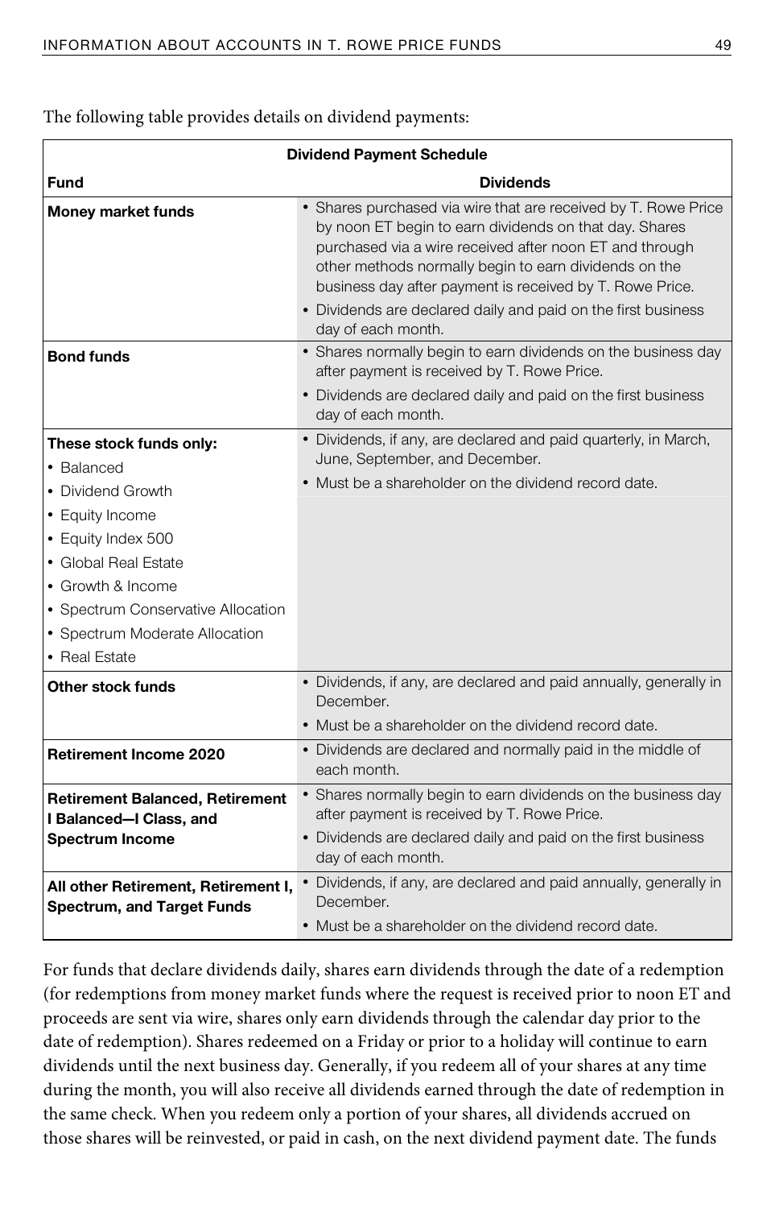The following table provides details on dividend payments:

| Dividend Payment Schedule | |
|---|---|
| **Fund** | **Dividends** |
| **Money market funds** | • Shares purchased via wire that are received by T. Rowe Price by noon ET begin to earn dividends on that day. Shares purchased via a wire received after noon ET and through other methods normally begin to earn dividends on the business day after payment is received by T. Rowe Price.<br>• Dividends are declared daily and paid on the first business day of each month. |
| **Bond funds** | • Shares normally begin to earn dividends on the business day after payment is received by T. Rowe Price.<br>• Dividends are declared daily and paid on the first business day of each month. |
| **These stock funds only:**<br>• Balanced<br>• Dividend Growth<br>• Equity Income<br>• Equity Index 500<br>• Global Real Estate<br>• Growth & Income<br>• Spectrum Conservative Allocation<br>• Spectrum Moderate Allocation<br>• Real Estate | • Dividends, if any, are declared and paid quarterly, in March, June, September, and December.<br>• Must be a shareholder on the dividend record date. |
| **Other stock funds** | • Dividends, if any, are declared and paid annually, generally in December.<br>• Must be a shareholder on the dividend record date. |
| **Retirement Income 2020** | • Dividends are declared and normally paid in the middle of each month. |
| **Retirement Balanced, Retirement I Balanced—I Class, and Spectrum Income** | • Shares normally begin to earn dividends on the business day after payment is received by T. Rowe Price.<br>• Dividends are declared daily and paid on the first business day of each month. |
| **All other Retirement, Retirement I, Spectrum, and Target Funds** | • Dividends, if any, are declared and paid annually, generally in December.<br>• Must be a shareholder on the dividend record date. |

For funds that declare dividends daily, shares earn dividends through the date of a redemption (for redemptions from money market funds where the request is received prior to noon ET and proceeds are sent via wire, shares only earn dividends through the calendar day prior to the date of redemption). Shares redeemed on a Friday or prior to a holiday will continue to earn dividends until the next business day. Generally, if you redeem all of your shares at any time during the month, you will also receive all dividends earned through the date of redemption in the same check. When you redeem only a portion of your shares, all dividends accrued on those shares will be reinvested, or paid in cash, on the next dividend payment date. The funds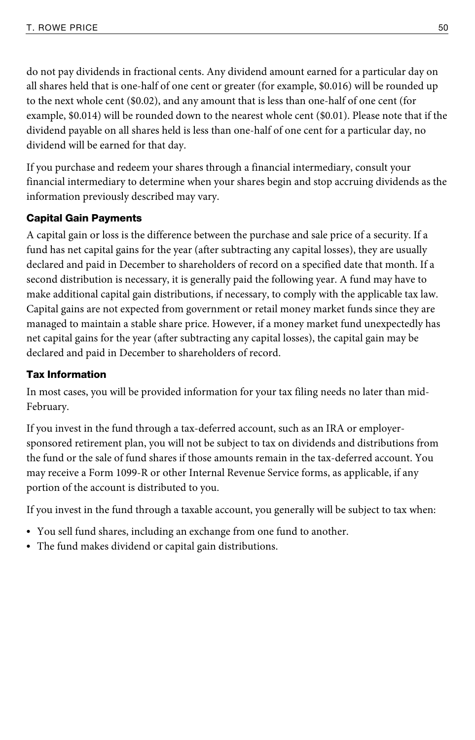do not pay dividends in fractional cents. Any dividend amount earned for a particular day on all shares held that is one-half of one cent or greater (for example, $0.016) will be rounded up to the next whole cent ($0.02), and any amount that is less than one-half of one cent (for example, $0.014) will be rounded down to the nearest whole cent ($0.01). Please note that if the dividend payable on all shares held is less than one-half of one cent for a particular day, no dividend will be earned for that day.

If you purchase and redeem your shares through a financial intermediary, consult your financial intermediary to determine when your shares begin and stop accruing dividends as the information previously described may vary.

### Capital Gain Payments

A capital gain or loss is the difference between the purchase and sale price of a security. If a fund has net capital gains for the year (after subtracting any capital losses), they are usually declared and paid in December to shareholders of record on a specified date that month. If a second distribution is necessary, it is generally paid the following year. A fund may have to make additional capital gain distributions, if necessary, to comply with the applicable tax law. Capital gains are not expected from government or retail money market funds since they are managed to maintain a stable share price. However, if a money market fund unexpectedly has net capital gains for the year (after subtracting any capital losses), the capital gain may be declared and paid in December to shareholders of record.

### Tax Information

In most cases, you will be provided information for your tax filing needs no later than mid-February.

If you invest in the fund through a tax-deferred account, such as an IRA or employer-sponsored retirement plan, you will not be subject to tax on dividends and distributions from the fund or the sale of fund shares if those amounts remain in the tax-deferred account. You may receive a Form 1099-R or other Internal Revenue Service forms, as applicable, if any portion of the account is distributed to you.

If you invest in the fund through a taxable account, you generally will be subject to tax when:

- You sell fund shares, including an exchange from one fund to another.
- The fund makes dividend or capital gain distributions.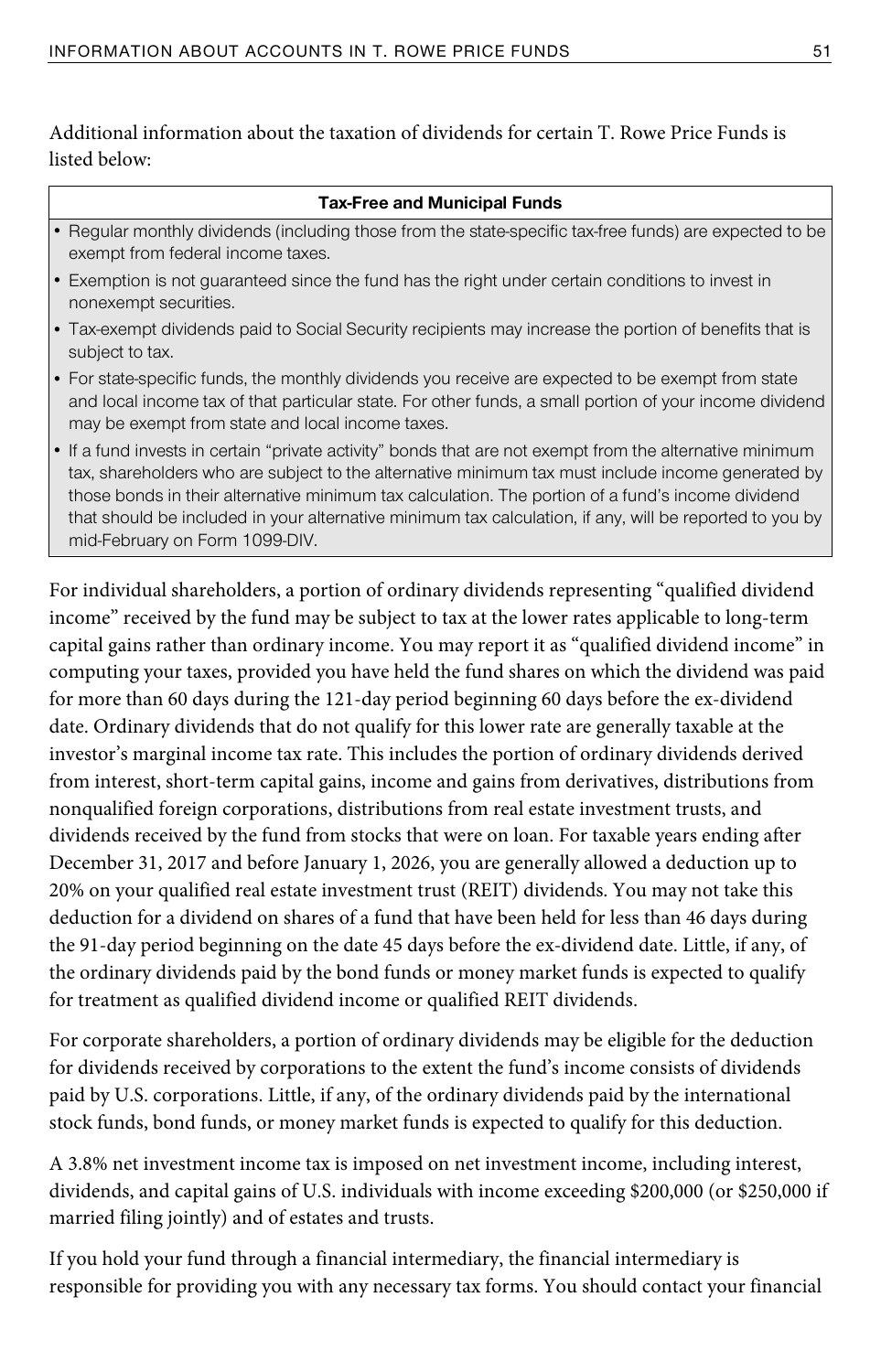Additional information about the taxation of dividends for certain T. Rowe Price Funds is listed below:

| Tax-Free and Municipal Funds |
| --- |
| • Regular monthly dividends (including those from the state-specific tax-free funds) are expected to be exempt from federal income taxes. |
| • Exemption is not guaranteed since the fund has the right under certain conditions to invest in nonexempt securities. |
| • Tax-exempt dividends paid to Social Security recipients may increase the portion of benefits that is subject to tax. |
| • For state-specific funds, the monthly dividends you receive are expected to be exempt from state and local income tax of that particular state. For other funds, a small portion of your income dividend may be exempt from state and local income taxes. |
| • If a fund invests in certain "private activity" bonds that are not exempt from the alternative minimum tax, shareholders who are subject to the alternative minimum tax must include income generated by those bonds in their alternative minimum tax calculation. The portion of a fund's income dividend that should be included in your alternative minimum tax calculation, if any, will be reported to you by mid-February on Form 1099-DIV. |

For individual shareholders, a portion of ordinary dividends representing "qualified dividend income" received by the fund may be subject to tax at the lower rates applicable to long-term capital gains rather than ordinary income. You may report it as "qualified dividend income" in computing your taxes, provided you have held the fund shares on which the dividend was paid for more than 60 days during the 121-day period beginning 60 days before the ex-dividend date. Ordinary dividends that do not qualify for this lower rate are generally taxable at the investor's marginal income tax rate. This includes the portion of ordinary dividends derived from interest, short-term capital gains, income and gains from derivatives, distributions from nonqualified foreign corporations, distributions from real estate investment trusts, and dividends received by the fund from stocks that were on loan. For taxable years ending after December 31, 2017 and before January 1, 2026, you are generally allowed a deduction up to 20% on your qualified real estate investment trust (REIT) dividends. You may not take this deduction for a dividend on shares of a fund that have been held for less than 46 days during the 91-day period beginning on the date 45 days before the ex-dividend date. Little, if any, of the ordinary dividends paid by the bond funds or money market funds is expected to qualify for treatment as qualified dividend income or qualified REIT dividends.

For corporate shareholders, a portion of ordinary dividends may be eligible for the deduction for dividends received by corporations to the extent the fund's income consists of dividends paid by U.S. corporations. Little, if any, of the ordinary dividends paid by the international stock funds, bond funds, or money market funds is expected to qualify for this deduction.

A 3.8% net investment income tax is imposed on net investment income, including interest, dividends, and capital gains of U.S. individuals with income exceeding $200,000 (or $250,000 if married filing jointly) and of estates and trusts.

If you hold your fund through a financial intermediary, the financial intermediary is responsible for providing you with any necessary tax forms. You should contact your financial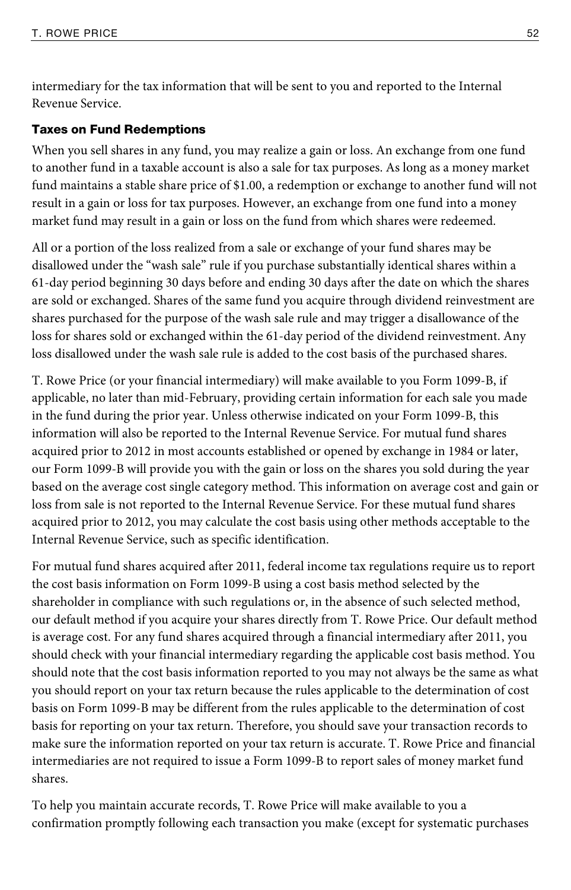intermediary for the tax information that will be sent to you and reported to the Internal Revenue Service.

### Taxes on Fund Redemptions

When you sell shares in any fund, you may realize a gain or loss. An exchange from one fund to another fund in a taxable account is also a sale for tax purposes. As long as a money market fund maintains a stable share price of $1.00, a redemption or exchange to another fund will not result in a gain or loss for tax purposes. However, an exchange from one fund into a money market fund may result in a gain or loss on the fund from which shares were redeemed.

All or a portion of the loss realized from a sale or exchange of your fund shares may be disallowed under the "wash sale" rule if you purchase substantially identical shares within a 61-day period beginning 30 days before and ending 30 days after the date on which the shares are sold or exchanged. Shares of the same fund you acquire through dividend reinvestment are shares purchased for the purpose of the wash sale rule and may trigger a disallowance of the loss for shares sold or exchanged within the 61-day period of the dividend reinvestment. Any loss disallowed under the wash sale rule is added to the cost basis of the purchased shares.

T. Rowe Price (or your financial intermediary) will make available to you Form 1099-B, if applicable, no later than mid-February, providing certain information for each sale you made in the fund during the prior year. Unless otherwise indicated on your Form 1099-B, this information will also be reported to the Internal Revenue Service. For mutual fund shares acquired prior to 2012 in most accounts established or opened by exchange in 1984 or later, our Form 1099-B will provide you with the gain or loss on the shares you sold during the year based on the average cost single category method. This information on average cost and gain or loss from sale is not reported to the Internal Revenue Service. For these mutual fund shares acquired prior to 2012, you may calculate the cost basis using other methods acceptable to the Internal Revenue Service, such as specific identification.

For mutual fund shares acquired after 2011, federal income tax regulations require us to report the cost basis information on Form 1099-B using a cost basis method selected by the shareholder in compliance with such regulations or, in the absence of such selected method, our default method if you acquire your shares directly from T. Rowe Price. Our default method is average cost. For any fund shares acquired through a financial intermediary after 2011, you should check with your financial intermediary regarding the applicable cost basis method. You should note that the cost basis information reported to you may not always be the same as what you should report on your tax return because the rules applicable to the determination of cost basis on Form 1099-B may be different from the rules applicable to the determination of cost basis for reporting on your tax return. Therefore, you should save your transaction records to make sure the information reported on your tax return is accurate. T. Rowe Price and financial intermediaries are not required to issue a Form 1099-B to report sales of money market fund shares.

To help you maintain accurate records, T. Rowe Price will make available to you a confirmation promptly following each transaction you make (except for systematic purchases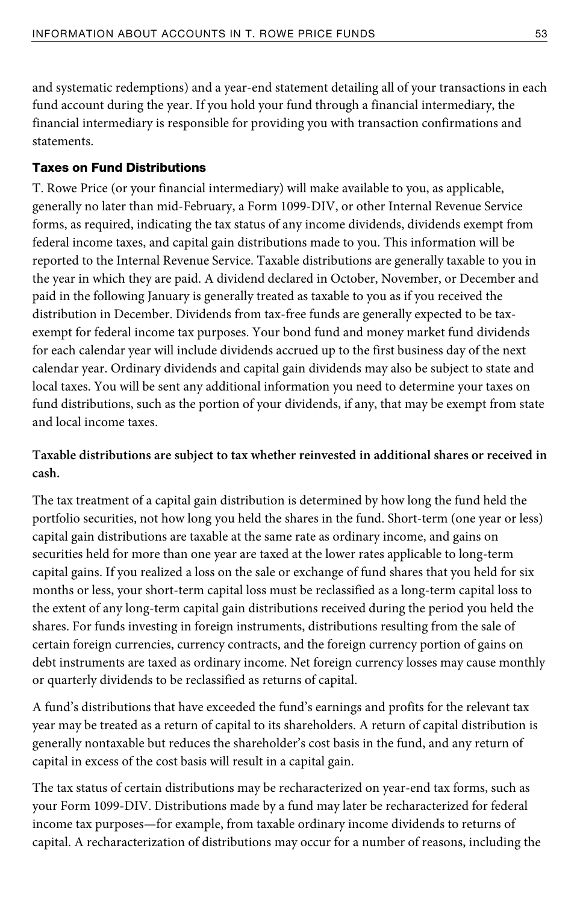and systematic redemptions) and a year-end statement detailing all of your transactions in each fund account during the year. If you hold your fund through a financial intermediary, the financial intermediary is responsible for providing you with transaction confirmations and statements.

### Taxes on Fund Distributions

T. Rowe Price (or your financial intermediary) will make available to you, as applicable, generally no later than mid-February, a Form 1099-DIV, or other Internal Revenue Service forms, as required, indicating the tax status of any income dividends, dividends exempt from federal income taxes, and capital gain distributions made to you. This information will be reported to the Internal Revenue Service. Taxable distributions are generally taxable to you in the year in which they are paid. A dividend declared in October, November, or December and paid in the following January is generally treated as taxable to you as if you received the distribution in December. Dividends from tax-free funds are generally expected to be tax-exempt for federal income tax purposes. Your bond fund and money market fund dividends for each calendar year will include dividends accrued up to the first business day of the next calendar year. Ordinary dividends and capital gain dividends may also be subject to state and local taxes. You will be sent any additional information you need to determine your taxes on fund distributions, such as the portion of your dividends, if any, that may be exempt from state and local income taxes.

**Taxable distributions are subject to tax whether reinvested in additional shares or received in cash.**

The tax treatment of a capital gain distribution is determined by how long the fund held the portfolio securities, not how long you held the shares in the fund. Short-term (one year or less) capital gain distributions are taxable at the same rate as ordinary income, and gains on securities held for more than one year are taxed at the lower rates applicable to long-term capital gains. If you realized a loss on the sale or exchange of fund shares that you held for six months or less, your short-term capital loss must be reclassified as a long-term capital loss to the extent of any long-term capital gain distributions received during the period you held the shares. For funds investing in foreign instruments, distributions resulting from the sale of certain foreign currencies, currency contracts, and the foreign currency portion of gains on debt instruments are taxed as ordinary income. Net foreign currency losses may cause monthly or quarterly dividends to be reclassified as returns of capital.

A fund's distributions that have exceeded the fund's earnings and profits for the relevant tax year may be treated as a return of capital to its shareholders. A return of capital distribution is generally nontaxable but reduces the shareholder's cost basis in the fund, and any return of capital in excess of the cost basis will result in a capital gain.

The tax status of certain distributions may be recharacterized on year-end tax forms, such as your Form 1099-DIV. Distributions made by a fund may later be recharacterized for federal income tax purposes—for example, from taxable ordinary income dividends to returns of capital. A recharacterization of distributions may occur for a number of reasons, including the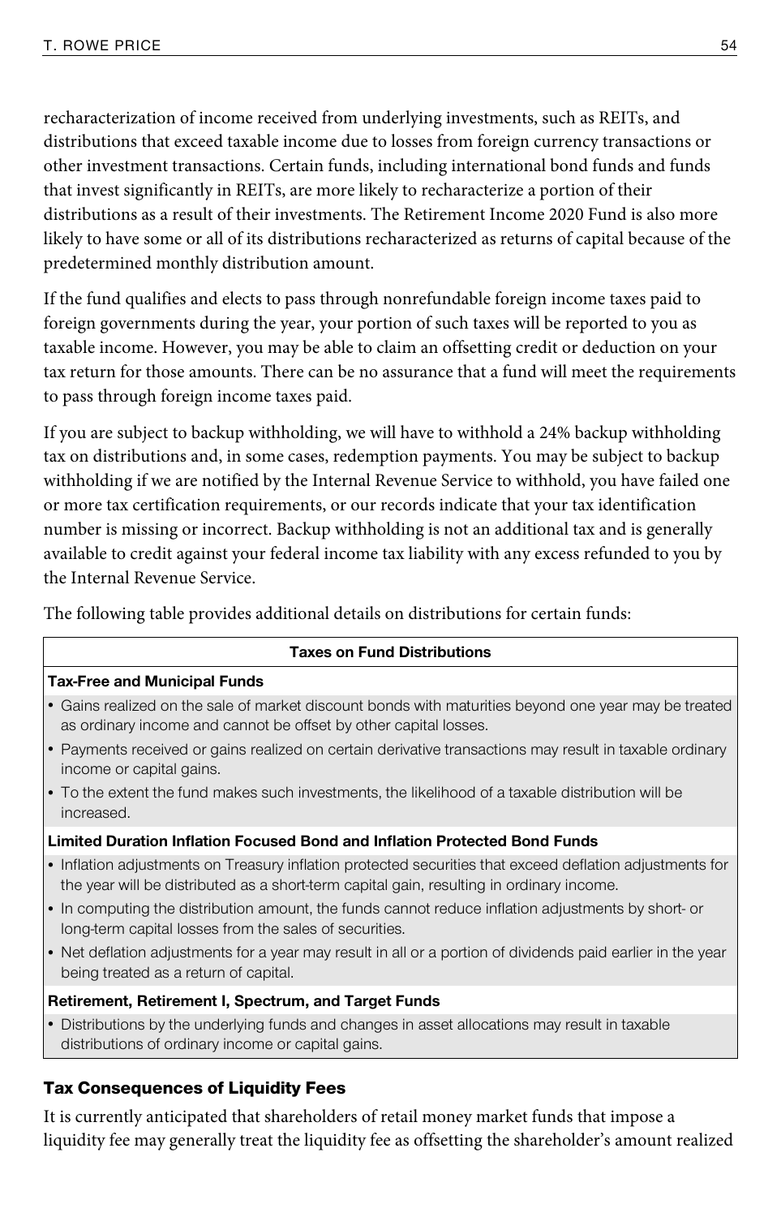recharacterization of income received from underlying investments, such as REITs, and distributions that exceed taxable income due to losses from foreign currency transactions or other investment transactions. Certain funds, including international bond funds and funds that invest significantly in REITs, are more likely to recharacterize a portion of their distributions as a result of their investments. The Retirement Income 2020 Fund is also more likely to have some or all of its distributions recharacterized as returns of capital because of the predetermined monthly distribution amount.

If the fund qualifies and elects to pass through nonrefundable foreign income taxes paid to foreign governments during the year, your portion of such taxes will be reported to you as taxable income. However, you may be able to claim an offsetting credit or deduction on your tax return for those amounts. There can be no assurance that a fund will meet the requirements to pass through foreign income taxes paid.

If you are subject to backup withholding, we will have to withhold a 24% backup withholding tax on distributions and, in some cases, redemption payments. You may be subject to backup withholding if we are notified by the Internal Revenue Service to withhold, you have failed one or more tax certification requirements, or our records indicate that your tax identification number is missing or incorrect. Backup withholding is not an additional tax and is generally available to credit against your federal income tax liability with any excess refunded to you by the Internal Revenue Service.

The following table provides additional details on distributions for certain funds:

| Taxes on Fund Distributions |
|---|
| **Tax-Free and Municipal Funds** |
| • Gains realized on the sale of market discount bonds with maturities beyond one year may be treated as ordinary income and cannot be offset by other capital losses. |
| • Payments received or gains realized on certain derivative transactions may result in taxable ordinary income or capital gains. |
| • To the extent the fund makes such investments, the likelihood of a taxable distribution will be increased. |
| **Limited Duration Inflation Focused Bond and Inflation Protected Bond Funds** |
| • Inflation adjustments on Treasury inflation protected securities that exceed deflation adjustments for the year will be distributed as a short-term capital gain, resulting in ordinary income. |
| • In computing the distribution amount, the funds cannot reduce inflation adjustments by short- or long-term capital losses from the sales of securities. |
| • Net deflation adjustments for a year may result in all or a portion of dividends paid earlier in the year being treated as a return of capital. |
| **Retirement, Retirement I, Spectrum, and Target Funds** |
| • Distributions by the underlying funds and changes in asset allocations may result in taxable distributions of ordinary income or capital gains. |

### Tax Consequences of Liquidity Fees

It is currently anticipated that shareholders of retail money market funds that impose a liquidity fee may generally treat the liquidity fee as offsetting the shareholder's amount realized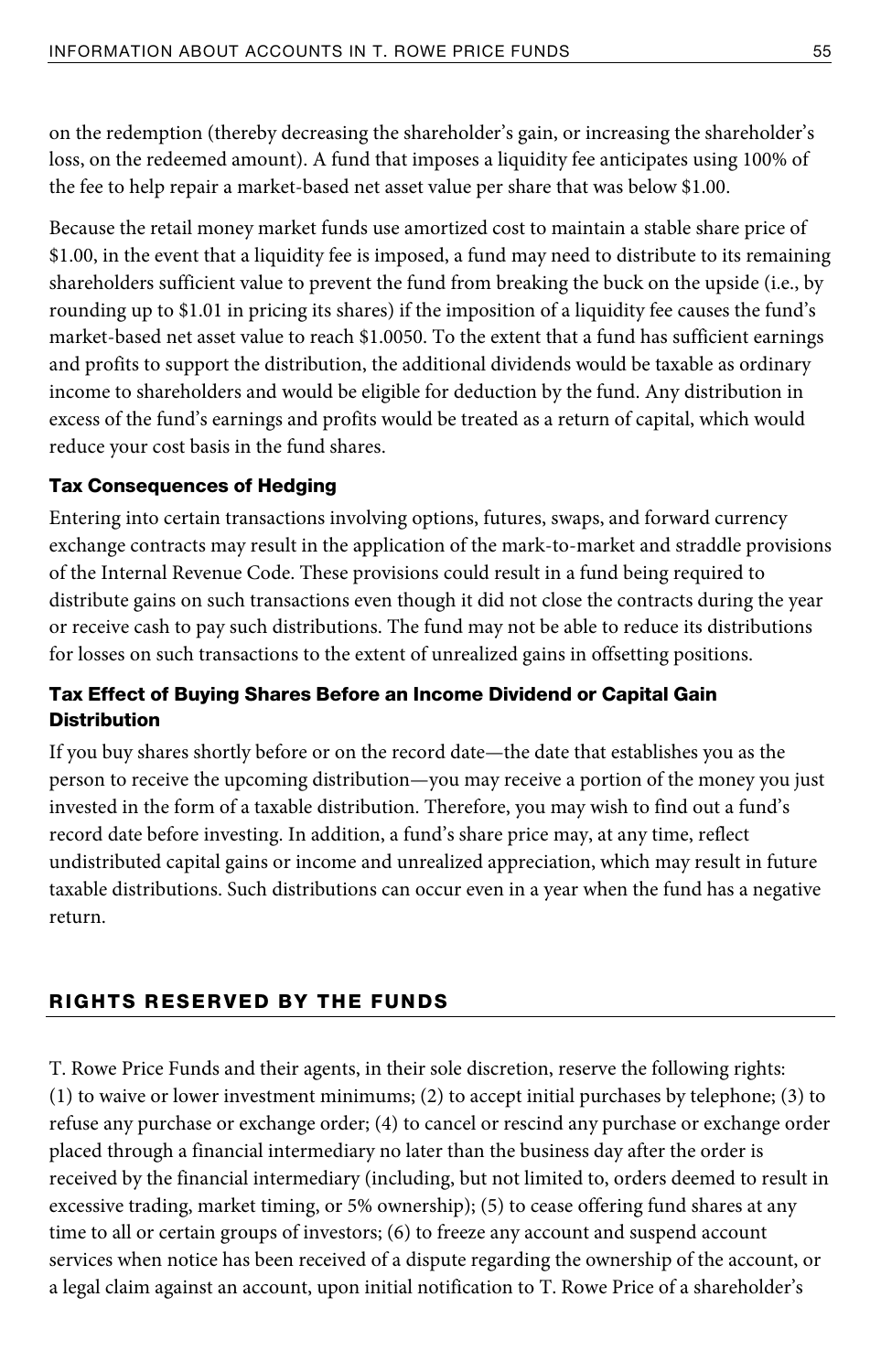on the redemption (thereby decreasing the shareholder's gain, or increasing the shareholder's loss, on the redeemed amount). A fund that imposes a liquidity fee anticipates using 100% of the fee to help repair a market-based net asset value per share that was below $1.00.

Because the retail money market funds use amortized cost to maintain a stable share price of $1.00, in the event that a liquidity fee is imposed, a fund may need to distribute to its remaining shareholders sufficient value to prevent the fund from breaking the buck on the upside (i.e., by rounding up to $1.01 in pricing its shares) if the imposition of a liquidity fee causes the fund's market-based net asset value to reach $1.0050. To the extent that a fund has sufficient earnings and profits to support the distribution, the additional dividends would be taxable as ordinary income to shareholders and would be eligible for deduction by the fund. Any distribution in excess of the fund's earnings and profits would be treated as a return of capital, which would reduce your cost basis in the fund shares.

### Tax Consequences of Hedging

Entering into certain transactions involving options, futures, swaps, and forward currency exchange contracts may result in the application of the mark-to-market and straddle provisions of the Internal Revenue Code. These provisions could result in a fund being required to distribute gains on such transactions even though it did not close the contracts during the year or receive cash to pay such distributions. The fund may not be able to reduce its distributions for losses on such transactions to the extent of unrealized gains in offsetting positions.

### Tax Effect of Buying Shares Before an Income Dividend or Capital Gain Distribution

If you buy shares shortly before or on the record date—the date that establishes you as the person to receive the upcoming distribution—you may receive a portion of the money you just invested in the form of a taxable distribution. Therefore, you may wish to find out a fund's record date before investing. In addition, a fund's share price may, at any time, reflect undistributed capital gains or income and unrealized appreciation, which may result in future taxable distributions. Such distributions can occur even in a year when the fund has a negative return.

## RIGHTS RESERVED BY THE FUNDS

T. Rowe Price Funds and their agents, in their sole discretion, reserve the following rights: (1) to waive or lower investment minimums; (2) to accept initial purchases by telephone; (3) to refuse any purchase or exchange order; (4) to cancel or rescind any purchase or exchange order placed through a financial intermediary no later than the business day after the order is received by the financial intermediary (including, but not limited to, orders deemed to result in excessive trading, market timing, or 5% ownership); (5) to cease offering fund shares at any time to all or certain groups of investors; (6) to freeze any account and suspend account services when notice has been received of a dispute regarding the ownership of the account, or a legal claim against an account, upon initial notification to T. Rowe Price of a shareholder's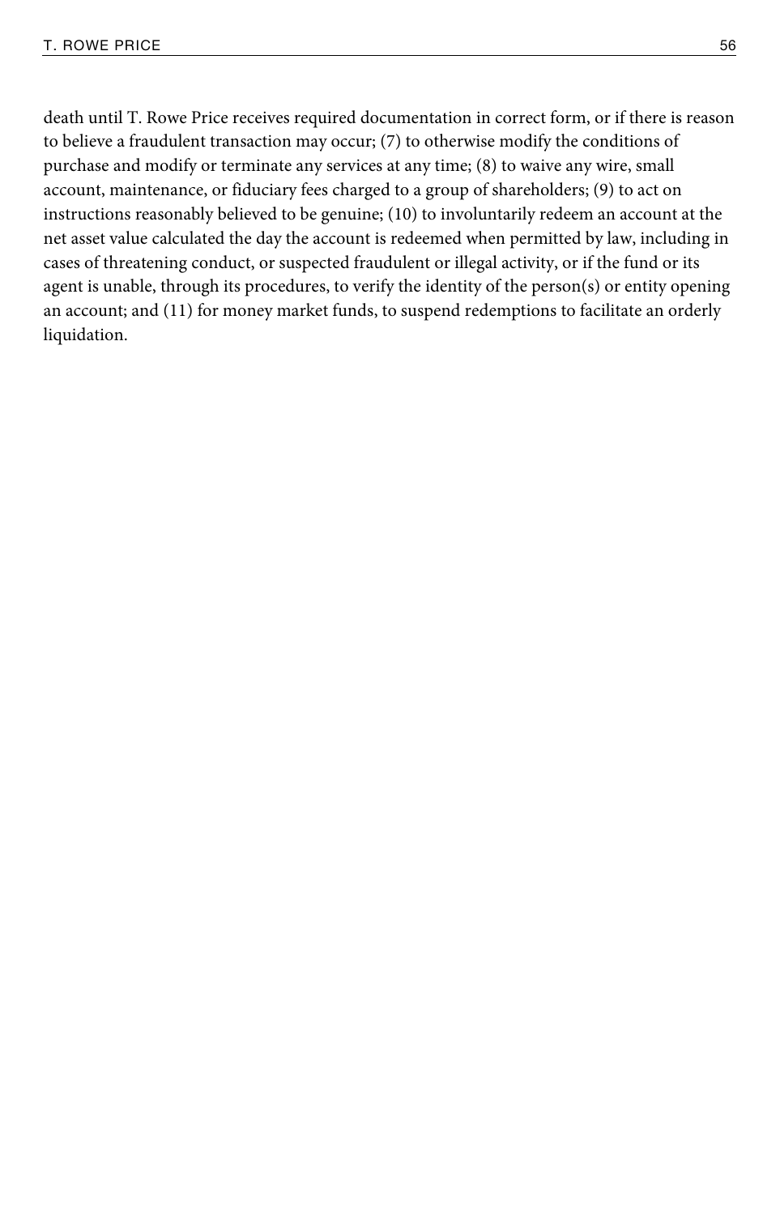death until T. Rowe Price receives required documentation in correct form, or if there is reason to believe a fraudulent transaction may occur; (7) to otherwise modify the conditions of purchase and modify or terminate any services at any time; (8) to waive any wire, small account, maintenance, or fiduciary fees charged to a group of shareholders; (9) to act on instructions reasonably believed to be genuine; (10) to involuntarily redeem an account at the net asset value calculated the day the account is redeemed when permitted by law, including in cases of threatening conduct, or suspected fraudulent or illegal activity, or if the fund or its agent is unable, through its procedures, to verify the identity of the person(s) or entity opening an account; and (11) for money market funds, to suspend redemptions to facilitate an orderly liquidation.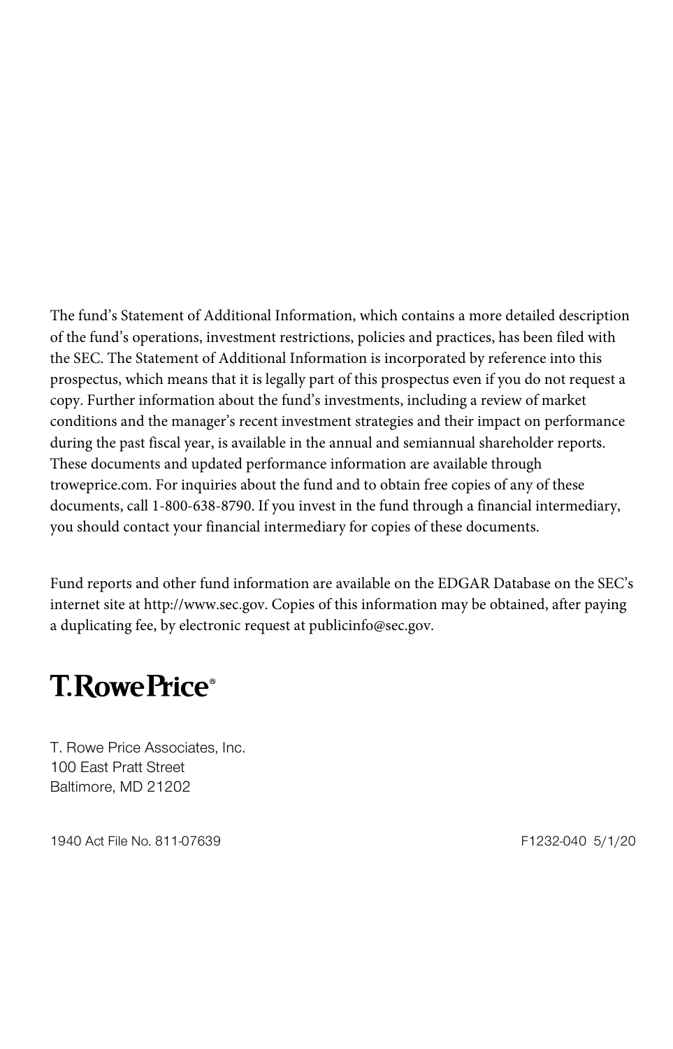The fund's Statement of Additional Information, which contains a more detailed description of the fund's operations, investment restrictions, policies and practices, has been filed with the SEC. The Statement of Additional Information is incorporated by reference into this prospectus, which means that it is legally part of this prospectus even if you do not request a copy. Further information about the fund's investments, including a review of market conditions and the manager's recent investment strategies and their impact on performance during the past fiscal year, is available in the annual and semiannual shareholder reports. These documents and updated performance information are available through troweprice.com. For inquiries about the fund and to obtain free copies of any of these documents, call 1-800-638-8790. If you invest in the fund through a financial intermediary, you should contact your financial intermediary for copies of these documents.

Fund reports and other fund information are available on the EDGAR Database on the SEC's internet site at http://www.sec.gov. Copies of this information may be obtained, after paying a duplicating fee, by electronic request at publicinfo@sec.gov.

T. Rowe Price®

T. Rowe Price Associates, Inc.
100 East Pratt Street
Baltimore, MD 21202

1940 Act File No. 811-07639

F1232-040 5/1/20